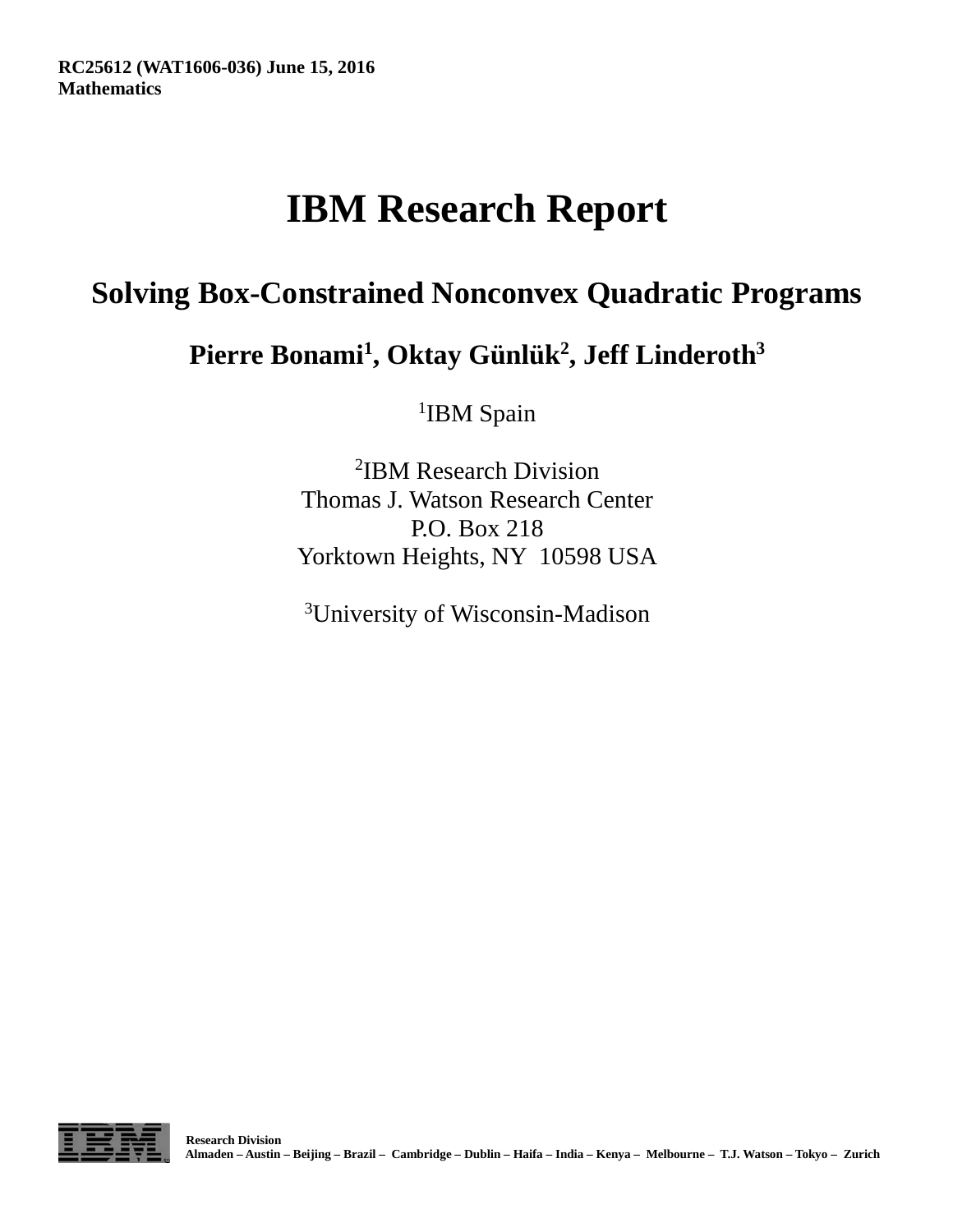**RC25612 (WAT1606-036) June 15, 2016**
**Mathematics**

# IBM Research Report

## Solving Box-Constrained Nonconvex Quadratic Programs

**Pierre Bonami[1], Oktay Günlük[2], Jeff Linderoth[3]**

[1]IBM Spain

[2]IBM Research Division
Thomas J. Watson Research Center
P.O. Box 218
Yorktown Heights, NY 10598 USA

[3]University of Wisconsin-Madison

**Research Division**
**Almaden – Austin – Beijing – Brazil – Cambridge – Dublin – Haifa – India – Kenya – Melbourne – T.J. Watson – Tokyo – Zurich**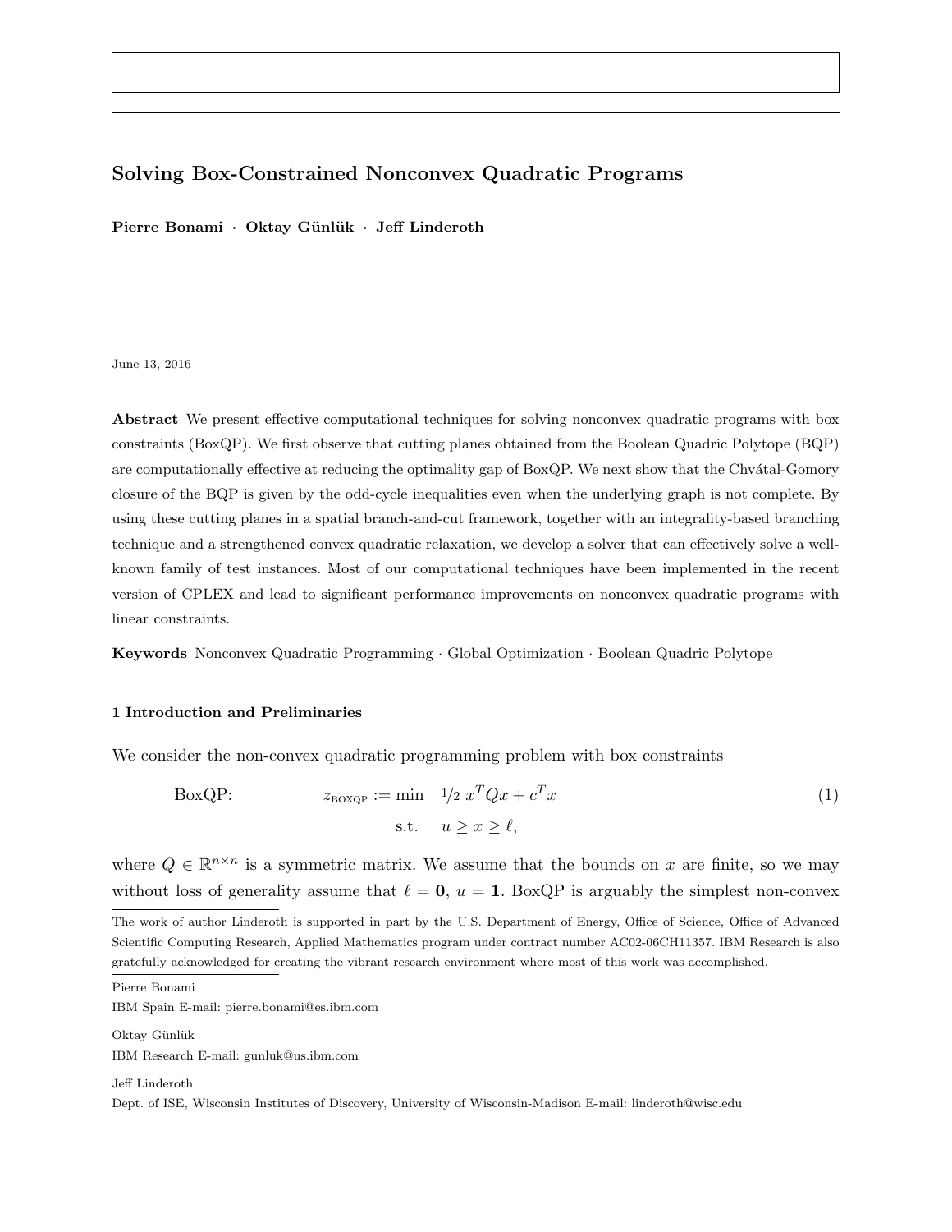# Solving Box-Constrained Nonconvex Quadratic Programs

**Pierre Bonami · Oktay Günlük · Jeff Linderoth**

June 13, 2016

**Abstract** We present effective computational techniques for solving nonconvex quadratic programs with box constraints (BoxQP). We first observe that cutting planes obtained from the Boolean Quadric Polytope (BQP) are computationally effective at reducing the optimality gap of BoxQP. We next show that the Chvátal-Gomory closure of the BQP is given by the odd-cycle inequalities even when the underlying graph is not complete. By using these cutting planes in a spatial branch-and-cut framework, together with an integrality-based branching technique and a strengthened convex quadratic relaxation, we develop a solver that can effectively solve a well-known family of test instances. Most of our computational techniques have been implemented in the recent version of CPLEX and lead to significant performance improvements on nonconvex quadratic programs with linear constraints.

**Keywords** Nonconvex Quadratic Programming · Global Optimization · Boolean Quadric Polytope

## 1 Introduction and Preliminaries

We consider the non-convex quadratic programming problem with box constraints

$$\text{BoxQP:} \qquad z_{\text{BOXQP}} := \min \quad 1/2\; x^T Q x + c^T x \qquad \text{s.t.} \quad u \geq x \geq \ell, \tag{1}$$

where $Q \in \mathbb{R}^{n \times n}$ is a symmetric matrix. We assume that the bounds on $x$ are finite, so we may without loss of generality assume that $\ell = \mathbf{0}$, $u = \mathbf{1}$. BoxQP is arguably the simplest non-convex

The work of author Linderoth is supported in part by the U.S. Department of Energy, Office of Science, Office of Advanced Scientific Computing Research, Applied Mathematics program under contract number AC02-06CH11357. IBM Research is also gratefully acknowledged for creating the vibrant research environment where most of this work was accomplished.

Pierre Bonami
IBM Spain E-mail: pierre.bonami@es.ibm.com

Oktay Günlük
IBM Research E-mail: gunluk@us.ibm.com

Jeff Linderoth
Dept. of ISE, Wisconsin Institutes of Discovery, University of Wisconsin-Madison E-mail: linderoth@wisc.edu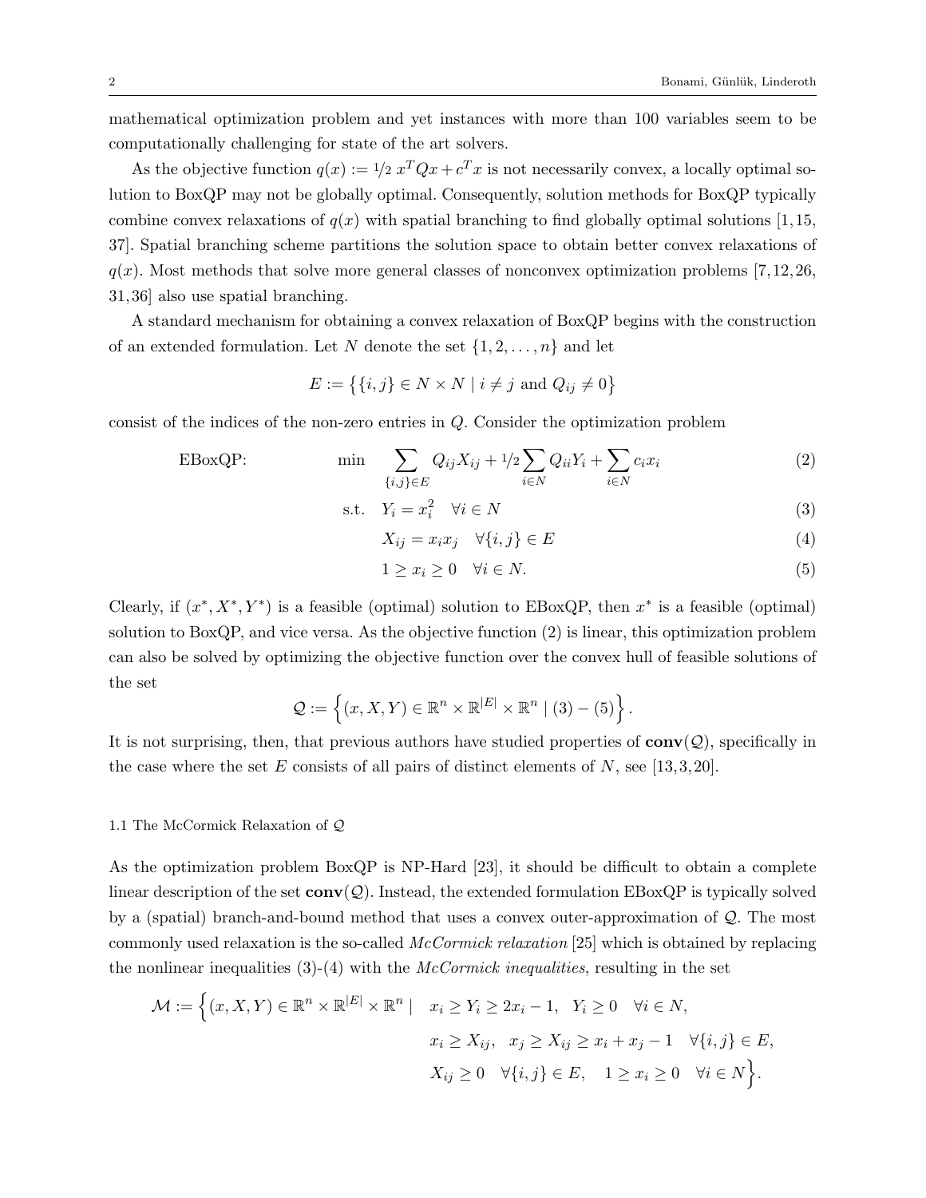mathematical optimization problem and yet instances with more than 100 variables seem to be computationally challenging for state of the art solvers.

As the objective function $q(x) := 1/2\; x^T Qx + c^T x$ is not necessarily convex, a locally optimal solution to BoxQP may not be globally optimal. Consequently, solution methods for BoxQP typically combine convex relaxations of $q(x)$ with spatial branching to find globally optimal solutions [1,15, 37]. Spatial branching scheme partitions the solution space to obtain better convex relaxations of $q(x)$. Most methods that solve more general classes of nonconvex optimization problems [7,12,26, 31,36] also use spatial branching.

A standard mechanism for obtaining a convex relaxation of BoxQP begins with the construction of an extended formulation. Let $N$ denote the set $\{1, 2, \ldots, n\}$ and let

$$E := \big\{\{i, j\} \in N \times N \mid i \neq j \text{ and } Q_{ij} \neq 0\big\}$$

consist of the indices of the non-zero entries in $Q$. Consider the optimization problem

$$\text{EBoxQP:} \qquad \min \sum_{\{i,j\}\in E} Q_{ij} X_{ij} + 1/2 \sum_{i\in N} Q_{ii} Y_i + \sum_{i \in N} c_i x_i \tag{2}$$

$$\text{s.t.} \quad Y_i = x_i^2 \quad \forall i \in N \tag{3}$$

$$X_{ij} = x_i x_j \quad \forall \{i, j\} \in E \tag{4}$$

$$1 \geq x_i \geq 0 \quad \forall i \in N. \tag{5}$$

Clearly, if $(x^*, X^*, Y^*)$ is a feasible (optimal) solution to EBoxQP, then $x^*$ is a feasible (optimal) solution to BoxQP, and vice versa. As the objective function (2) is linear, this optimization problem can also be solved by optimizing the objective function over the convex hull of feasible solutions of the set

$$\mathcal{Q} := \Big\{(x, X, Y) \in \mathbb{R}^n \times \mathbb{R}^{|E|} \times \mathbb{R}^n \mid (3) - (5)\Big\}.$$

It is not surprising, then, that previous authors have studied properties of $\mathbf{conv}(\mathcal{Q})$, specifically in the case where the set $E$ consists of all pairs of distinct elements of $N$, see [13,3,20].

### 1.1 The McCormick Relaxation of $\mathcal{Q}$

As the optimization problem BoxQP is NP-Hard [23], it should be difficult to obtain a complete linear description of the set $\mathbf{conv}(\mathcal{Q})$. Instead, the extended formulation EBoxQP is typically solved by a (spatial) branch-and-bound method that uses a convex outer-approximation of $\mathcal{Q}$. The most commonly used relaxation is the so-called *McCormick relaxation* [25] which is obtained by replacing the nonlinear inequalities (3)-(4) with the *McCormick inequalities*, resulting in the set

$$\begin{aligned}\mathcal{M} := \Big\{(x, X, Y) \in \mathbb{R}^n \times \mathbb{R}^{|E|} \times \mathbb{R}^n \mid \quad & x_i \geq Y_i \geq 2x_i - 1, \;\; Y_i \geq 0 \quad \forall i \in N,\\ & x_i \geq X_{ij}, \;\; x_j \geq X_{ij} \geq x_i + x_j - 1 \quad \forall \{i, j\} \in E,\\ & X_{ij} \geq 0 \quad \forall \{i, j\} \in E, \quad 1 \geq x_i \geq 0 \quad \forall i \in N\Big\}.\end{aligned}$$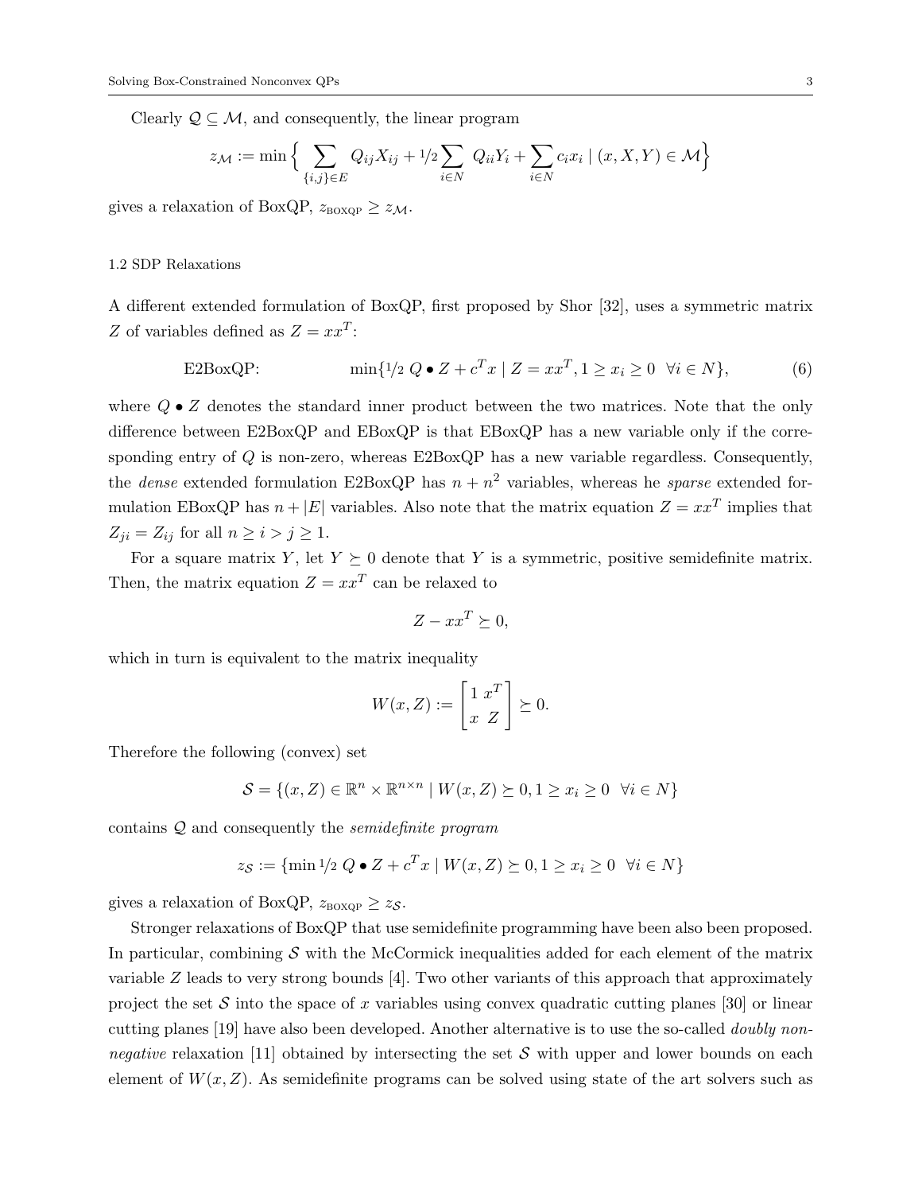Clearly $\mathcal{Q} \subseteq \mathcal{M}$, and consequently, the linear program

$$z_{\mathcal{M}} := \min \Big\{ \sum_{\{i,j\} \in E} Q_{ij} X_{ij} + {}^1\!/_2 \sum_{i \in N} Q_{ii} Y_i + \sum_{i \in N} c_i x_i \mid (x, X, Y) \in \mathcal{M} \Big\}$$

gives a relaxation of BoxQP, $z_{\text{BOXQP}} \geq z_{\mathcal{M}}$.

### 1.2 SDP Relaxations

A different extended formulation of BoxQP, first proposed by Shor [32], uses a symmetric matrix $Z$ of variables defined as $Z = xx^T$:

$$\text{E2BoxQP:} \qquad \min\{{}^1\!/_2\; Q \bullet Z + c^T x \mid Z = xx^T, 1 \geq x_i \geq 0 \;\; \forall i \in N\}, \tag{6}$$

where $Q \bullet Z$ denotes the standard inner product between the two matrices. Note that the only difference between E2BoxQP and EBoxQP is that EBoxQP has a new variable only if the corresponding entry of $Q$ is non-zero, whereas E2BoxQP has a new variable regardless. Consequently, the *dense* extended formulation E2BoxQP has $n + n^2$ variables, whereas he *sparse* extended formulation EBoxQP has $n + |E|$ variables. Also note that the matrix equation $Z = xx^T$ implies that $Z_{ji} = Z_{ij}$ for all $n \geq i > j \geq 1$.

For a square matrix $Y$, let $Y \succeq 0$ denote that $Y$ is a symmetric, positive semidefinite matrix. Then, the matrix equation $Z = xx^T$ can be relaxed to

$$Z - xx^T \succeq 0,$$

which in turn is equivalent to the matrix inequality

$$W(x, Z) := \begin{bmatrix} 1 & x^T \\ x & Z \end{bmatrix} \succeq 0.$$

Therefore the following (convex) set

$$\mathcal{S} = \{(x, Z) \in \mathbb{R}^n \times \mathbb{R}^{n \times n} \mid W(x, Z) \succeq 0, 1 \geq x_i \geq 0 \;\; \forall i \in N\}$$

contains $\mathcal{Q}$ and consequently the *semidefinite program*

$$z_{\mathcal{S}} := \{\min {}^1\!/_2\; Q \bullet Z + c^T x \mid W(x, Z) \succeq 0, 1 \geq x_i \geq 0 \;\; \forall i \in N\}$$

gives a relaxation of BoxQP, $z_{\text{BOXQP}} \geq z_{\mathcal{S}}$.

Stronger relaxations of BoxQP that use semidefinite programming have been also been proposed. In particular, combining $\mathcal{S}$ with the McCormick inequalities added for each element of the matrix variable $Z$ leads to very strong bounds [4]. Two other variants of this approach that approximately project the set $\mathcal{S}$ into the space of $x$ variables using convex quadratic cutting planes [30] or linear cutting planes [19] have also been developed. Another alternative is to use the so-called *doubly non-negative* relaxation [11] obtained by intersecting the set $\mathcal{S}$ with upper and lower bounds on each element of $W(x, Z)$. As semidefinite programs can be solved using state of the art solvers such as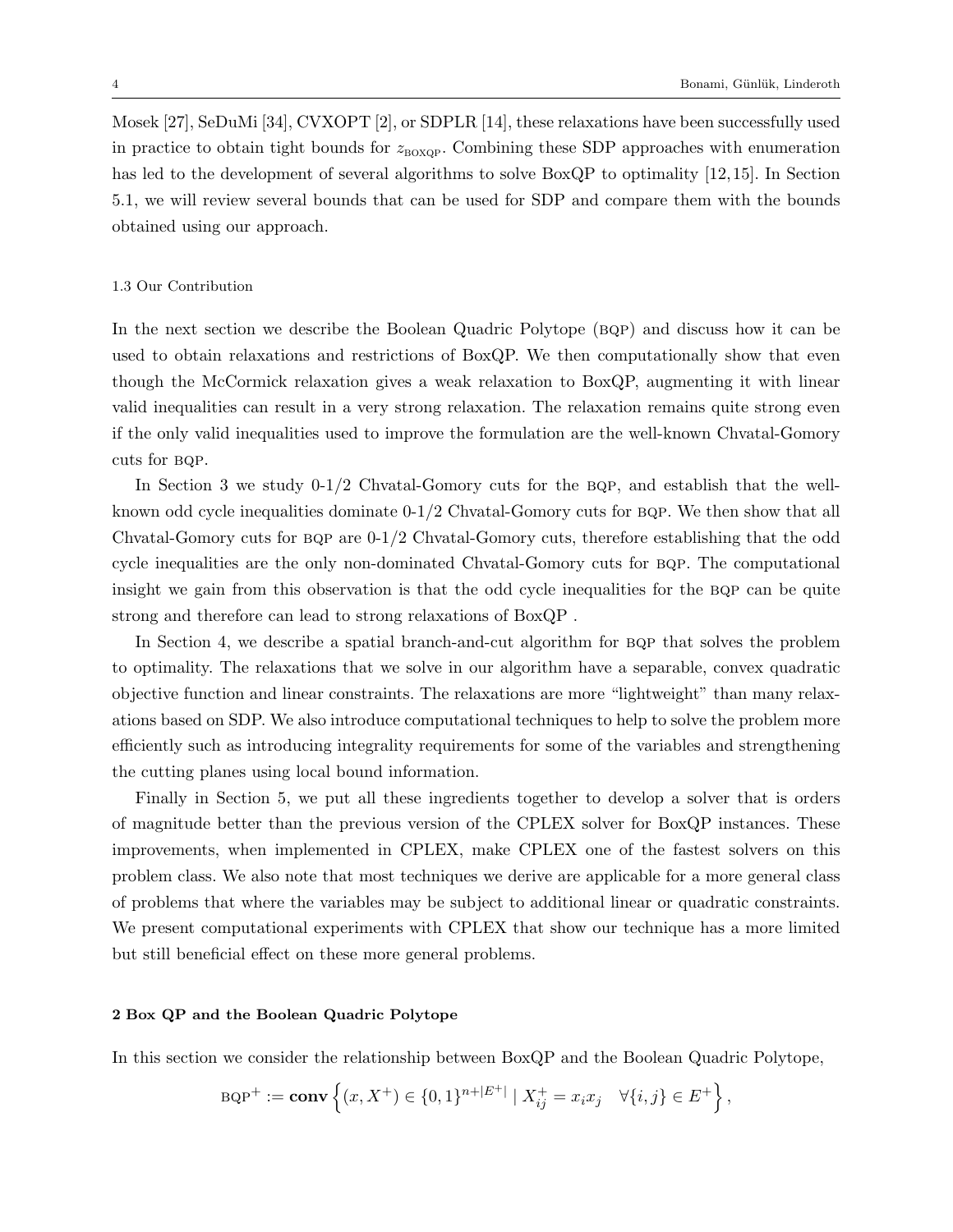Mosek [27], SeDuMi [34], CVXOPT [2], or SDPLR [14], these relaxations have been successfully used in practice to obtain tight bounds for $z_{\text{BOXQP}}$. Combining these SDP approaches with enumeration has led to the development of several algorithms to solve BoxQP to optimality [12,15]. In Section 5.1, we will review several bounds that can be used for SDP and compare them with the bounds obtained using our approach.

### 1.3 Our Contribution

In the next section we describe the Boolean Quadric Polytope (BQP) and discuss how it can be used to obtain relaxations and restrictions of BoxQP. We then computationally show that even though the McCormick relaxation gives a weak relaxation to BoxQP, augmenting it with linear valid inequalities can result in a very strong relaxation. The relaxation remains quite strong even if the only valid inequalities used to improve the formulation are the well-known Chvatal-Gomory cuts for BQP.

In Section 3 we study 0-1/2 Chvatal-Gomory cuts for the BQP, and establish that the well-known odd cycle inequalities dominate 0-1/2 Chvatal-Gomory cuts for BQP. We then show that all Chvatal-Gomory cuts for BQP are 0-1/2 Chvatal-Gomory cuts, therefore establishing that the odd cycle inequalities are the only non-dominated Chvatal-Gomory cuts for BQP. The computational insight we gain from this observation is that the odd cycle inequalities for the BQP can be quite strong and therefore can lead to strong relaxations of BoxQP .

In Section 4, we describe a spatial branch-and-cut algorithm for BQP that solves the problem to optimality. The relaxations that we solve in our algorithm have a separable, convex quadratic objective function and linear constraints. The relaxations are more "lightweight" than many relaxations based on SDP. We also introduce computational techniques to help to solve the problem more efficiently such as introducing integrality requirements for some of the variables and strengthening the cutting planes using local bound information.

Finally in Section 5, we put all these ingredients together to develop a solver that is orders of magnitude better than the previous version of the CPLEX solver for BoxQP instances. These improvements, when implemented in CPLEX, make CPLEX one of the fastest solvers on this problem class. We also note that most techniques we derive are applicable for a more general class of problems that where the variables may be subject to additional linear or quadratic constraints. We present computational experiments with CPLEX that show our technique has a more limited but still beneficial effect on these more general problems.

## 2 Box QP and the Boolean Quadric Polytope

In this section we consider the relationship between BoxQP and the Boolean Quadric Polytope,

$$\text{BQP}^+ := \mathbf{conv}\left\{(x, X^+) \in \{0,1\}^{n+|E^+|} \mid X^+_{ij} = x_i x_j \quad \forall \{i,j\} \in E^+\right\},$$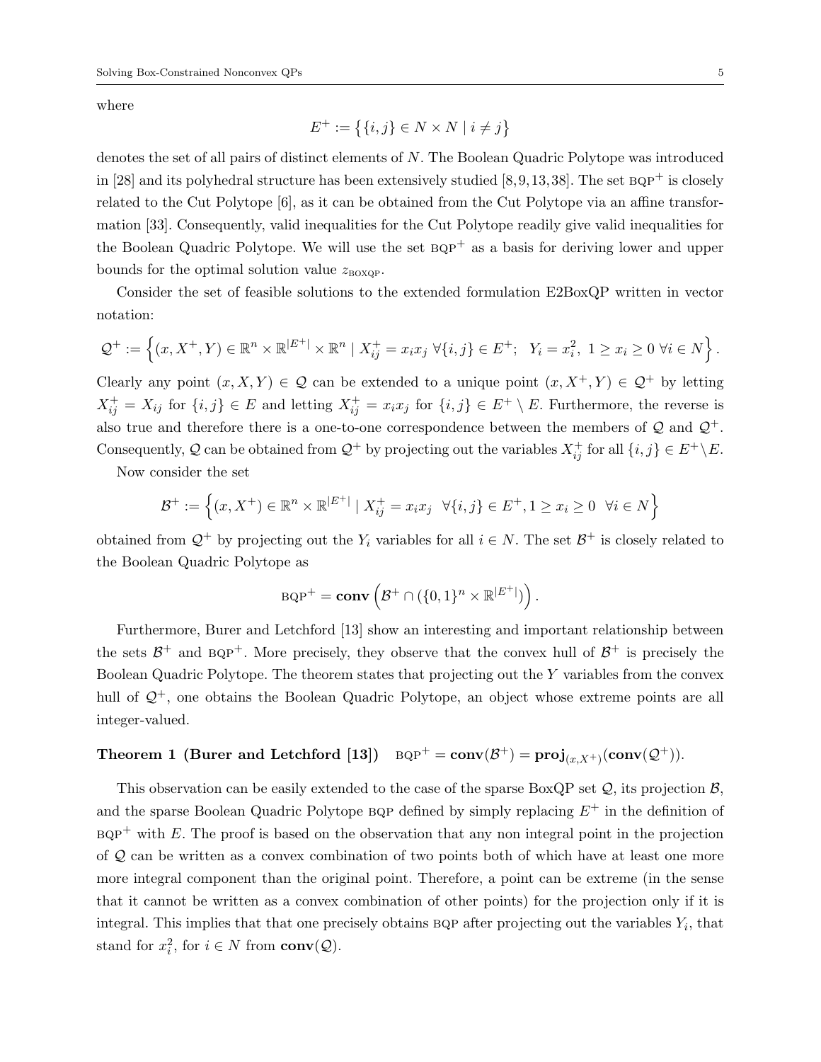where

$$E^+ := \big\{\{i,j\} \in N \times N \mid i \neq j\big\}$$

denotes the set of all pairs of distinct elements of $N$. The Boolean Quadric Polytope was introduced in [28] and its polyhedral structure has been extensively studied [8, 9, 13, 38]. The set $\text{BQP}^+$ is closely related to the Cut Polytope [6], as it can be obtained from the Cut Polytope via an affine transformation [33]. Consequently, valid inequalities for the Cut Polytope readily give valid inequalities for the Boolean Quadric Polytope. We will use the set $\text{BQP}^+$ as a basis for deriving lower and upper bounds for the optimal solution value $z_{\text{BOXQP}}$.

Consider the set of feasible solutions to the extended formulation E2BoxQP written in vector notation:

$$\mathcal{Q}^+ := \Big\{(x, X^+, Y) \in \mathbb{R}^n \times \mathbb{R}^{|E^+|} \times \mathbb{R}^n \mid X^+_{ij} = x_i x_j \ \forall \{i,j\} \in E^+; \ \ Y_i = x_i^2, \ 1 \geq x_i \geq 0 \ \forall i \in N\Big\}.$$

Clearly any point $(x, X, Y) \in \mathcal{Q}$ can be extended to a unique point $(x, X^+, Y) \in \mathcal{Q}^+$ by letting $X^+_{ij} = X_{ij}$ for $\{i,j\} \in E$ and letting $X^+_{ij} = x_i x_j$ for $\{i,j\} \in E^+ \setminus E$. Furthermore, the reverse is also true and therefore there is a one-to-one correspondence between the members of $\mathcal{Q}$ and $\mathcal{Q}^+$. Consequently, $\mathcal{Q}$ can be obtained from $\mathcal{Q}^+$ by projecting out the variables $X^+_{ij}$ for all $\{i,j\} \in E^+ \backslash E$.

Now consider the set

$$\mathcal{B}^+ := \Big\{(x, X^+) \in \mathbb{R}^n \times \mathbb{R}^{|E^+|} \mid X^+_{ij} = x_i x_j \ \ \forall \{i,j\} \in E^+, 1 \geq x_i \geq 0 \ \ \forall i \in N\Big\}$$

obtained from $\mathcal{Q}^+$ by projecting out the $Y_i$ variables for all $i \in N$. The set $\mathcal{B}^+$ is closely related to the Boolean Quadric Polytope as

$$\text{BQP}^+ = \mathbf{conv}\left(\mathcal{B}^+ \cap (\{0,1\}^n \times \mathbb{R}^{|E^+|})\right).$$

Furthermore, Burer and Letchford [13] show an interesting and important relationship between the sets $\mathcal{B}^+$ and $\text{BQP}^+$. More precisely, they observe that the convex hull of $\mathcal{B}^+$ is precisely the Boolean Quadric Polytope. The theorem states that projecting out the $Y$ variables from the convex hull of $\mathcal{Q}^+$, one obtains the Boolean Quadric Polytope, an object whose extreme points are all integer-valued.

**Theorem 1 (Burer and Letchford [13])** $\text{BQP}^+ = \mathbf{conv}(\mathcal{B}^+) = \mathbf{proj}_{(x,X^+)}(\mathbf{conv}(\mathcal{Q}^+))$.

This observation can be easily extended to the case of the sparse BoxQP set $\mathcal{Q}$, its projection $\mathcal{B}$, and the sparse Boolean Quadric Polytope BQP defined by simply replacing $E^+$ in the definition of $\text{BQP}^+$ with $E$. The proof is based on the observation that any non integral point in the projection of $\mathcal{Q}$ can be written as a convex combination of two points both of which have at least one more more integral component than the original point. Therefore, a point can be extreme (in the sense that it cannot be written as a convex combination of other points) for the projection only if it is integral. This implies that that one precisely obtains BQP after projecting out the variables $Y_i$, that stand for $x_i^2$, for $i \in N$ from $\mathbf{conv}(\mathcal{Q})$.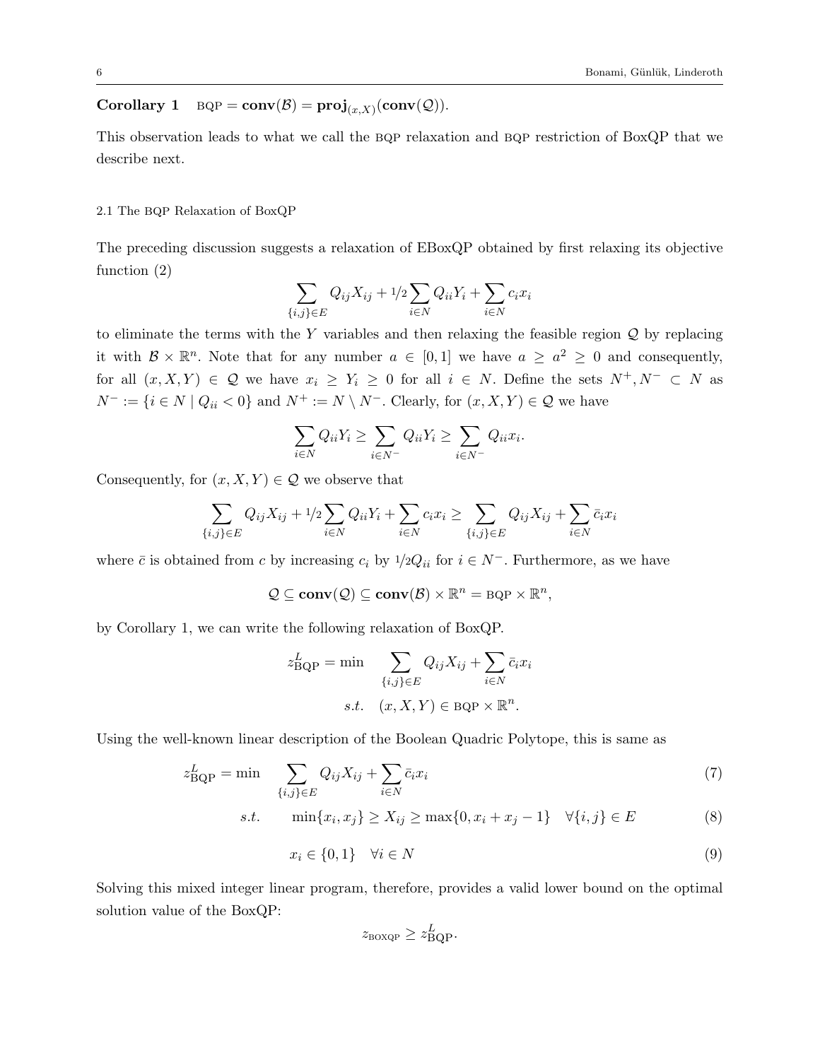**Corollary 1** $\text{BQP} = \mathbf{conv}(\mathcal{B}) = \mathbf{proj}_{(x,X)}(\mathbf{conv}(\mathcal{Q}))$.

This observation leads to what we call the BQP relaxation and BQP restriction of BoxQP that we describe next.

### 2.1 The BQP Relaxation of BoxQP

The preceding discussion suggests a relaxation of EBoxQP obtained by first relaxing its objective function (2)

$$\sum_{\{i,j\}\in E} Q_{ij}X_{ij} + {}^1\!/_2 \sum_{i\in N} Q_{ii}Y_i + \sum_{i\in N} c_i x_i$$

to eliminate the terms with the $Y$ variables and then relaxing the feasible region $\mathcal{Q}$ by replacing it with $\mathcal{B} \times \mathbb{R}^n$. Note that for any number $a \in [0,1]$ we have $a \geq a^2 \geq 0$ and consequently, for all $(x, X, Y) \in \mathcal{Q}$ we have $x_i \geq Y_i \geq 0$ for all $i \in N$. Define the sets $N^+, N^- \subset N$ as $N^- := \{i \in N \mid Q_{ii} < 0\}$ and $N^+ := N \setminus N^-$. Clearly, for $(x, X, Y) \in \mathcal{Q}$ we have

$$\sum_{i\in N} Q_{ii}Y_i \geq \sum_{i\in N^-} Q_{ii}Y_i \geq \sum_{i\in N^-} Q_{ii}x_i.$$

Consequently, for $(x, X, Y) \in \mathcal{Q}$ we observe that

$$\sum_{\{i,j\}\in E} Q_{ij}X_{ij} + {}^1\!/_2 \sum_{i\in N} Q_{ii}Y_i + \sum_{i\in N} c_i x_i \geq \sum_{\{i,j\}\in E} Q_{ij}X_{ij} + \sum_{i\in N} \bar{c}_i x_i$$

where $\bar{c}$ is obtained from $c$ by increasing $c_i$ by ${}^1\!/_2 Q_{ii}$ for $i \in N^-$. Furthermore, as we have

$$\mathcal{Q} \subseteq \mathbf{conv}(\mathcal{Q}) \subseteq \mathbf{conv}(\mathcal{B}) \times \mathbb{R}^n = \text{BQP} \times \mathbb{R}^n,$$

by Corollary 1, we can write the following relaxation of BoxQP.

$$z^L_{\text{BQP}} = \min \quad \sum_{\{i,j\}\in E} Q_{ij}X_{ij} + \sum_{i\in N} \bar{c}_i x_i$$
$$s.t. \quad (x, X, Y) \in \text{BQP} \times \mathbb{R}^n.$$

Using the well-known linear description of the Boolean Quadric Polytope, this is same as

$$z^L_{\text{BQP}} = \min \quad \sum_{\{i,j\}\in E} Q_{ij}X_{ij} + \sum_{i\in N} \bar{c}_i x_i \tag{7}$$

$$s.t. \quad \min\{x_i, x_j\} \geq X_{ij} \geq \max\{0, x_i + x_j - 1\} \quad \forall \{i,j\} \in E \tag{8}$$

$$x_i \in \{0,1\} \quad \forall i \in N \tag{9}$$

Solving this mixed integer linear program, therefore, provides a valid lower bound on the optimal solution value of the BoxQP:

$$z_{\text{BOXQP}} \geq z^L_{\text{BQP}}.$$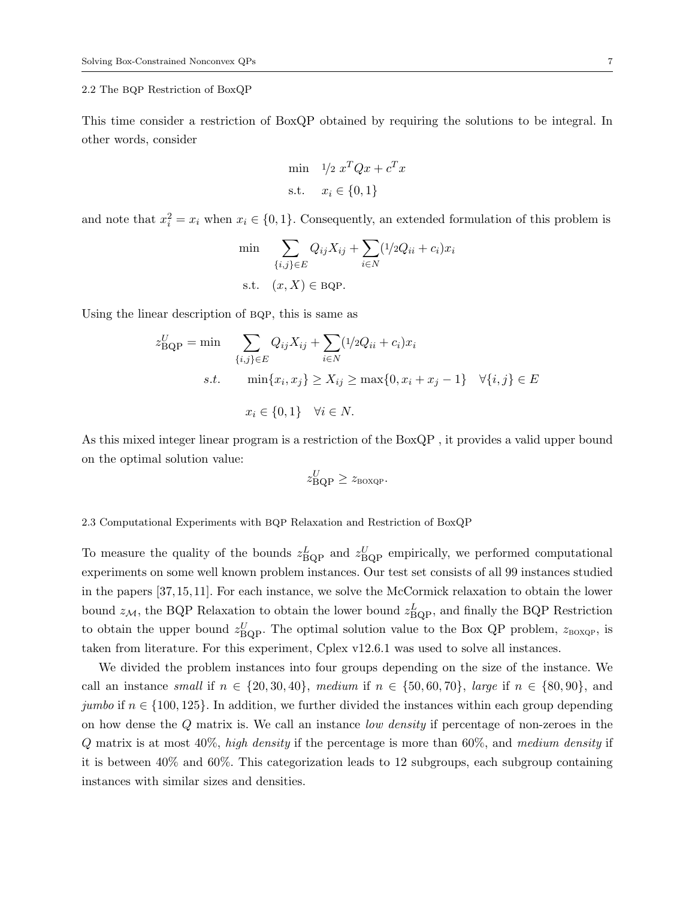### 2.2 The BQP Restriction of BoxQP

This time consider a restriction of BoxQP obtained by requiring the solutions to be integral. In other words, consider

$$
\begin{aligned}
\min \quad & 1/2\ x^T Q x + c^T x \\
\text{s.t.} \quad & x_i \in \{0,1\}
\end{aligned}
$$

and note that $x_i^2 = x_i$ when $x_i \in \{0,1\}$. Consequently, an extended formulation of this problem is

$$
\begin{aligned}
\min \quad & \sum_{\{i,j\}\in E} Q_{ij} X_{ij} + \sum_{i \in N} (1/2 Q_{ii} + c_i) x_i \\
\text{s.t.} \quad & (x, X) \in \text{BQP}.
\end{aligned}
$$

Using the linear description of BQP, this is same as

$$
\begin{aligned}
z^U_{\text{BQP}} = \min \quad & \sum_{\{i,j\}\in E} Q_{ij} X_{ij} + \sum_{i \in N} (1/2 Q_{ii} + c_i) x_i \\
s.t. \quad & \min\{x_i, x_j\} \geq X_{ij} \geq \max\{0, x_i + x_j - 1\} \quad \forall \{i,j\} \in E \\
& x_i \in \{0,1\} \quad \forall i \in N.
\end{aligned}
$$

As this mixed integer linear program is a restriction of the BoxQP , it provides a valid upper bound on the optimal solution value:

$$
z^U_{\text{BQP}} \geq z_{\text{BOXQP}}.
$$

### 2.3 Computational Experiments with BQP Relaxation and Restriction of BoxQP

To measure the quality of the bounds $z^L_{\text{BQP}}$ and $z^U_{\text{BQP}}$ empirically, we performed computational experiments on some well known problem instances. Our test set consists of all 99 instances studied in the papers [37,15,11]. For each instance, we solve the McCormick relaxation to obtain the lower bound $z_{\mathcal{M}}$, the BQP Relaxation to obtain the lower bound $z^L_{\text{BQP}}$, and finally the BQP Restriction to obtain the upper bound $z^U_{\text{BQP}}$. The optimal solution value to the Box QP problem, $z_{\text{BOXQP}}$, is taken from literature. For this experiment, Cplex v12.6.1 was used to solve all instances.

We divided the problem instances into four groups depending on the size of the instance. We call an instance *small* if $n \in \{20, 30, 40\}$, *medium* if $n \in \{50, 60, 70\}$, *large* if $n \in \{80, 90\}$, and *jumbo* if $n \in \{100, 125\}$. In addition, we further divided the instances within each group depending on how dense the $Q$ matrix is. We call an instance *low density* if percentage of non-zeroes in the $Q$ matrix is at most 40%, *high density* if the percentage is more than 60%, and *medium density* if it is between 40% and 60%. This categorization leads to 12 subgroups, each subgroup containing instances with similar sizes and densities.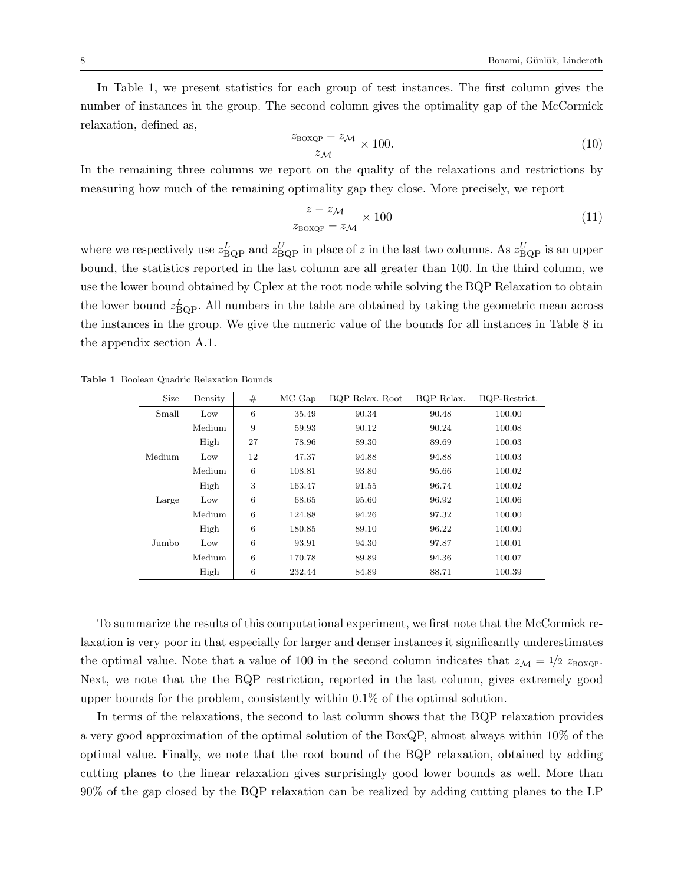In Table 1, we present statistics for each group of test instances. The first column gives the number of instances in the group. The second column gives the optimality gap of the McCormick relaxation, defined as,

$$\frac{z_{\text{BOXQP}} - z_{\mathcal{M}}}{z_{\mathcal{M}}} \times 100. \tag{10}$$

In the remaining three columns we report on the quality of the relaxations and restrictions by measuring how much of the remaining optimality gap they close. More precisely, we report

$$\frac{z - z_{\mathcal{M}}}{z_{\text{BOXQP}} - z_{\mathcal{M}}} \times 100 \tag{11}$$

where we respectively use $z^L_{\text{BQP}}$ and $z^U_{\text{BQP}}$ in place of $z$ in the last two columns. As $z^U_{\text{BQP}}$ is an upper bound, the statistics reported in the last column are all greater than 100. In the third column, we use the lower bound obtained by Cplex at the root node while solving the BQP Relaxation to obtain the lower bound $z^L_{\text{BQP}}$. All numbers in the table are obtained by taking the geometric mean across the instances in the group. We give the numeric value of the bounds for all instances in Table 8 in the appendix section A.1.

**Table 1** Boolean Quadric Relaxation Bounds

| Size | Density | # | MC Gap | BQP Relax. Root | BQP Relax. | BQP-Restrict. |
|---|---|---|---|---|---|---|
| Small | Low | 6 | 35.49 | 90.34 | 90.48 | 100.00 |
| | Medium | 9 | 59.93 | 90.12 | 90.24 | 100.08 |
| | High | 27 | 78.96 | 89.30 | 89.69 | 100.03 |
| Medium | Low | 12 | 47.37 | 94.88 | 94.88 | 100.03 |
| | Medium | 6 | 108.81 | 93.80 | 95.66 | 100.02 |
| | High | 3 | 163.47 | 91.55 | 96.74 | 100.02 |
| Large | Low | 6 | 68.65 | 95.60 | 96.92 | 100.06 |
| | Medium | 6 | 124.88 | 94.26 | 97.32 | 100.00 |
| | High | 6 | 180.85 | 89.10 | 96.22 | 100.00 |
| Jumbo | Low | 6 | 93.91 | 94.30 | 97.87 | 100.01 |
| | Medium | 6 | 170.78 | 89.89 | 94.36 | 100.07 |
| | High | 6 | 232.44 | 84.89 | 88.71 | 100.39 |

To summarize the results of this computational experiment, we first note that the McCormick relaxation is very poor in that especially for larger and denser instances it significantly underestimates the optimal value. Note that a value of 100 in the second column indicates that $z_{\mathcal{M}} = 1/2 \; z_{\text{BOXQP}}$. Next, we note that the the BQP restriction, reported in the last column, gives extremely good upper bounds for the problem, consistently within 0.1% of the optimal solution.

In terms of the relaxations, the second to last column shows that the BQP relaxation provides a very good approximation of the optimal solution of the BoxQP, almost always within 10% of the optimal value. Finally, we note that the root bound of the BQP relaxation, obtained by adding cutting planes to the linear relaxation gives surprisingly good lower bounds as well. More than 90% of the gap closed by the BQP relaxation can be realized by adding cutting planes to the LP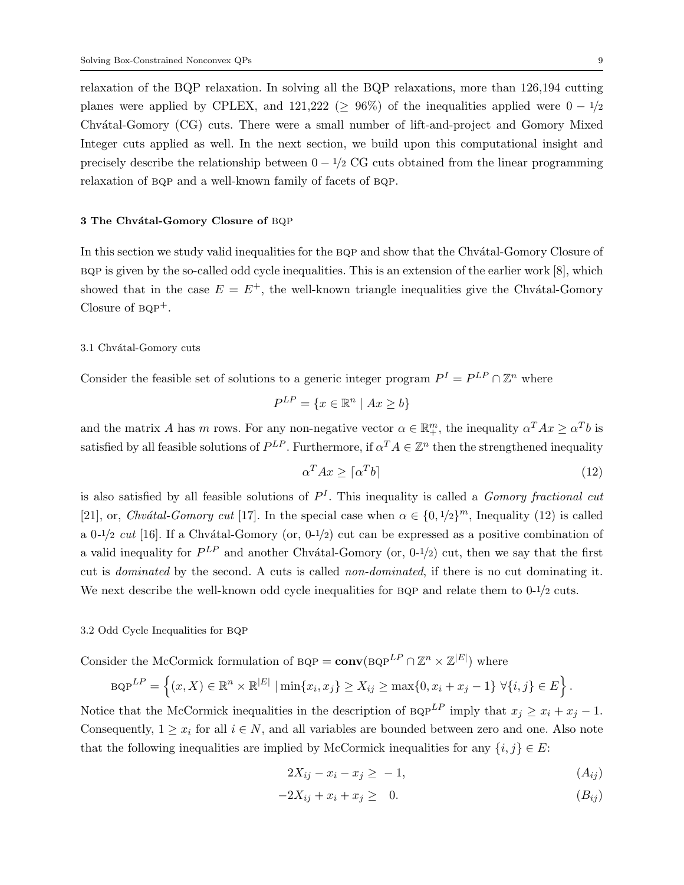relaxation of the BQP relaxation. In solving all the BQP relaxations, more than 126,194 cutting planes were applied by CPLEX, and 121,222 ($\geq$ 96%) of the inequalities applied were $0 - 1/2$ Chvátal-Gomory (CG) cuts. There were a small number of lift-and-project and Gomory Mixed Integer cuts applied as well. In the next section, we build upon this computational insight and precisely describe the relationship between $0 - 1/2$ CG cuts obtained from the linear programming relaxation of BQP and a well-known family of facets of BQP.

## 3 The Chvátal-Gomory Closure of BQP

In this section we study valid inequalities for the BQP and show that the Chvátal-Gomory Closure of BQP is given by the so-called odd cycle inequalities. This is an extension of the earlier work [8], which showed that in the case $E = E^+$, the well-known triangle inequalities give the Chvátal-Gomory Closure of BQP$^+$.

### 3.1 Chvátal-Gomory cuts

Consider the feasible set of solutions to a generic integer program $P^I = P^{LP} \cap \mathbb{Z}^n$ where

$$P^{LP} = \{x \in \mathbb{R}^n \mid Ax \geq b\}$$

and the matrix $A$ has $m$ rows. For any non-negative vector $\alpha \in \mathbb{R}^m_+$, the inequality $\alpha^T Ax \geq \alpha^T b$ is satisfied by all feasible solutions of $P^{LP}$. Furthermore, if $\alpha^T A \in \mathbb{Z}^n$ then the strengthened inequality

$$\alpha^T Ax \geq \lceil \alpha^T b \rceil \tag{12}$$

is also satisfied by all feasible solutions of $P^I$. This inequality is called a *Gomory fractional cut* [21], or, *Chvátal-Gomory cut* [17]. In the special case when $\alpha \in \{0, 1/2\}^m$, Inequality (12) is called a *0-1/2 cut* [16]. If a Chvátal-Gomory (or, 0-1/2) cut can be expressed as a positive combination of a valid inequality for $P^{LP}$ and another Chvátal-Gomory (or, 0-1/2) cut, then we say that the first cut is *dominated* by the second. A cuts is called *non-dominated*, if there is no cut dominating it. We next describe the well-known odd cycle inequalities for BQP and relate them to 0-1/2 cuts.

### 3.2 Odd Cycle Inequalities for BQP

Consider the McCormick formulation of BQP $= \mathbf{conv}(\text{BQP}^{LP} \cap \mathbb{Z}^n \times \mathbb{Z}^{|E|})$ where

$$\text{BQP}^{LP} = \left\{(x, X) \in \mathbb{R}^n \times \mathbb{R}^{|E|} \mid \min\{x_i, x_j\} \geq X_{ij} \geq \max\{0, x_i + x_j - 1\} \; \forall \{i,j\} \in E\right\}.$$

Notice that the McCormick inequalities in the description of BQP$^{LP}$ imply that $x_j \geq x_i + x_j - 1$. Consequently, $1 \geq x_i$ for all $i \in N$, and all variables are bounded between zero and one. Also note that the following inequalities are implied by McCormick inequalities for any $\{i, j\} \in E$:

$$2X_{ij} - x_i - x_j \geq -1, \tag{$A_{ij}$}$$

$$-2X_{ij} + x_i + x_j \geq \quad 0. \tag{$B_{ij}$}$$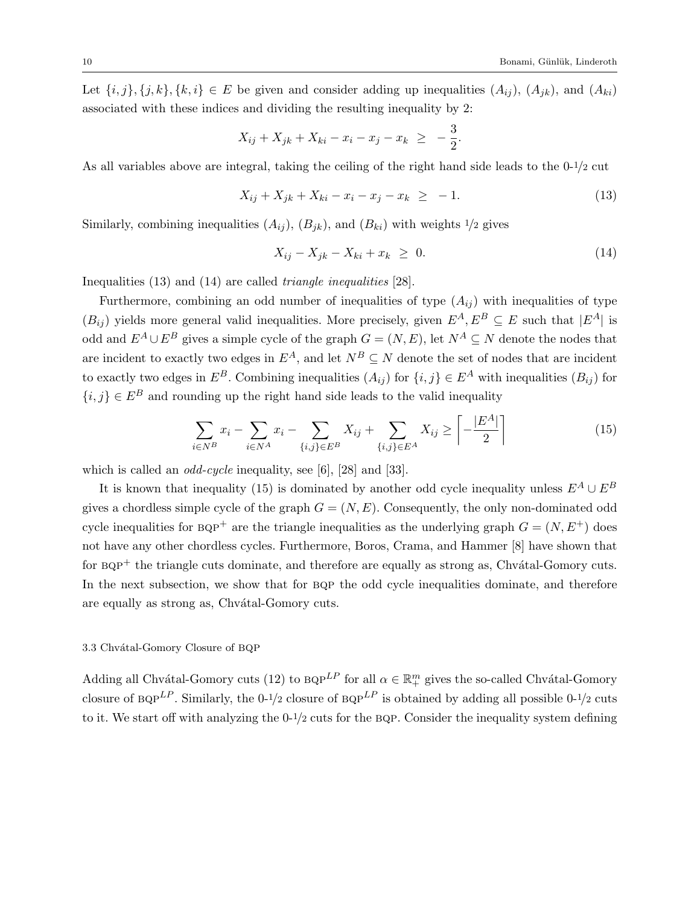Let $\{i,j\},\{j,k\},\{k,i\} \in E$ be given and consider adding up inequalities $(A_{ij})$, $(A_{jk})$, and $(A_{ki})$ associated with these indices and dividing the resulting inequality by 2:

$$X_{ij} + X_{jk} + X_{ki} - x_i - x_j - x_k \;\geq\; -\frac{3}{2}.$$

As all variables above are integral, taking the ceiling of the right hand side leads to the 0-1/2 cut

$$X_{ij} + X_{jk} + X_{ki} - x_i - x_j - x_k \;\geq\; -1. \tag{13}$$

Similarly, combining inequalities $(A_{ij})$, $(B_{jk})$, and $(B_{ki})$ with weights 1/2 gives

$$X_{ij} - X_{jk} - X_{ki} + x_k \;\geq\; 0. \tag{14}$$

Inequalities (13) and (14) are called *triangle inequalities* [28].

Furthermore, combining an odd number of inequalities of type $(A_{ij})$ with inequalities of type $(B_{ij})$ yields more general valid inequalities. More precisely, given $E^A, E^B \subseteq E$ such that $|E^A|$ is odd and $E^A \cup E^B$ gives a simple cycle of the graph $G = (N, E)$, let $N^A \subseteq N$ denote the nodes that are incident to exactly two edges in $E^A$, and let $N^B \subseteq N$ denote the set of nodes that are incident to exactly two edges in $E^B$. Combining inequalities $(A_{ij})$ for $\{i,j\} \in E^A$ with inequalities $(B_{ij})$ for $\{i,j\} \in E^B$ and rounding up the right hand side leads to the valid inequality

$$\sum_{i \in N^B} x_i - \sum_{i \in N^A} x_i - \sum_{\{i,j\} \in E^B} X_{ij} + \sum_{\{i,j\} \in E^A} X_{ij} \geq \left\lceil -\frac{|E^A|}{2} \right\rceil \tag{15}$$

which is called an *odd-cycle* inequality, see [6], [28] and [33].

It is known that inequality (15) is dominated by another odd cycle inequality unless $E^A \cup E^B$ gives a chordless simple cycle of the graph $G = (N, E)$. Consequently, the only non-dominated odd cycle inequalities for BQP$^+$ are the triangle inequalities as the underlying graph $G = (N, E^+)$ does not have any other chordless cycles. Furthermore, Boros, Crama, and Hammer [8] have shown that for BQP$^+$ the triangle cuts dominate, and therefore are equally as strong as, Chvátal-Gomory cuts. In the next subsection, we show that for BQP the odd cycle inequalities dominate, and therefore are equally as strong as, Chvátal-Gomory cuts.

### 3.3 Chvátal-Gomory Closure of BQP

Adding all Chvátal-Gomory cuts (12) to BQP$^{LP}$ for all $\alpha \in \mathbb{R}^m_+$ gives the so-called Chvátal-Gomory closure of BQP$^{LP}$. Similarly, the 0-1/2 closure of BQP$^{LP}$ is obtained by adding all possible 0-1/2 cuts to it. We start off with analyzing the 0-1/2 cuts for the BQP. Consider the inequality system defining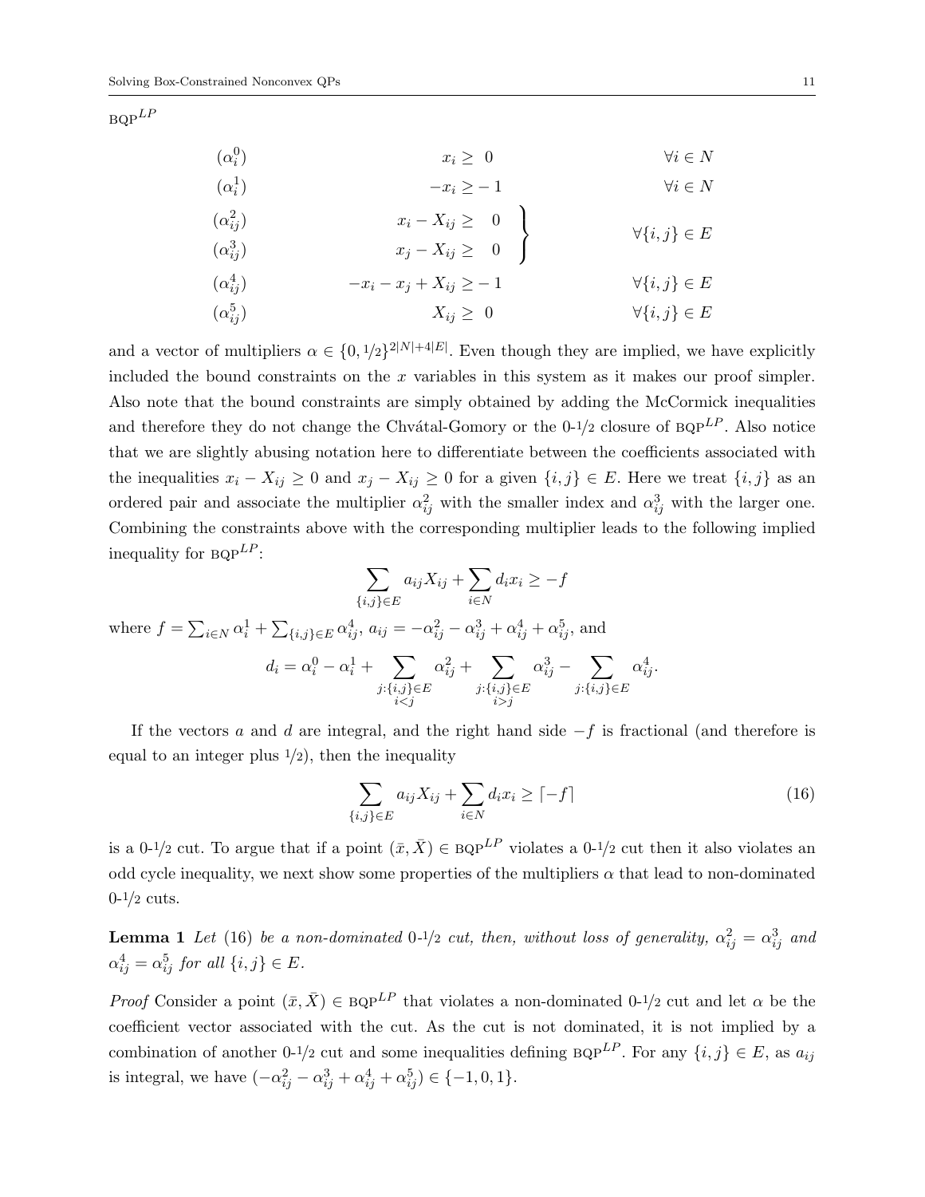BQP$^{LP}$

$$
\begin{array}{llr}
(\alpha_i^0) & x_i \geq \ 0 & \forall i \in N \\
(\alpha_i^1) & -x_i \geq -1 & \forall i \in N \\
(\alpha_{ij}^2) & x_i - X_{ij} \geq \ 0 & \multirow{2}{*}{$\forall \{i,j\} \in E$} \\
(\alpha_{ij}^3) & x_j - X_{ij} \geq \ 0 & \\
(\alpha_{ij}^4) & -x_i - x_j + X_{ij} \geq -1 & \forall \{i,j\} \in E \\
(\alpha_{ij}^5) & X_{ij} \geq \ 0 & \forall \{i,j\} \in E
\end{array}
$$

and a vector of multipliers $\alpha \in \{0, 1/2\}^{2|N|+4|E|}$. Even though they are implied, we have explicitly included the bound constraints on the $x$ variables in this system as it makes our proof simpler. Also note that the bound constraints are simply obtained by adding the McCormick inequalities and therefore they do not change the Chvátal-Gomory or the 0-$1/2$ closure of BQP$^{LP}$. Also notice that we are slightly abusing notation here to differentiate between the coefficients associated with the inequalities $x_i - X_{ij} \geq 0$ and $x_j - X_{ij} \geq 0$ for a given $\{i,j\} \in E$. Here we treat $\{i,j\}$ as an ordered pair and associate the multiplier $\alpha_{ij}^2$ with the smaller index and $\alpha_{ij}^3$ with the larger one. Combining the constraints above with the corresponding multiplier leads to the following implied inequality for BQP$^{LP}$:

$$\sum_{\{i,j\} \in E} a_{ij} X_{ij} + \sum_{i \in N} d_i x_i \geq -f$$

where $f = \sum_{i \in N} \alpha_i^1 + \sum_{\{i,j\} \in E} \alpha_{ij}^4$, $a_{ij} = -\alpha_{ij}^2 - \alpha_{ij}^3 + \alpha_{ij}^4 + \alpha_{ij}^5$, and

$$d_i = \alpha_i^0 - \alpha_i^1 + \sum_{\substack{j:\{i,j\} \in E \\ i<j}} \alpha_{ij}^2 + \sum_{\substack{j:\{i,j\} \in E \\ i>j}} \alpha_{ij}^3 - \sum_{j:\{i,j\} \in E} \alpha_{ij}^4.$$

If the vectors $a$ and $d$ are integral, and the right hand side $-f$ is fractional (and therefore is equal to an integer plus $1/2$), then the inequality

$$\sum_{\{i,j\} \in E} a_{ij} X_{ij} + \sum_{i \in N} d_i x_i \geq \lceil -f \rceil \tag{16}$$

is a 0-$1/2$ cut. To argue that if a point $(\bar{x}, \bar{X}) \in$ BQP$^{LP}$ violates a 0-$1/2$ cut then it also violates an odd cycle inequality, we next show some properties of the multipliers $\alpha$ that lead to non-dominated 0-$1/2$ cuts.

**Lemma 1** *Let* (16) *be a non-dominated* 0-$1/2$ *cut, then, without loss of generality,* $\alpha_{ij}^2 = \alpha_{ij}^3$ *and* $\alpha_{ij}^4 = \alpha_{ij}^5$ *for all* $\{i,j\} \in E$.

*Proof* Consider a point $(\bar{x}, \bar{X}) \in$ BQP$^{LP}$ that violates a non-dominated 0-$1/2$ cut and let $\alpha$ be the coefficient vector associated with the cut. As the cut is not dominated, it is not implied by a combination of another 0-$1/2$ cut and some inequalities defining BQP$^{LP}$. For any $\{i,j\} \in E$, as $a_{ij}$ is integral, we have $(-\alpha_{ij}^2 - \alpha_{ij}^3 + \alpha_{ij}^4 + \alpha_{ij}^5) \in \{-1, 0, 1\}$.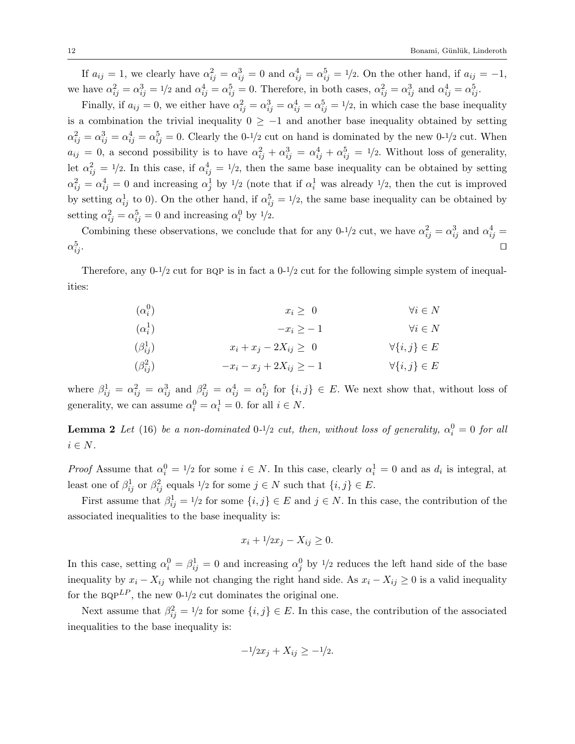If $a_{ij} = 1$, we clearly have $\alpha^2_{ij} = \alpha^3_{ij} = 0$ and $\alpha^4_{ij} = \alpha^5_{ij} = 1/2$. On the other hand, if $a_{ij} = -1$, we have $\alpha^2_{ij} = \alpha^3_{ij} = 1/2$ and $\alpha^4_{ij} = \alpha^5_{ij} = 0$. Therefore, in both cases, $\alpha^2_{ij} = \alpha^3_{ij}$ and $\alpha^4_{ij} = \alpha^5_{ij}$.

Finally, if $a_{ij} = 0$, we either have $\alpha^2_{ij} = \alpha^3_{ij} = \alpha^4_{ij} = \alpha^5_{ij} = 1/2$, in which case the base inequality is a combination the trivial inequality $0 \geq -1$ and another base inequality obtained by setting $\alpha^2_{ij} = \alpha^3_{ij} = \alpha^4_{ij} = \alpha^5_{ij} = 0$. Clearly the 0-1/2 cut on hand is dominated by the new 0-1/2 cut. When $a_{ij} = 0$, a second possibility is to have $\alpha^2_{ij} + \alpha^3_{ij} = \alpha^4_{ij} + \alpha^5_{ij} = 1/2$. Without loss of generality, let $\alpha^2_{ij} = 1/2$. In this case, if $\alpha^4_{ij} = 1/2$, then the same base inequality can be obtained by setting $\alpha^2_{ij} = \alpha^4_{ij} = 0$ and increasing $\alpha^1_j$ by 1/2 (note that if $\alpha^1_i$ was already 1/2, then the cut is improved by setting $\alpha^1_{ij}$ to 0). On the other hand, if $\alpha^5_{ij} = 1/2$, the same base inequality can be obtained by setting $\alpha^2_{ij} = \alpha^5_{ij} = 0$ and increasing $\alpha^0_i$ by 1/2.

Combining these observations, we conclude that for any 0-1/2 cut, we have $\alpha^2_{ij} = \alpha^3_{ij}$ and $\alpha^4_{ij} = \alpha^5_{ij}$. $\square$

Therefore, any 0-1/2 cut for BQP is in fact a 0-1/2 cut for the following simple system of inequalities:

$$
\begin{aligned}
&(\alpha^0_i) & x_i &\geq 0 & &\forall i \in N\\
&(\alpha^1_i) & -x_i &\geq -1 & &\forall i \in N\\
&(\beta^1_{ij}) & x_i + x_j - 2X_{ij} &\geq 0 & &\forall \{i,j\} \in E\\
&(\beta^2_{ij}) & -x_i - x_j + 2X_{ij} &\geq -1 & &\forall \{i,j\} \in E
\end{aligned}
$$

where $\beta^1_{ij} = \alpha^2_{ij} = \alpha^3_{ij}$ and $\beta^2_{ij} = \alpha^4_{ij} = \alpha^5_{ij}$ for $\{i,j\} \in E$. We next show that, without loss of generality, we can assume $\alpha^0_i = \alpha^1_i = 0$. for all $i \in N$.

**Lemma 2** *Let* (16) *be a non-dominated 0-1/2 cut, then, without loss of generality, $\alpha^0_i = 0$ for all $i \in N$.*

*Proof* Assume that $\alpha^0_i = 1/2$ for some $i \in N$. In this case, clearly $\alpha^1_i = 0$ and as $d_i$ is integral, at least one of $\beta^1_{ij}$ or $\beta^2_{ij}$ equals 1/2 for some $j \in N$ such that $\{i,j\} \in E$.

First assume that $\beta^1_{ij} = 1/2$ for some $\{i,j\} \in E$ and $j \in N$. In this case, the contribution of the associated inequalities to the base inequality is:

$$x_i + 1/2 x_j - X_{ij} \geq 0.$$

In this case, setting $\alpha^0_i = \beta^1_{ij} = 0$ and increasing $\alpha^0_j$ by 1/2 reduces the left hand side of the base inequality by $x_i - X_{ij}$ while not changing the right hand side. As $x_i - X_{ij} \geq 0$ is a valid inequality for the $\text{BQP}^{LP}$, the new 0-1/2 cut dominates the original one.

Next assume that $\beta^2_{ij} = 1/2$ for some $\{i,j\} \in E$. In this case, the contribution of the associated inequalities to the base inequality is:

$$-1/2 x_j + X_{ij} \geq -1/2.$$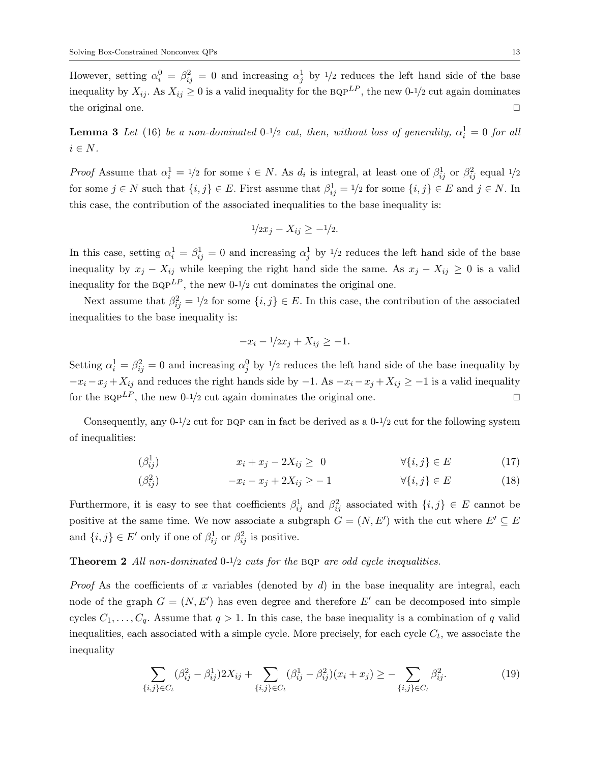However, setting $\alpha_i^0 = \beta_{ij}^2 = 0$ and increasing $\alpha_j^1$ by $1/2$ reduces the left hand side of the base inequality by $X_{ij}$. As $X_{ij} \geq 0$ is a valid inequality for the BQP$^{LP}$, the new 0-$1/2$ cut again dominates the original one. $\square$

**Lemma 3** *Let* (16) *be a non-dominated* 0-$1/2$ *cut, then, without loss of generality,* $\alpha_i^1 = 0$ *for all* $i \in N$.

*Proof* Assume that $\alpha_i^1 = 1/2$ for some $i \in N$. As $d_i$ is integral, at least one of $\beta_{ij}^1$ or $\beta_{ij}^2$ equal $1/2$ for some $j \in N$ such that $\{i,j\} \in E$. First assume that $\beta_{ij}^1 = 1/2$ for some $\{i,j\} \in E$ and $j \in N$. In this case, the contribution of the associated inequalities to the base inequality is:

$$1/2 x_j - X_{ij} \geq -1/2.$$

In this case, setting $\alpha_i^1 = \beta_{ij}^1 = 0$ and increasing $\alpha_j^1$ by $1/2$ reduces the left hand side of the base inequality by $x_j - X_{ij}$ while keeping the right hand side the same. As $x_j - X_{ij} \geq 0$ is a valid inequality for the BQP$^{LP}$, the new 0-$1/2$ cut dominates the original one.

Next assume that $\beta_{ij}^2 = 1/2$ for some $\{i,j\} \in E$. In this case, the contribution of the associated inequalities to the base inequality is:

$$-x_i - 1/2 x_j + X_{ij} \geq -1.$$

Setting $\alpha_i^1 = \beta_{ij}^2 = 0$ and increasing $\alpha_j^0$ by $1/2$ reduces the left hand side of the base inequality by $-x_i - x_j + X_{ij}$ and reduces the right hands side by $-1$. As $-x_i - x_j + X_{ij} \geq -1$ is a valid inequality for the BQP$^{LP}$, the new 0-$1/2$ cut again dominates the original one. $\square$

Consequently, any 0-$1/2$ cut for BQP can in fact be derived as a 0-$1/2$ cut for the following system of inequalities:

$$(\beta_{ij}^1) \qquad x_i + x_j - 2X_{ij} \geq 0 \qquad \forall \{i,j\} \in E \tag{17}$$

$$(\beta_{ij}^2) \qquad -x_i - x_j + 2X_{ij} \geq -1 \qquad \forall \{i,j\} \in E \tag{18}$$

Furthermore, it is easy to see that coefficients $\beta_{ij}^1$ and $\beta_{ij}^2$ associated with $\{i,j\} \in E$ cannot be positive at the same time. We now associate a subgraph $G = (N, E')$ with the cut where $E' \subseteq E$ and $\{i,j\} \in E'$ only if one of $\beta_{ij}^1$ or $\beta_{ij}^2$ is positive.

**Theorem 2** *All non-dominated* 0-$1/2$ *cuts for the* BQP *are odd cycle inequalities.*

*Proof* As the coefficients of $x$ variables (denoted by $d$) in the base inequality are integral, each node of the graph $G = (N, E')$ has even degree and therefore $E'$ can be decomposed into simple cycles $C_1, \ldots, C_q$. Assume that $q > 1$. In this case, the base inequality is a combination of $q$ valid inequalities, each associated with a simple cycle. More precisely, for each cycle $C_t$, we associate the inequality

$$\sum_{\{i,j\} \in C_t} (\beta_{ij}^2 - \beta_{ij}^1) 2X_{ij} + \sum_{\{i,j\} \in C_t} (\beta_{ij}^1 - \beta_{ij}^2)(x_i + x_j) \geq - \sum_{\{i,j\} \in C_t} \beta_{ij}^2. \tag{19}$$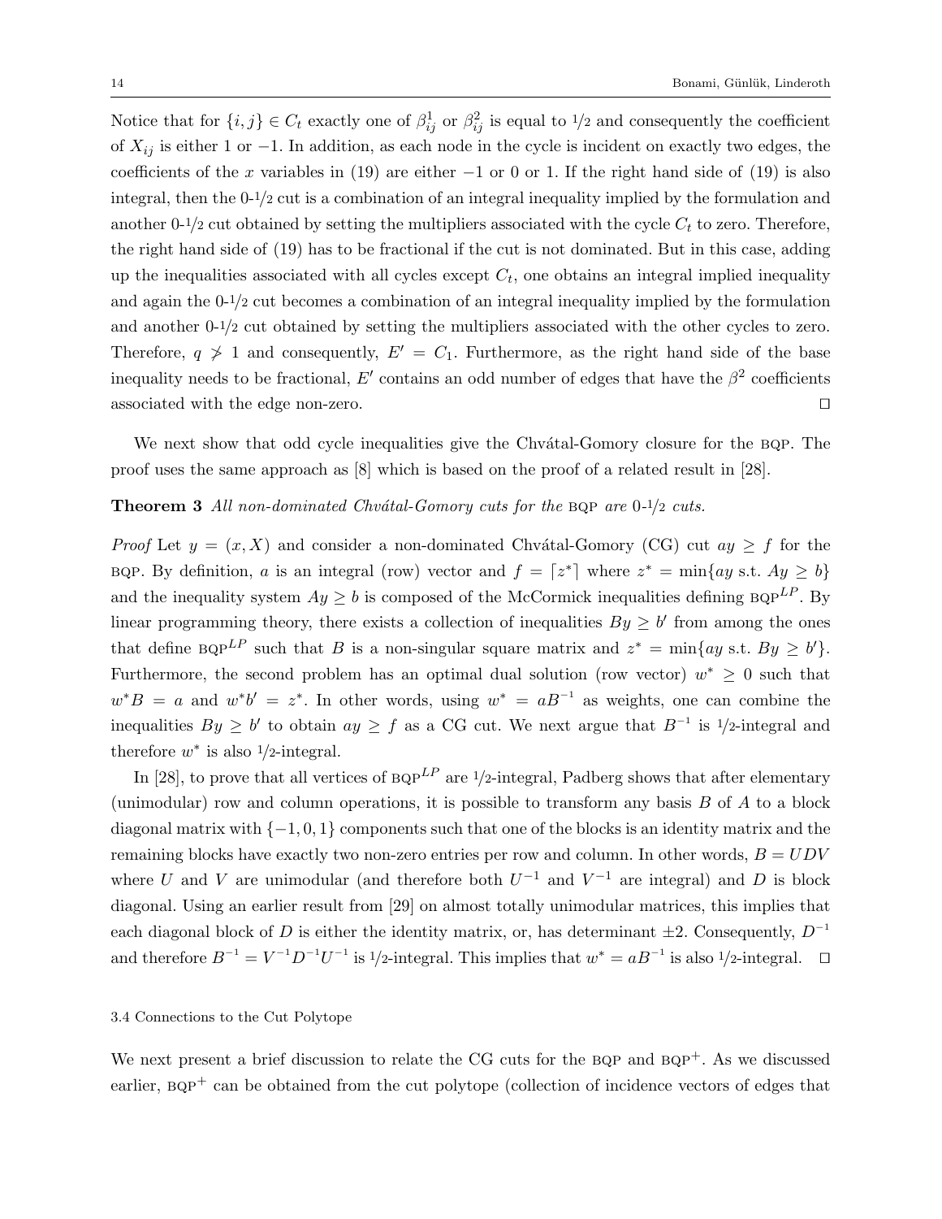Notice that for $\{i,j\} \in C_t$ exactly one of $\beta^1_{ij}$ or $\beta^2_{ij}$ is equal to $1/2$ and consequently the coefficient of $X_{ij}$ is either 1 or $-1$. In addition, as each node in the cycle is incident on exactly two edges, the coefficients of the $x$ variables in (19) are either $-1$ or 0 or 1. If the right hand side of (19) is also integral, then the 0-$1/2$ cut is a combination of an integral inequality implied by the formulation and another 0-$1/2$ cut obtained by setting the multipliers associated with the cycle $C_t$ to zero. Therefore, the right hand side of (19) has to be fractional if the cut is not dominated. But in this case, adding up the inequalities associated with all cycles except $C_t$, one obtains an integral implied inequality and again the 0-$1/2$ cut becomes a combination of an integral inequality implied by the formulation and another 0-$1/2$ cut obtained by setting the multipliers associated with the other cycles to zero. Therefore, $q \not> 1$ and consequently, $E' = C_1$. Furthermore, as the right hand side of the base inequality needs to be fractional, $E'$ contains an odd number of edges that have the $\beta^2$ coefficients associated with the edge non-zero. ◻

We next show that odd cycle inequalities give the Chvátal-Gomory closure for the BQP. The proof uses the same approach as [8] which is based on the proof of a related result in [28].

**Theorem 3** *All non-dominated Chvátal-Gomory cuts for the* BQP *are* 0-$1/2$ *cuts.*

*Proof* Let $y = (x, X)$ and consider a non-dominated Chvátal-Gomory (CG) cut $ay \geq f$ for the BQP. By definition, $a$ is an integral (row) vector and $f = \lceil z^* \rceil$ where $z^* = \min\{ay \text{ s.t. } Ay \geq b\}$ and the inequality system $Ay \geq b$ is composed of the McCormick inequalities defining $\text{BQP}^{LP}$. By linear programming theory, there exists a collection of inequalities $By \geq b'$ from among the ones that define $\text{BQP}^{LP}$ such that $B$ is a non-singular square matrix and $z^* = \min\{ay \text{ s.t. } By \geq b'\}$. Furthermore, the second problem has an optimal dual solution (row vector) $w^* \geq 0$ such that $w^* B = a$ and $w^* b' = z^*$. In other words, using $w^* = aB^{-1}$ as weights, one can combine the inequalities $By \geq b'$ to obtain $ay \geq f$ as a CG cut. We next argue that $B^{-1}$ is $1/2$-integral and therefore $w^*$ is also $1/2$-integral.

In [28], to prove that all vertices of $\text{BQP}^{LP}$ are $1/2$-integral, Padberg shows that after elementary (unimodular) row and column operations, it is possible to transform any basis $B$ of $A$ to a block diagonal matrix with $\{-1, 0, 1\}$ components such that one of the blocks is an identity matrix and the remaining blocks have exactly two non-zero entries per row and column. In other words, $B = UDV$ where $U$ and $V$ are unimodular (and therefore both $U^{-1}$ and $V^{-1}$ are integral) and $D$ is block diagonal. Using an earlier result from [29] on almost totally unimodular matrices, this implies that each diagonal block of $D$ is either the identity matrix, or, has determinant $\pm 2$. Consequently, $D^{-1}$ and therefore $B^{-1} = V^{-1} D^{-1} U^{-1}$ is $1/2$-integral. This implies that $w^* = aB^{-1}$ is also $1/2$-integral. ◻

### 3.4 Connections to the Cut Polytope

We next present a brief discussion to relate the CG cuts for the BQP and $\text{BQP}^+$. As we discussed earlier, $\text{BQP}^+$ can be obtained from the cut polytope (collection of incidence vectors of edges that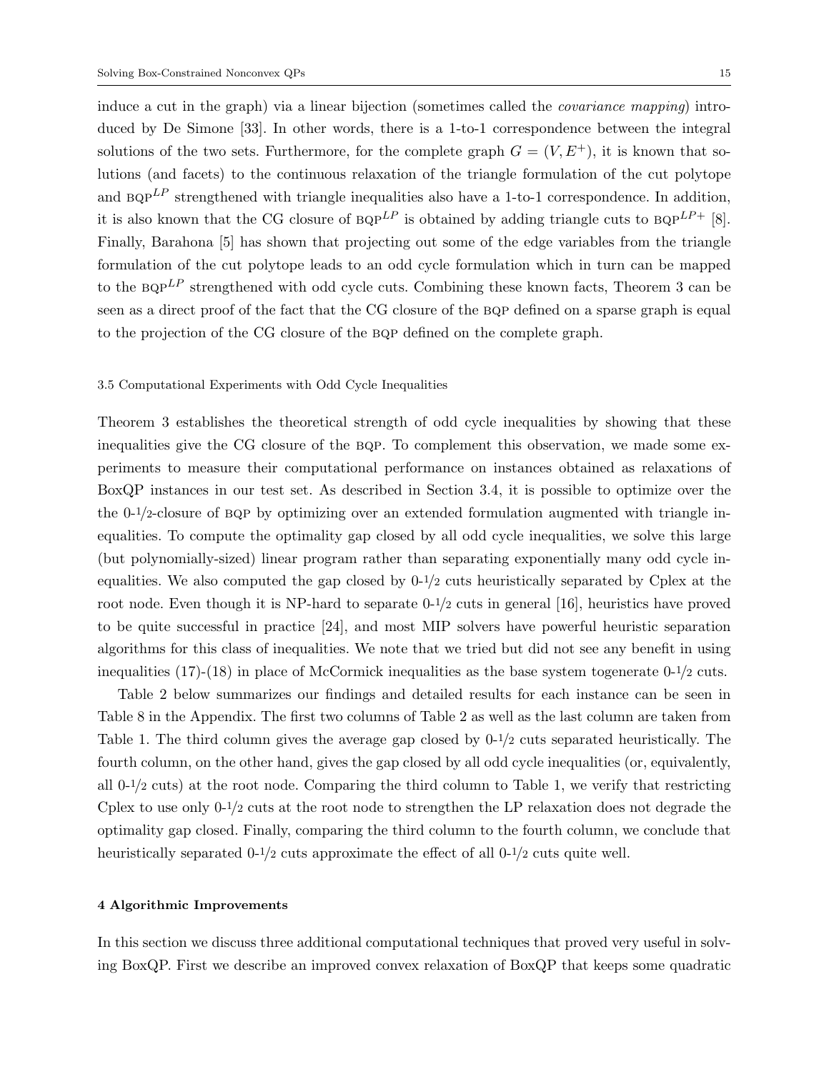induce a cut in the graph) via a linear bijection (sometimes called the *covariance mapping*) introduced by De Simone [33]. In other words, there is a 1-to-1 correspondence between the integral solutions of the two sets. Furthermore, for the complete graph $G = (V, E^+)$, it is known that solutions (and facets) to the continuous relaxation of the triangle formulation of the cut polytope and $\text{BQP}^{LP}$ strengthened with triangle inequalities also have a 1-to-1 correspondence. In addition, it is also known that the CG closure of $\text{BQP}^{LP}$ is obtained by adding triangle cuts to $\text{BQP}^{LP+}$ [8]. Finally, Barahona [5] has shown that projecting out some of the edge variables from the triangle formulation of the cut polytope leads to an odd cycle formulation which in turn can be mapped to the $\text{BQP}^{LP}$ strengthened with odd cycle cuts. Combining these known facts, Theorem 3 can be seen as a direct proof of the fact that the CG closure of the BQP defined on a sparse graph is equal to the projection of the CG closure of the BQP defined on the complete graph.

### 3.5 Computational Experiments with Odd Cycle Inequalities

Theorem 3 establishes the theoretical strength of odd cycle inequalities by showing that these inequalities give the CG closure of the BQP. To complement this observation, we made some experiments to measure their computational performance on instances obtained as relaxations of BoxQP instances in our test set. As described in Section 3.4, it is possible to optimize over the the 0-1/2-closure of BQP by optimizing over an extended formulation augmented with triangle inequalities. To compute the optimality gap closed by all odd cycle inequalities, we solve this large (but polynomially-sized) linear program rather than separating exponentially many odd cycle inequalities. We also computed the gap closed by 0-1/2 cuts heuristically separated by Cplex at the root node. Even though it is NP-hard to separate 0-1/2 cuts in general [16], heuristics have proved to be quite successful in practice [24], and most MIP solvers have powerful heuristic separation algorithms for this class of inequalities. We note that we tried but did not see any benefit in using inequalities (17)-(18) in place of McCormick inequalities as the base system togenerate 0-1/2 cuts.

Table 2 below summarizes our findings and detailed results for each instance can be seen in Table 8 in the Appendix. The first two columns of Table 2 as well as the last column are taken from Table 1. The third column gives the average gap closed by 0-1/2 cuts separated heuristically. The fourth column, on the other hand, gives the gap closed by all odd cycle inequalities (or, equivalently, all 0-1/2 cuts) at the root node. Comparing the third column to Table 1, we verify that restricting Cplex to use only 0-1/2 cuts at the root node to strengthen the LP relaxation does not degrade the optimality gap closed. Finally, comparing the third column to the fourth column, we conclude that heuristically separated 0-1/2 cuts approximate the effect of all 0-1/2 cuts quite well.

## 4 Algorithmic Improvements

In this section we discuss three additional computational techniques that proved very useful in solving BoxQP. First we describe an improved convex relaxation of BoxQP that keeps some quadratic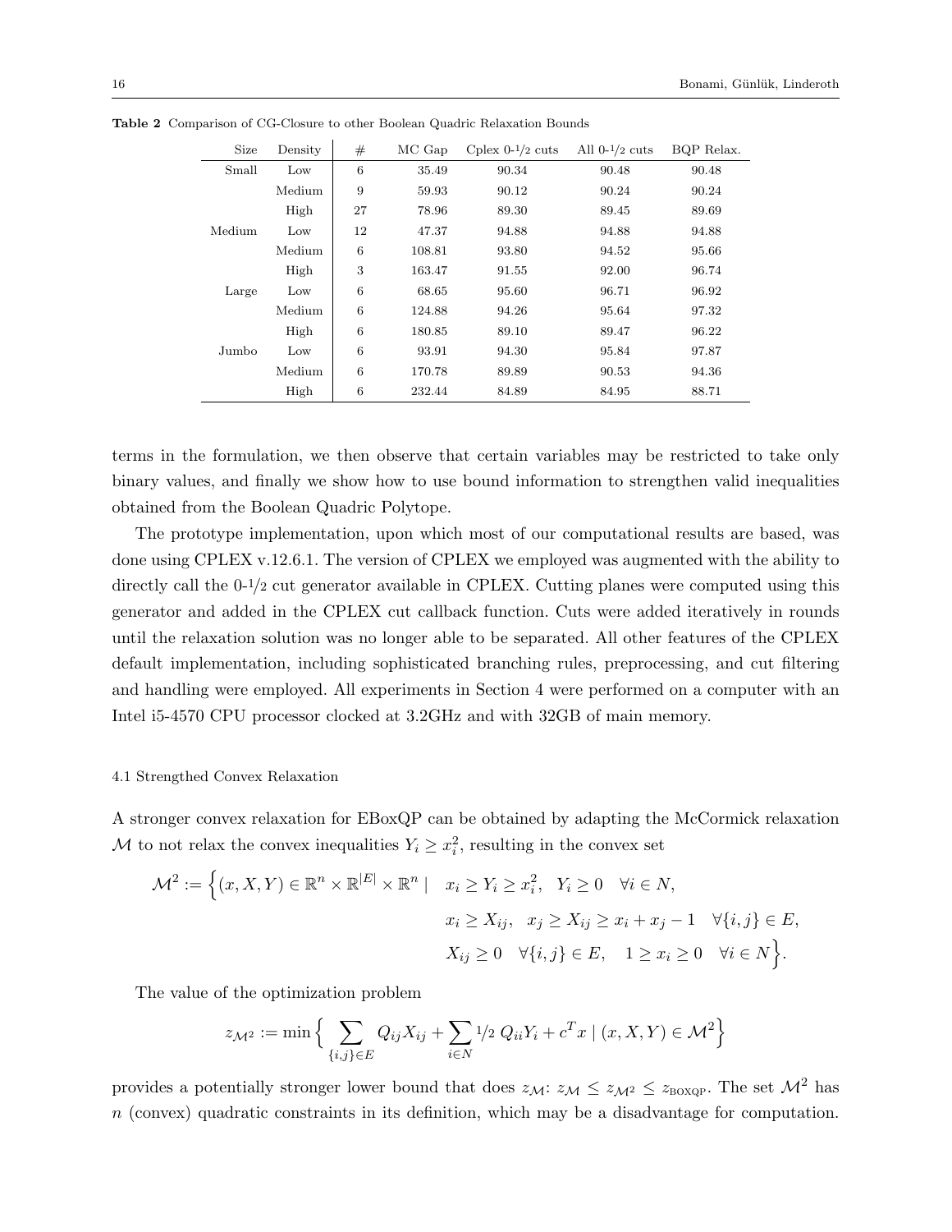**Table 2** Comparison of CG-Closure to other Boolean Quadric Relaxation Bounds

| Size | Density | # | MC Gap | Cplex 0-1/2 cuts | All 0-1/2 cuts | BQP Relax. |
|---|---|---|---|---|---|---|
| Small | Low | 6 | 35.49 | 90.34 | 90.48 | 90.48 |
| | Medium | 9 | 59.93 | 90.12 | 90.24 | 90.24 |
| | High | 27 | 78.96 | 89.30 | 89.45 | 89.69 |
| Medium | Low | 12 | 47.37 | 94.88 | 94.88 | 94.88 |
| | Medium | 6 | 108.81 | 93.80 | 94.52 | 95.66 |
| | High | 3 | 163.47 | 91.55 | 92.00 | 96.74 |
| Large | Low | 6 | 68.65 | 95.60 | 96.71 | 96.92 |
| | Medium | 6 | 124.88 | 94.26 | 95.64 | 97.32 |
| | High | 6 | 180.85 | 89.10 | 89.47 | 96.22 |
| Jumbo | Low | 6 | 93.91 | 94.30 | 95.84 | 97.87 |
| | Medium | 6 | 170.78 | 89.89 | 90.53 | 94.36 |
| | High | 6 | 232.44 | 84.89 | 84.95 | 88.71 |

terms in the formulation, we then observe that certain variables may be restricted to take only binary values, and finally we show how to use bound information to strengthen valid inequalities obtained from the Boolean Quadric Polytope.

The prototype implementation, upon which most of our computational results are based, was done using CPLEX v.12.6.1. The version of CPLEX we employed was augmented with the ability to directly call the 0-1/2 cut generator available in CPLEX. Cutting planes were computed using this generator and added in the CPLEX cut callback function. Cuts were added iteratively in rounds until the relaxation solution was no longer able to be separated. All other features of the CPLEX default implementation, including sophisticated branching rules, preprocessing, and cut filtering and handling were employed. All experiments in Section 4 were performed on a computer with an Intel i5-4570 CPU processor clocked at 3.2GHz and with 32GB of main memory.

### 4.1 Strengthed Convex Relaxation

A stronger convex relaxation for EBoxQP can be obtained by adapting the McCormick relaxation $\mathcal{M}$ to not relax the convex inequalities $Y_i \geq x_i^2$, resulting in the convex set

$$\mathcal{M}^2 := \Big\{(x, X, Y) \in \mathbb{R}^n \times \mathbb{R}^{|E|} \times \mathbb{R}^n \mid \quad x_i \geq Y_i \geq x_i^2, \;\; Y_i \geq 0 \quad \forall i \in N,$$

$$x_i \geq X_{ij}, \;\; x_j \geq X_{ij} \geq x_i + x_j - 1 \quad \forall \{i,j\} \in E,$$

$$X_{ij} \geq 0 \quad \forall \{i,j\} \in E, \quad 1 \geq x_i \geq 0 \quad \forall i \in N\Big\}.$$

The value of the optimization problem

$$z_{\mathcal{M}^2} := \min \Big\{ \sum_{\{i,j\} \in E} Q_{ij} X_{ij} + \sum_{i \in N} {}^{1}\!/\!{}_{2}\; Q_{ii} Y_i + c^T x \mid (x, X, Y) \in \mathcal{M}^2 \Big\}$$

provides a potentially stronger lower bound that does $z_{\mathcal{M}}$: $z_{\mathcal{M}} \leq z_{\mathcal{M}^2} \leq z_{\text{BOXQP}}$. The set $\mathcal{M}^2$ has $n$ (convex) quadratic constraints in its definition, which may be a disadvantage for computation.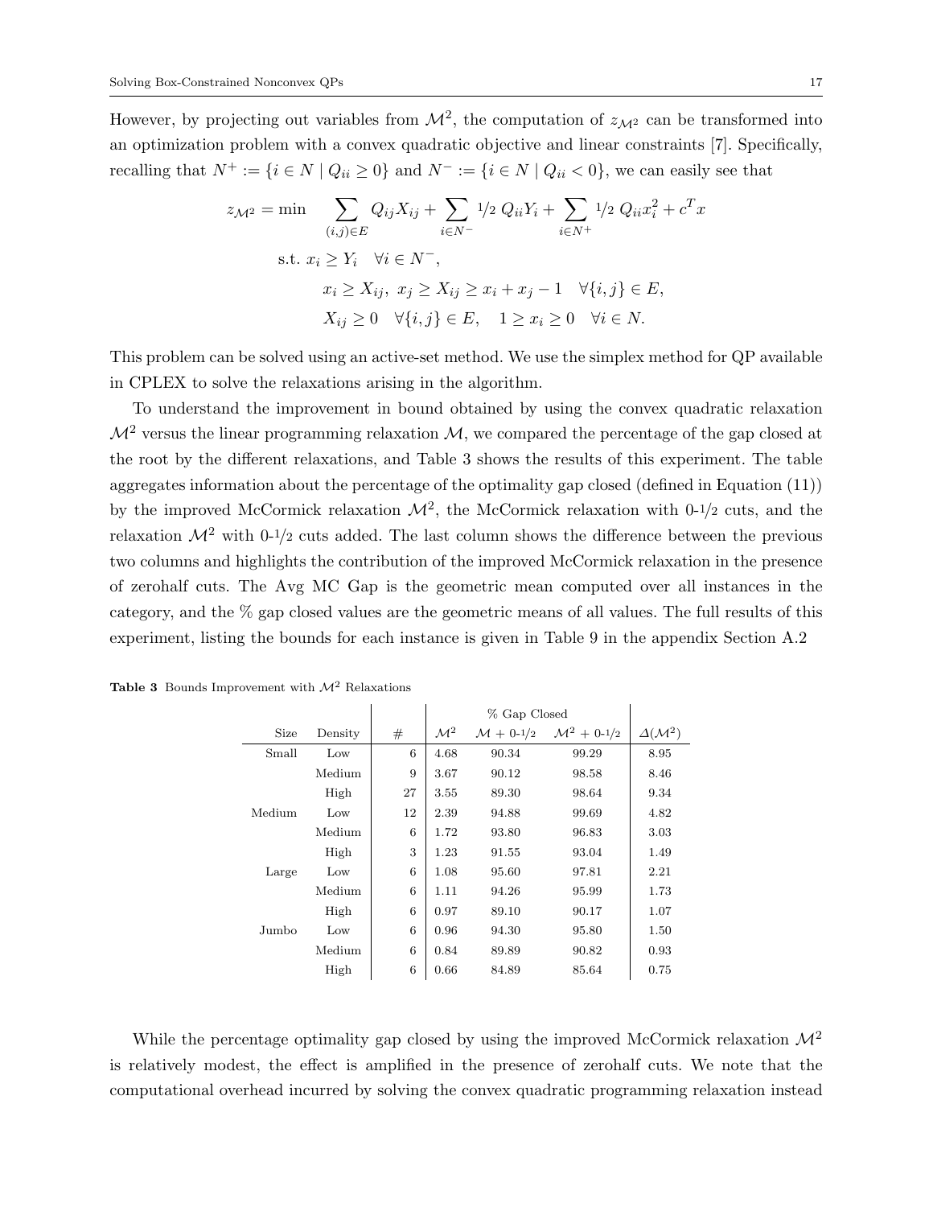However, by projecting out variables from $\mathcal{M}^2$, the computation of $z_{\mathcal{M}^2}$ can be transformed into an optimization problem with a convex quadratic objective and linear constraints [7]. Specifically, recalling that $N^+ := \{i \in N \mid Q_{ii} \geq 0\}$ and $N^- := \{i \in N \mid Q_{ii} < 0\}$, we can easily see that

$$
\begin{aligned}
z_{\mathcal{M}^2} = \min \quad & \sum_{(i,j)\in E} Q_{ij} X_{ij} + \sum_{i \in N^-} 1/2\ Q_{ii} Y_i + \sum_{i \in N^+} 1/2\ Q_{ii} x_i^2 + c^T x \\
\text{s.t. } & x_i \geq Y_i \quad \forall i \in N^-, \\
& x_i \geq X_{ij},\ x_j \geq X_{ij} \geq x_i + x_j - 1 \quad \forall \{i,j\} \in E, \\
& X_{ij} \geq 0 \quad \forall \{i,j\} \in E, \quad 1 \geq x_i \geq 0 \quad \forall i \in N.
\end{aligned}
$$

This problem can be solved using an active-set method. We use the simplex method for QP available in CPLEX to solve the relaxations arising in the algorithm.

To understand the improvement in bound obtained by using the convex quadratic relaxation $\mathcal{M}^2$ versus the linear programming relaxation $\mathcal{M}$, we compared the percentage of the gap closed at the root by the different relaxations, and Table 3 shows the results of this experiment. The table aggregates information about the percentage of the optimality gap closed (defined in Equation (11)) by the improved McCormick relaxation $\mathcal{M}^2$, the McCormick relaxation with 0-1/2 cuts, and the relaxation $\mathcal{M}^2$ with 0-1/2 cuts added. The last column shows the difference between the previous two columns and highlights the contribution of the improved McCormick relaxation in the presence of zerohalf cuts. The Avg MC Gap is the geometric mean computed over all instances in the category, and the % gap closed values are the geometric means of all values. The full results of this experiment, listing the bounds for each instance is given in Table 9 in the appendix Section A.2

**Table 3** Bounds Improvement with $\mathcal{M}^2$ Relaxations

| | | | % Gap Closed | | | |
|---|---|---|---|---|---|---|
| Size | Density | # | $\mathcal{M}^2$ | $\mathcal{M}$ + 0-1/2 | $\mathcal{M}^2$ + 0-1/2 | $\Delta(\mathcal{M}^2)$ |
| Small | Low | 6 | 4.68 | 90.34 | 99.29 | 8.95 |
| | Medium | 9 | 3.67 | 90.12 | 98.58 | 8.46 |
| | High | 27 | 3.55 | 89.30 | 98.64 | 9.34 |
| Medium | Low | 12 | 2.39 | 94.88 | 99.69 | 4.82 |
| | Medium | 6 | 1.72 | 93.80 | 96.83 | 3.03 |
| | High | 3 | 1.23 | 91.55 | 93.04 | 1.49 |
| Large | Low | 6 | 1.08 | 95.60 | 97.81 | 2.21 |
| | Medium | 6 | 1.11 | 94.26 | 95.99 | 1.73 |
| | High | 6 | 0.97 | 89.10 | 90.17 | 1.07 |
| Jumbo | Low | 6 | 0.96 | 94.30 | 95.80 | 1.50 |
| | Medium | 6 | 0.84 | 89.89 | 90.82 | 0.93 |
| | High | 6 | 0.66 | 84.89 | 85.64 | 0.75 |

While the percentage optimality gap closed by using the improved McCormick relaxation $\mathcal{M}^2$ is relatively modest, the effect is amplified in the presence of zerohalf cuts. We note that the computational overhead incurred by solving the convex quadratic programming relaxation instead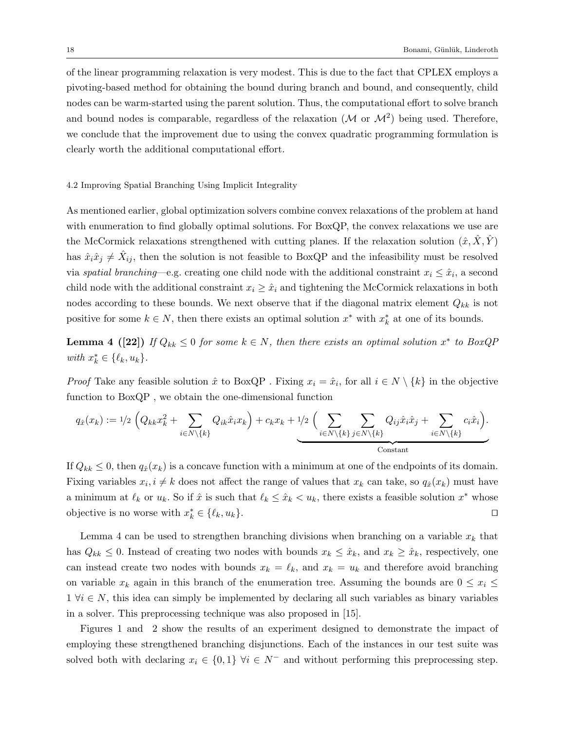of the linear programming relaxation is very modest. This is due to the fact that CPLEX employs a pivoting-based method for obtaining the bound during branch and bound, and consequently, child nodes can be warm-started using the parent solution. Thus, the computational effort to solve branch and bound nodes is comparable, regardless of the relaxation ($\mathcal{M}$ or $\mathcal{M}^2$) being used. Therefore, we conclude that the improvement due to using the convex quadratic programming formulation is clearly worth the additional computational effort.

### 4.2 Improving Spatial Branching Using Implicit Integrality

As mentioned earlier, global optimization solvers combine convex relaxations of the problem at hand with enumeration to find globally optimal solutions. For BoxQP, the convex relaxations we use are the McCormick relaxations strengthened with cutting planes. If the relaxation solution $(\hat{x}, \hat{X}, \hat{Y})$ has $\hat{x}_i \hat{x}_j \neq \hat{X}_{ij}$, then the solution is not feasible to BoxQP and the infeasibility must be resolved via *spatial branching*—e.g. creating one child node with the additional constraint $x_i \leq \hat{x}_i$, a second child node with the additional constraint $x_i \geq \hat{x}_i$ and tightening the McCormick relaxations in both nodes according to these bounds. We next observe that if the diagonal matrix element $Q_{kk}$ is not positive for some $k \in N$, then there exists an optimal solution $x^*$ with $x_k^*$ at one of its bounds.

**Lemma 4 ([22])** *If $Q_{kk} \leq 0$ for some $k \in N$, then there exists an optimal solution $x^*$ to BoxQP with $x_k^* \in \{\ell_k, u_k\}$.*

*Proof* Take any feasible solution $\hat{x}$ to BoxQP . Fixing $x_i = \hat{x}_i$, for all $i \in N \setminus \{k\}$ in the objective function to BoxQP , we obtain the one-dimensional function

$$q_{\hat{x}}(x_k) := {}^1\!/_2 \left( Q_{kk} x_k^2 + \sum_{i \in N \setminus \{k\}} Q_{ik} \hat{x}_i x_k \right) + c_k x_k + \underbrace{{}^1\!/_2 \left( \sum_{i \in N \setminus \{k\}} \sum_{j \in N \setminus \{k\}} Q_{ij} \hat{x}_i \hat{x}_j + \sum_{i \in N \setminus \{k\}} c_i \hat{x}_i \right)}_{\text{Constant}}.$$

If $Q_{kk} \leq 0$, then $q_{\hat{x}}(x_k)$ is a concave function with a minimum at one of the endpoints of its domain. Fixing variables $x_i, i \neq k$ does not affect the range of values that $x_k$ can take, so $q_{\hat{x}}(x_k)$ must have a minimum at $\ell_k$ or $u_k$. So if $\hat{x}$ is such that $\ell_k \leq \hat{x}_k < u_k$, there exists a feasible solution $x^*$ whose objective is no worse with $x_k^* \in \{\ell_k, u_k\}$. $\square$

Lemma 4 can be used to strengthen branching divisions when branching on a variable $x_k$ that has $Q_{kk} \leq 0$. Instead of creating two nodes with bounds $x_k \leq \hat{x}_k$, and $x_k \geq \hat{x}_k$, respectively, one can instead create two nodes with bounds $x_k = \ell_k$, and $x_k = u_k$ and therefore avoid branching on variable $x_k$ again in this branch of the enumeration tree. Assuming the bounds are $0 \leq x_i \leq 1 \;\forall i \in N$, this idea can simply be implemented by declaring all such variables as binary variables in a solver. This preprocessing technique was also proposed in [15].

Figures 1 and 2 show the results of an experiment designed to demonstrate the impact of employing these strengthened branching disjunctions. Each of the instances in our test suite was solved both with declaring $x_i \in \{0, 1\} \;\forall i \in N^-$ and without performing this preprocessing step.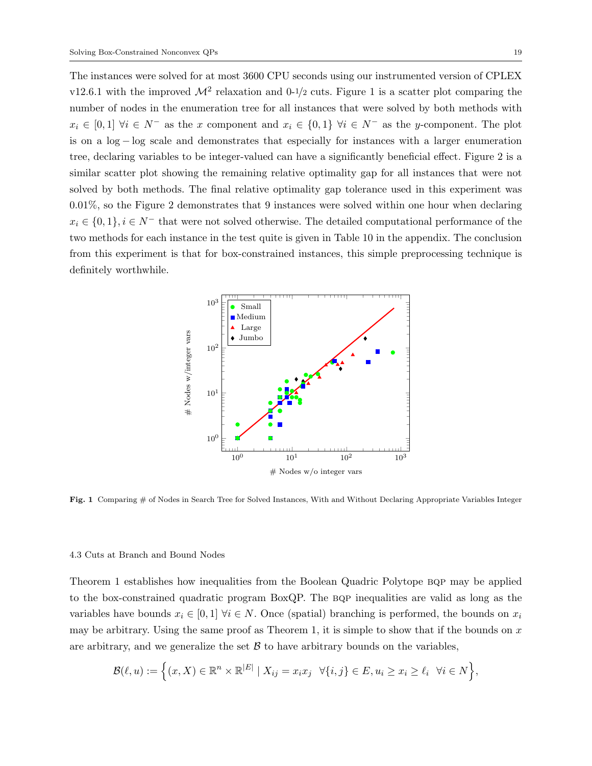The instances were solved for at most 3600 CPU seconds using our instrumented version of CPLEX v12.6.1 with the improved $\mathcal{M}^2$ relaxation and 0-1/2 cuts. Figure 1 is a scatter plot comparing the number of nodes in the enumeration tree for all instances that were solved by both methods with $x_i \in [0,1]\ \forall i \in N^-$ as the $x$ component and $x_i \in \{0,1\}\ \forall i \in N^-$ as the $y$-component. The plot is on a $\log - \log$ scale and demonstrates that especially for instances with a larger enumeration tree, declaring variables to be integer-valued can have a significantly beneficial effect. Figure 2 is a similar scatter plot showing the remaining relative optimality gap for all instances that were not solved by both methods. The final relative optimality gap tolerance used in this experiment was 0.01%, so the Figure 2 demonstrates that 9 instances were solved within one hour when declaring $x_i \in \{0,1\}, i \in N^-$ that were not solved otherwise. The detailed computational performance of the two methods for each instance in the test quite is given in Table 10 in the appendix. The conclusion from this experiment is that for box-constrained instances, this simple preprocessing technique is definitely worthwhile.

**Fig. 1** Comparing # of Nodes in Search Tree for Solved Instances, With and Without Declaring Appropriate Variables Integer

### 4.3 Cuts at Branch and Bound Nodes

Theorem 1 establishes how inequalities from the Boolean Quadric Polytope BQP may be applied to the box-constrained quadratic program BoxQP. The BQP inequalities are valid as long as the variables have bounds $x_i \in [0,1]\ \forall i \in N$. Once (spatial) branching is performed, the bounds on $x_i$ may be arbitrary. Using the same proof as Theorem 1, it is simple to show that if the bounds on $x$ are arbitrary, and we generalize the set $\mathcal{B}$ to have arbitrary bounds on the variables,

$$\mathcal{B}(\ell, u) := \Big\{ (x, X) \in \mathbb{R}^n \times \mathbb{R}^{|E|} \mid X_{ij} = x_i x_j \ \ \forall \{i,j\} \in E, u_i \geq x_i \geq \ell_i \ \ \forall i \in N \Big\},$$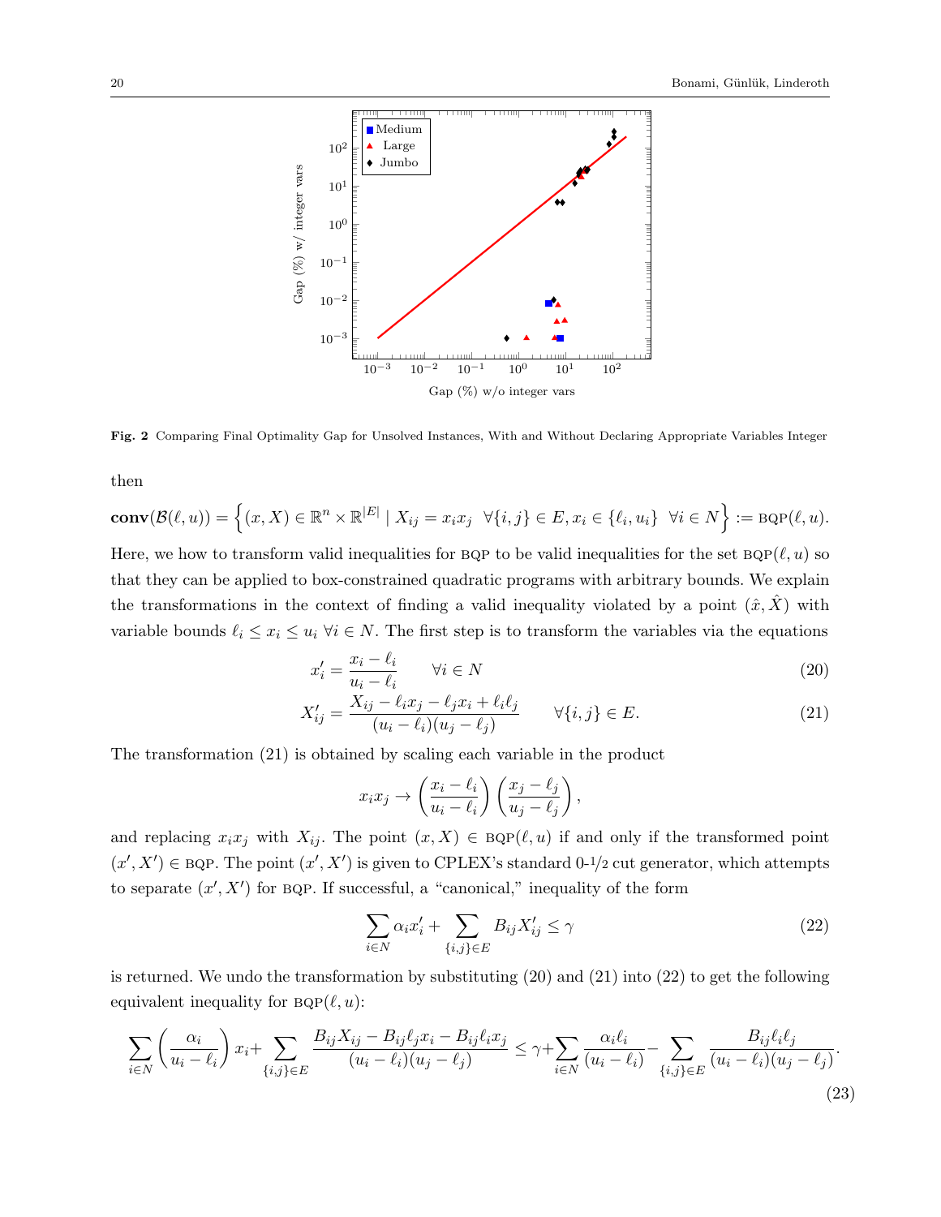Fig. 2 Comparing Final Optimality Gap for Unsolved Instances, With and Without Declaring Appropriate Variables Integer

then

$$\mathbf{conv}(\mathcal{B}(\ell,u)) = \left\{(x,X) \in \mathbb{R}^n \times \mathbb{R}^{|E|} \mid X_{ij} = x_i x_j \;\; \forall \{i,j\} \in E, x_i \in \{\ell_i, u_i\} \;\; \forall i \in N\right\} := \text{BQP}(\ell,u).$$

Here, we how to transform valid inequalities for BQP to be valid inequalities for the set BQP$(\ell,u)$ so that they can be applied to box-constrained quadratic programs with arbitrary bounds. We explain the transformations in the context of finding a valid inequality violated by a point $(\hat{x},\hat{X})$ with variable bounds $\ell_i \le x_i \le u_i \;\forall i \in N$. The first step is to transform the variables via the equations

$$x_i' = \frac{x_i - \ell_i}{u_i - \ell_i} \qquad \forall i \in N \tag{20}$$

$$X_{ij}' = \frac{X_{ij} - \ell_i x_j - \ell_j x_i + \ell_i \ell_j}{(u_i - \ell_i)(u_j - \ell_j)} \qquad \forall \{i,j\} \in E. \tag{21}$$

The transformation (21) is obtained by scaling each variable in the product

$$x_i x_j \to \left(\frac{x_i - \ell_i}{u_i - \ell_i}\right)\left(\frac{x_j - \ell_j}{u_j - \ell_j}\right),$$

and replacing $x_i x_j$ with $X_{ij}$. The point $(x,X) \in \text{BQP}(\ell,u)$ if and only if the transformed point $(x',X') \in \text{BQP}$. The point $(x',X')$ is given to CPLEX's standard 0-1/2 cut generator, which attempts to separate $(x',X')$ for BQP. If successful, a "canonical," inequality of the form

$$\sum_{i \in N} \alpha_i x_i' + \sum_{\{i,j\} \in E} B_{ij} X_{ij}' \le \gamma \tag{22}$$

is returned. We undo the transformation by substituting (20) and (21) into (22) to get the following equivalent inequality for BQP$(\ell,u)$:

$$\sum_{i \in N}\left(\frac{\alpha_i}{u_i - \ell_i}\right)x_i + \sum_{\{i,j\} \in E} \frac{B_{ij}X_{ij} - B_{ij}\ell_j x_i - B_{ij}\ell_i x_j}{(u_i - \ell_i)(u_j - \ell_j)} \le \gamma + \sum_{i \in N}\frac{\alpha_i \ell_i}{(u_i - \ell_i)} - \sum_{\{i,j\} \in E}\frac{B_{ij}\ell_i \ell_j}{(u_i - \ell_i)(u_j - \ell_j)}. \tag{23}$$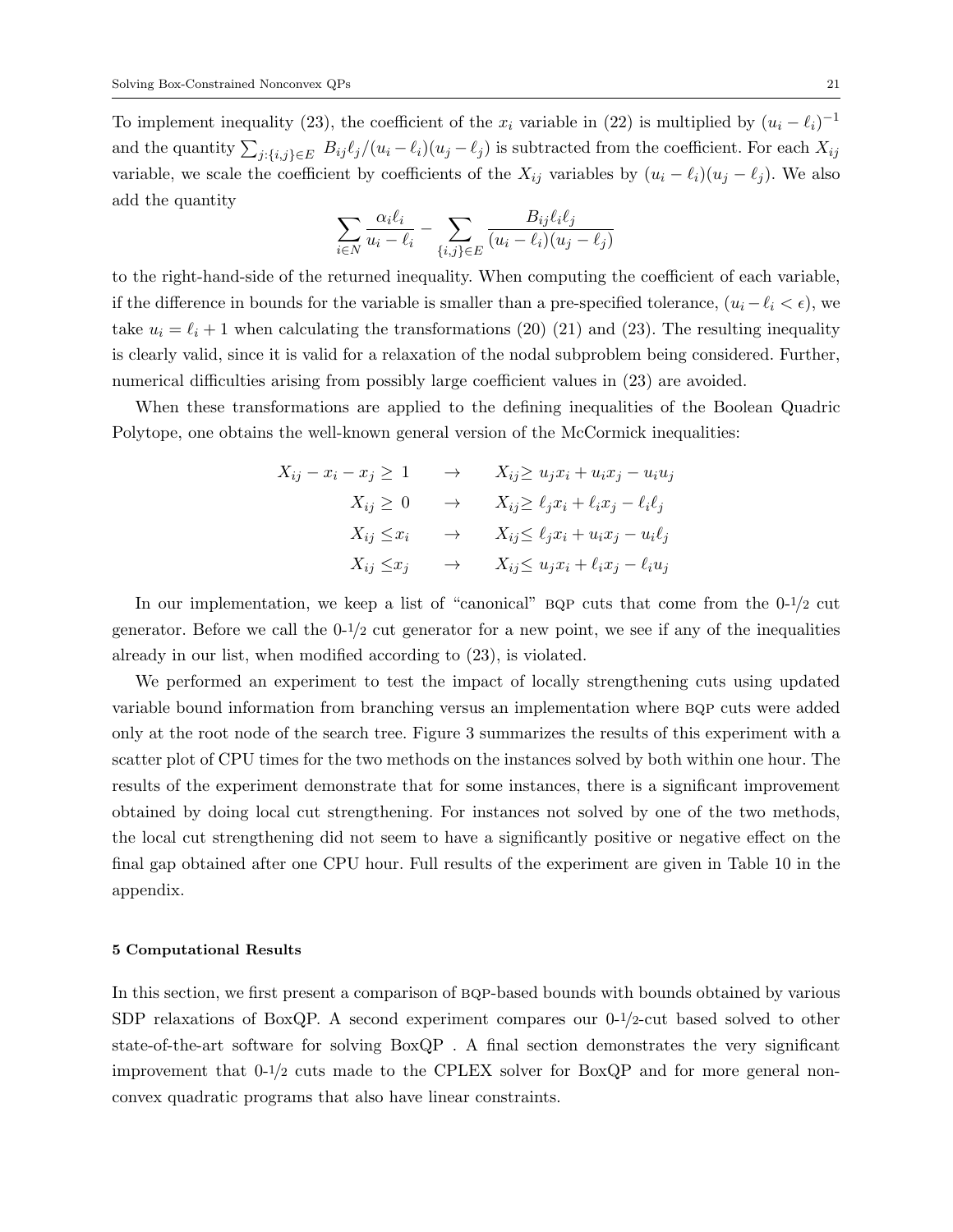To implement inequality (23), the coefficient of the $x_i$ variable in (22) is multiplied by $(u_i - \ell_i)^{-1}$ and the quantity $\sum_{j:\{i,j\}\in E} B_{ij}\ell_j/(u_i - \ell_i)(u_j - \ell_j)$ is subtracted from the coefficient. For each $X_{ij}$ variable, we scale the coefficient by coefficients of the $X_{ij}$ variables by $(u_i - \ell_i)(u_j - \ell_j)$. We also add the quantity

$$\sum_{i\in N} \frac{\alpha_i \ell_i}{u_i - \ell_i} - \sum_{\{i,j\}\in E} \frac{B_{ij}\ell_i\ell_j}{(u_i - \ell_i)(u_j - \ell_j)}$$

to the right-hand-side of the returned inequality. When computing the coefficient of each variable, if the difference in bounds for the variable is smaller than a pre-specified tolerance, $(u_i - \ell_i < \epsilon)$, we take $u_i = \ell_i + 1$ when calculating the transformations (20) (21) and (23). The resulting inequality is clearly valid, since it is valid for a relaxation of the nodal subproblem being considered. Further, numerical difficulties arising from possibly large coefficient values in (23) are avoided.

When these transformations are applied to the defining inequalities of the Boolean Quadric Polytope, one obtains the well-known general version of the McCormick inequalities:

$$\begin{aligned}
X_{ij} - x_i - x_j \geq 1 \quad &\rightarrow \quad X_{ij} \geq u_j x_i + u_i x_j - u_i u_j \\
X_{ij} \geq 0 \quad &\rightarrow \quad X_{ij} \geq \ell_j x_i + \ell_i x_j - \ell_i \ell_j \\
X_{ij} \leq x_i \quad &\rightarrow \quad X_{ij} \leq \ell_j x_i + u_i x_j - u_i \ell_j \\
X_{ij} \leq x_j \quad &\rightarrow \quad X_{ij} \leq u_j x_i + \ell_i x_j - \ell_i u_j
\end{aligned}$$

In our implementation, we keep a list of "canonical" BQP cuts that come from the 0-1/2 cut generator. Before we call the 0-1/2 cut generator for a new point, we see if any of the inequalities already in our list, when modified according to (23), is violated.

We performed an experiment to test the impact of locally strengthening cuts using updated variable bound information from branching versus an implementation where BQP cuts were added only at the root node of the search tree. Figure 3 summarizes the results of this experiment with a scatter plot of CPU times for the two methods on the instances solved by both within one hour. The results of the experiment demonstrate that for some instances, there is a significant improvement obtained by doing local cut strengthening. For instances not solved by one of the two methods, the local cut strengthening did not seem to have a significantly positive or negative effect on the final gap obtained after one CPU hour. Full results of the experiment are given in Table 10 in the appendix.

## 5 Computational Results

In this section, we first present a comparison of BQP-based bounds with bounds obtained by various SDP relaxations of BoxQP. A second experiment compares our 0-1/2-cut based solved to other state-of-the-art software for solving BoxQP . A final section demonstrates the very significant improvement that 0-1/2 cuts made to the CPLEX solver for BoxQP and for more general non-convex quadratic programs that also have linear constraints.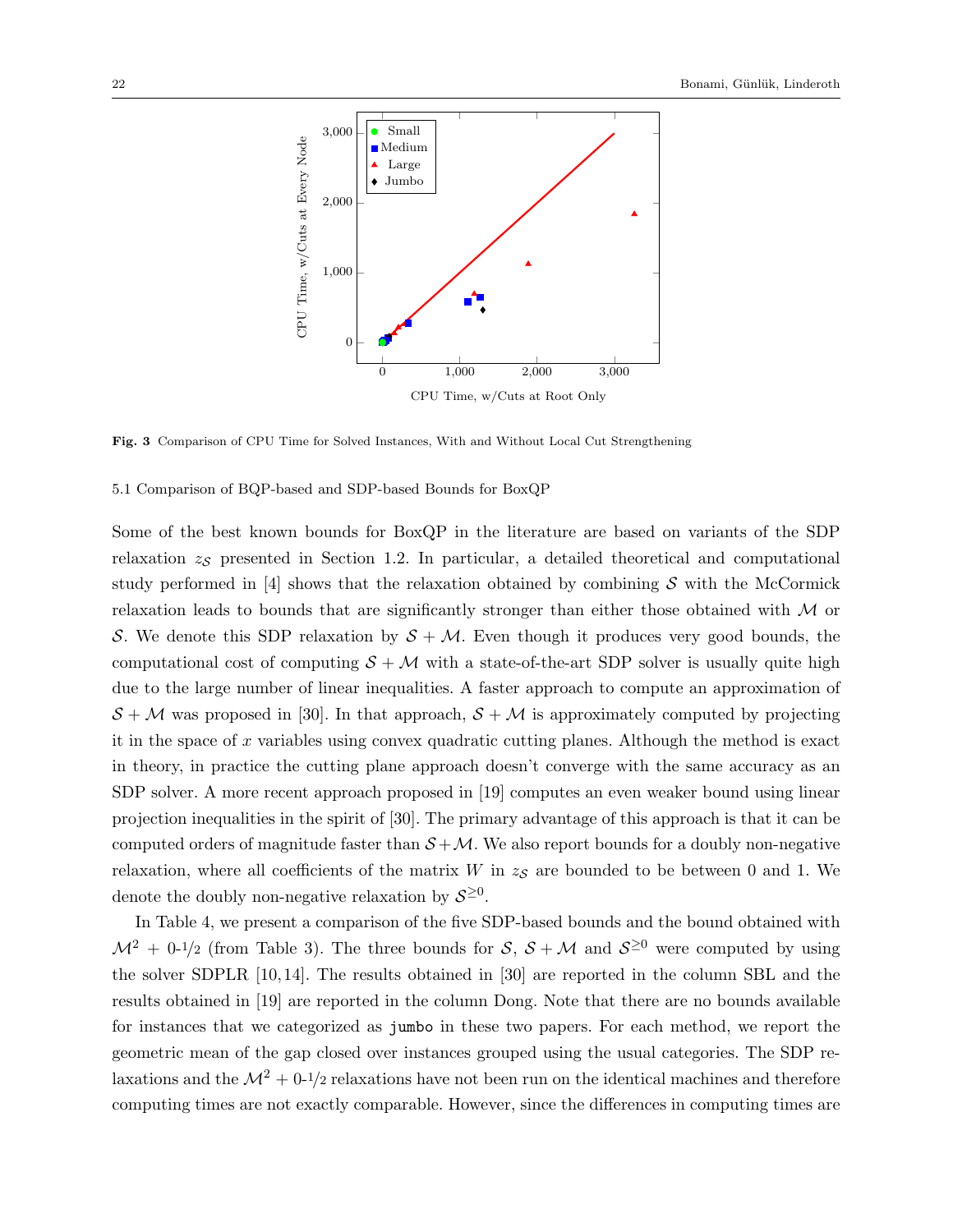Fig. 3 Comparison of CPU Time for Solved Instances, With and Without Local Cut Strengthening

### 5.1 Comparison of BQP-based and SDP-based Bounds for BoxQP

Some of the best known bounds for BoxQP in the literature are based on variants of the SDP relaxation $z_{\mathcal{S}}$ presented in Section 1.2. In particular, a detailed theoretical and computational study performed in [4] shows that the relaxation obtained by combining $\mathcal{S}$ with the McCormick relaxation leads to bounds that are significantly stronger than either those obtained with $\mathcal{M}$ or $\mathcal{S}$. We denote this SDP relaxation by $\mathcal{S} + \mathcal{M}$. Even though it produces very good bounds, the computational cost of computing $\mathcal{S} + \mathcal{M}$ with a state-of-the-art SDP solver is usually quite high due to the large number of linear inequalities. A faster approach to compute an approximation of $\mathcal{S} + \mathcal{M}$ was proposed in [30]. In that approach, $\mathcal{S} + \mathcal{M}$ is approximately computed by projecting it in the space of $x$ variables using convex quadratic cutting planes. Although the method is exact in theory, in practice the cutting plane approach doesn't converge with the same accuracy as an SDP solver. A more recent approach proposed in [19] computes an even weaker bound using linear projection inequalities in the spirit of [30]. The primary advantage of this approach is that it can be computed orders of magnitude faster than $\mathcal{S}+\mathcal{M}$. We also report bounds for a doubly non-negative relaxation, where all coefficients of the matrix $W$ in $z_{\mathcal{S}}$ are bounded to be between 0 and 1. We denote the doubly non-negative relaxation by $\mathcal{S}^{\geq 0}$.

In Table 4, we present a comparison of the five SDP-based bounds and the bound obtained with $\mathcal{M}^2$ + 0-1/2 (from Table 3). The three bounds for $\mathcal{S}$, $\mathcal{S} + \mathcal{M}$ and $\mathcal{S}^{\geq 0}$ were computed by using the solver SDPLR [10,14]. The results obtained in [30] are reported in the column SBL and the results obtained in [19] are reported in the column Dong. Note that there are no bounds available for instances that we categorized as `jumbo` in these two papers. For each method, we report the geometric mean of the gap closed over instances grouped using the usual categories. The SDP relaxations and the $\mathcal{M}^2$ + 0-1/2 relaxations have not been run on the identical machines and therefore computing times are not exactly comparable. However, since the differences in computing times are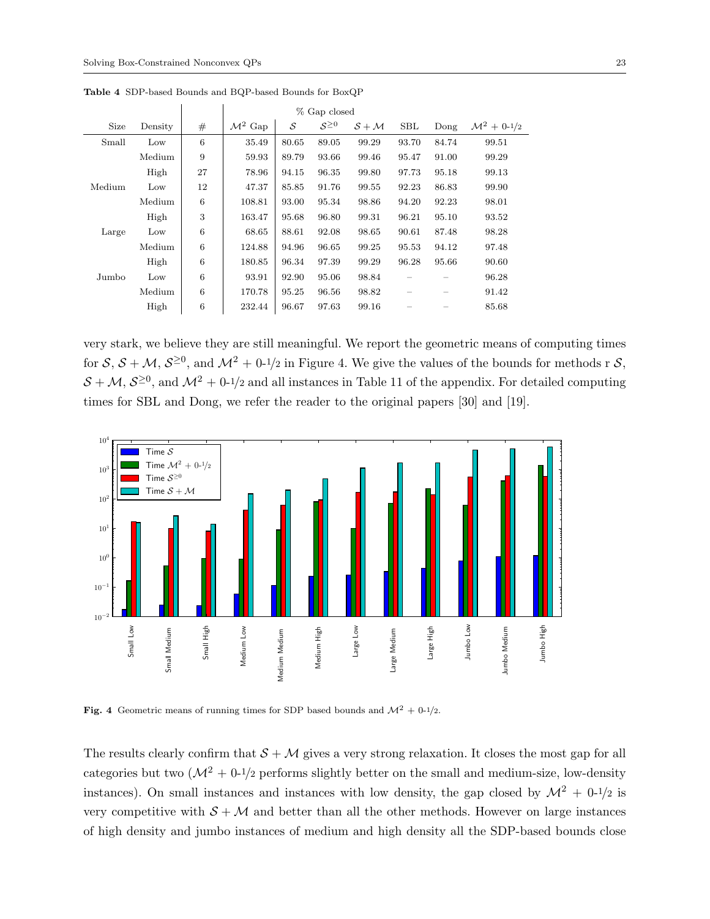**Table 4** SDP-based Bounds and BQP-based Bounds for BoxQP

| Size | Density | # | $\mathcal{M}^2$ Gap | % Gap closed $\mathcal{S}$ | $\mathcal{S}^{\geq 0}$ | $\mathcal{S}+\mathcal{M}$ | SBL | Dong | $\mathcal{M}^2$ + 0-1/2 |
|---|---|---|---|---|---|---|---|---|---|
| Small | Low | 6 | 35.49 | 80.65 | 89.05 | 99.29 | 93.70 | 84.74 | 99.51 |
| | Medium | 9 | 59.93 | 89.79 | 93.66 | 99.46 | 95.47 | 91.00 | 99.29 |
| | High | 27 | 78.96 | 94.15 | 96.35 | 99.80 | 97.73 | 95.18 | 99.13 |
| Medium | Low | 12 | 47.37 | 85.85 | 91.76 | 99.55 | 92.23 | 86.83 | 99.90 |
| | Medium | 6 | 108.81 | 93.00 | 95.34 | 98.86 | 94.20 | 92.23 | 98.01 |
| | High | 3 | 163.47 | 95.68 | 96.80 | 99.31 | 96.21 | 95.10 | 93.52 |
| Large | Low | 6 | 68.65 | 88.61 | 92.08 | 98.65 | 90.61 | 87.48 | 98.28 |
| | Medium | 6 | 124.88 | 94.96 | 96.65 | 99.25 | 95.53 | 94.12 | 97.48 |
| | High | 6 | 180.85 | 96.34 | 97.39 | 99.29 | 96.28 | 95.66 | 90.60 |
| Jumbo | Low | 6 | 93.91 | 92.90 | 95.06 | 98.84 | – | – | 96.28 |
| | Medium | 6 | 170.78 | 95.25 | 96.56 | 98.82 | – | – | 91.42 |
| | High | 6 | 232.44 | 96.67 | 97.63 | 99.16 | – | – | 85.68 |

very stark, we believe they are still meaningful. We report the geometric means of computing times for $\mathcal{S}$, $\mathcal{S}+\mathcal{M}$, $\mathcal{S}^{\geq 0}$, and $\mathcal{M}^2$ + 0-1/2 in Figure 4. We give the values of the bounds for methods r $\mathcal{S}$, $\mathcal{S}+\mathcal{M}$, $\mathcal{S}^{\geq 0}$, and $\mathcal{M}^2$ + 0-1/2 and all instances in Table 11 of the appendix. For detailed computing times for SBL and Dong, we refer the reader to the original papers [30] and [19].

**Fig. 4** Geometric means of running times for SDP based bounds and $\mathcal{M}^2$ + 0-1/2.

The results clearly confirm that $\mathcal{S}+\mathcal{M}$ gives a very strong relaxation. It closes the most gap for all categories but two ($\mathcal{M}^2$ + 0-1/2 performs slightly better on the small and medium-size, low-density instances). On small instances and instances with low density, the gap closed by $\mathcal{M}^2$ + 0-1/2 is very competitive with $\mathcal{S}+\mathcal{M}$ and better than all the other methods. However on large instances of high density and jumbo instances of medium and high density all the SDP-based bounds close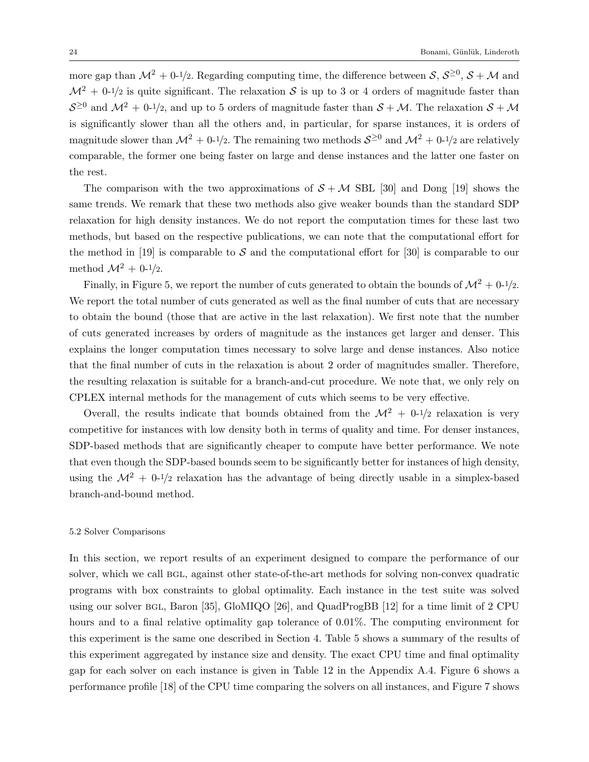more gap than $\mathcal{M}^2$ + 0-1/2. Regarding computing time, the difference between $\mathcal{S}$, $\mathcal{S}^{\geq 0}$, $\mathcal{S}+\mathcal{M}$ and $\mathcal{M}^2$ + 0-1/2 is quite significant. The relaxation $\mathcal{S}$ is up to 3 or 4 orders of magnitude faster than $\mathcal{S}^{\geq 0}$ and $\mathcal{M}^2$ + 0-1/2, and up to 5 orders of magnitude faster than $\mathcal{S}+\mathcal{M}$. The relaxation $\mathcal{S}+\mathcal{M}$ is significantly slower than all the others and, in particular, for sparse instances, it is orders of magnitude slower than $\mathcal{M}^2$ + 0-1/2. The remaining two methods $\mathcal{S}^{\geq 0}$ and $\mathcal{M}^2$ + 0-1/2 are relatively comparable, the former one being faster on large and dense instances and the latter one faster on the rest.

The comparison with the two approximations of $\mathcal{S}+\mathcal{M}$ SBL [30] and Dong [19] shows the same trends. We remark that these two methods also give weaker bounds than the standard SDP relaxation for high density instances. We do not report the computation times for these last two methods, but based on the respective publications, we can note that the computational effort for the method in [19] is comparable to $\mathcal{S}$ and the computational effort for [30] is comparable to our method $\mathcal{M}^2$ + 0-1/2.

Finally, in Figure 5, we report the number of cuts generated to obtain the bounds of $\mathcal{M}^2$ + 0-1/2. We report the total number of cuts generated as well as the final number of cuts that are necessary to obtain the bound (those that are active in the last relaxation). We first note that the number of cuts generated increases by orders of magnitude as the instances get larger and denser. This explains the longer computation times necessary to solve large and dense instances. Also notice that the final number of cuts in the relaxation is about 2 order of magnitudes smaller. Therefore, the resulting relaxation is suitable for a branch-and-cut procedure. We note that, we only rely on CPLEX internal methods for the management of cuts which seems to be very effective.

Overall, the results indicate that bounds obtained from the $\mathcal{M}^2$ + 0-1/2 relaxation is very competitive for instances with low density both in terms of quality and time. For denser instances, SDP-based methods that are significantly cheaper to compute have better performance. We note that even though the SDP-based bounds seem to be significantly better for instances of high density, using the $\mathcal{M}^2$ + 0-1/2 relaxation has the advantage of being directly usable in a simplex-based branch-and-bound method.

### 5.2 Solver Comparisons

In this section, we report results of an experiment designed to compare the performance of our solver, which we call BGL, against other state-of-the-art methods for solving non-convex quadratic programs with box constraints to global optimality. Each instance in the test suite was solved using our solver BGL, Baron [35], GloMIQO [26], and QuadProgBB [12] for a time limit of 2 CPU hours and to a final relative optimality gap tolerance of 0.01%. The computing environment for this experiment is the same one described in Section 4. Table 5 shows a summary of the results of this experiment aggregated by instance size and density. The exact CPU time and final optimality gap for each solver on each instance is given in Table 12 in the Appendix A.4. Figure 6 shows a performance profile [18] of the CPU time comparing the solvers on all instances, and Figure 7 shows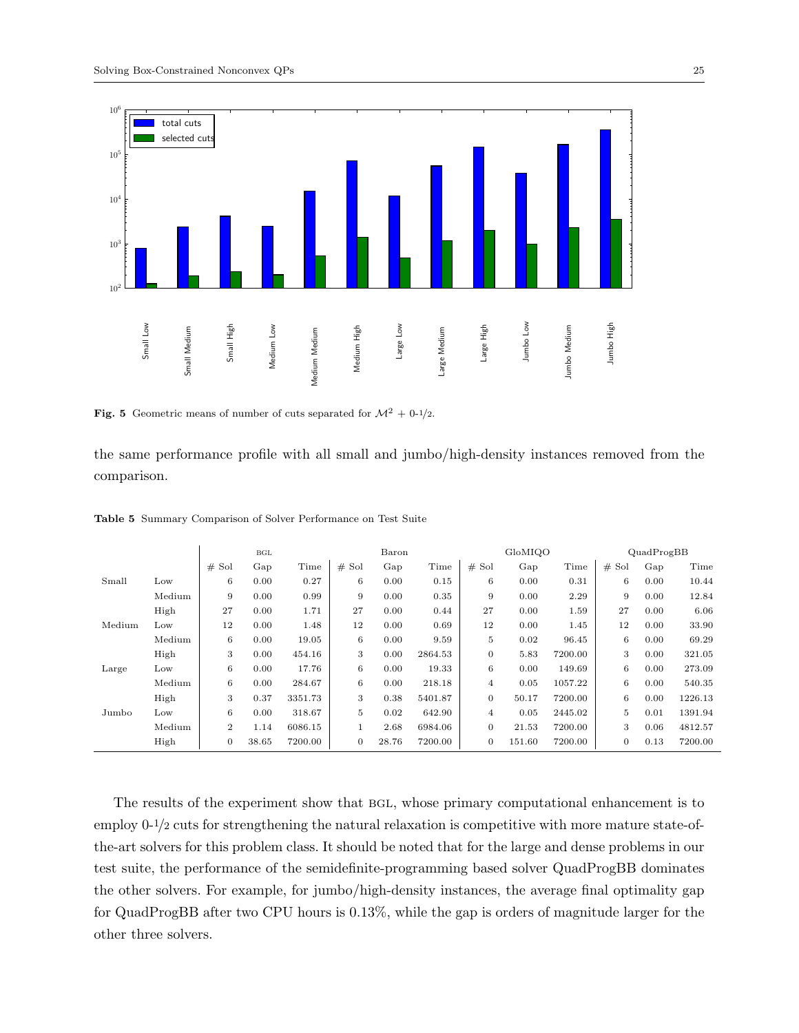**Fig. 5** Geometric means of number of cuts separated for $\mathcal{M}^2$ + 0-1/2.

the same performance profile with all small and jumbo/high-density instances removed from the comparison.

**Table 5** Summary Comparison of Solver Performance on Test Suite

| | | BGL | | | Baron | | | GloMIQO | | | QuadProgBB | | |
|---|---|---|---|---|---|---|---|---|---|---|---|---|---|
| | | # Sol | Gap | Time | # Sol | Gap | Time | # Sol | Gap | Time | # Sol | Gap | Time |
| Small | Low | 6 | 0.00 | 0.27 | 6 | 0.00 | 0.15 | 6 | 0.00 | 0.31 | 6 | 0.00 | 10.44 |
| | Medium | 9 | 0.00 | 0.99 | 9 | 0.00 | 0.35 | 9 | 0.00 | 2.29 | 9 | 0.00 | 12.84 |
| | High | 27 | 0.00 | 1.71 | 27 | 0.00 | 0.44 | 27 | 0.00 | 1.59 | 27 | 0.00 | 6.06 |
| Medium | Low | 12 | 0.00 | 1.48 | 12 | 0.00 | 0.69 | 12 | 0.00 | 1.45 | 12 | 0.00 | 33.90 |
| | Medium | 6 | 0.00 | 19.05 | 6 | 0.00 | 9.59 | 5 | 0.02 | 96.45 | 6 | 0.00 | 69.29 |
| | High | 3 | 0.00 | 454.16 | 3 | 0.00 | 2864.53 | 0 | 5.83 | 7200.00 | 3 | 0.00 | 321.05 |
| Large | Low | 6 | 0.00 | 17.76 | 6 | 0.00 | 19.33 | 6 | 0.00 | 149.69 | 6 | 0.00 | 273.09 |
| | Medium | 6 | 0.00 | 284.67 | 6 | 0.00 | 218.18 | 4 | 0.05 | 1057.22 | 6 | 0.00 | 540.35 |
| | High | 3 | 0.37 | 3351.73 | 3 | 0.38 | 5401.87 | 0 | 50.17 | 7200.00 | 6 | 0.00 | 1226.13 |
| Jumbo | Low | 6 | 0.00 | 318.67 | 5 | 0.02 | 642.90 | 4 | 0.05 | 2445.02 | 5 | 0.01 | 1391.94 |
| | Medium | 2 | 1.14 | 6086.15 | 1 | 2.68 | 6984.06 | 0 | 21.53 | 7200.00 | 3 | 0.06 | 4812.57 |
| | High | 0 | 38.65 | 7200.00 | 0 | 28.76 | 7200.00 | 0 | 151.60 | 7200.00 | 0 | 0.13 | 7200.00 |

The results of the experiment show that BGL, whose primary computational enhancement is to employ 0-1/2 cuts for strengthening the natural relaxation is competitive with more mature state-of-the-art solvers for this problem class. It should be noted that for the large and dense problems in our test suite, the performance of the semidefinite-programming based solver QuadProgBB dominates the other solvers. For example, for jumbo/high-density instances, the average final optimality gap for QuadProgBB after two CPU hours is 0.13%, while the gap is orders of magnitude larger for the other three solvers.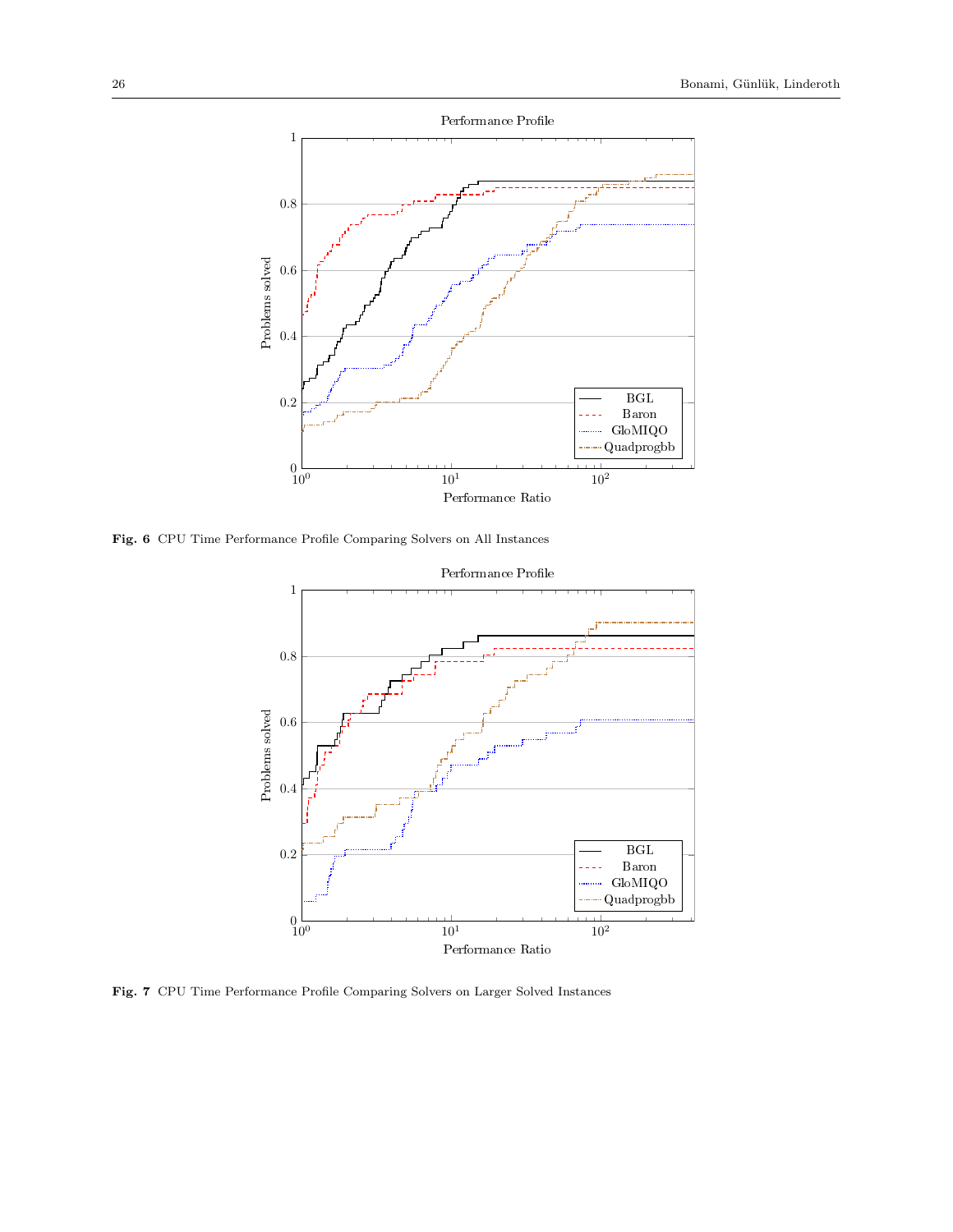Fig. 6 CPU Time Performance Profile Comparing Solvers on All Instances

Fig. 7 CPU Time Performance Profile Comparing Solvers on Larger Solved Instances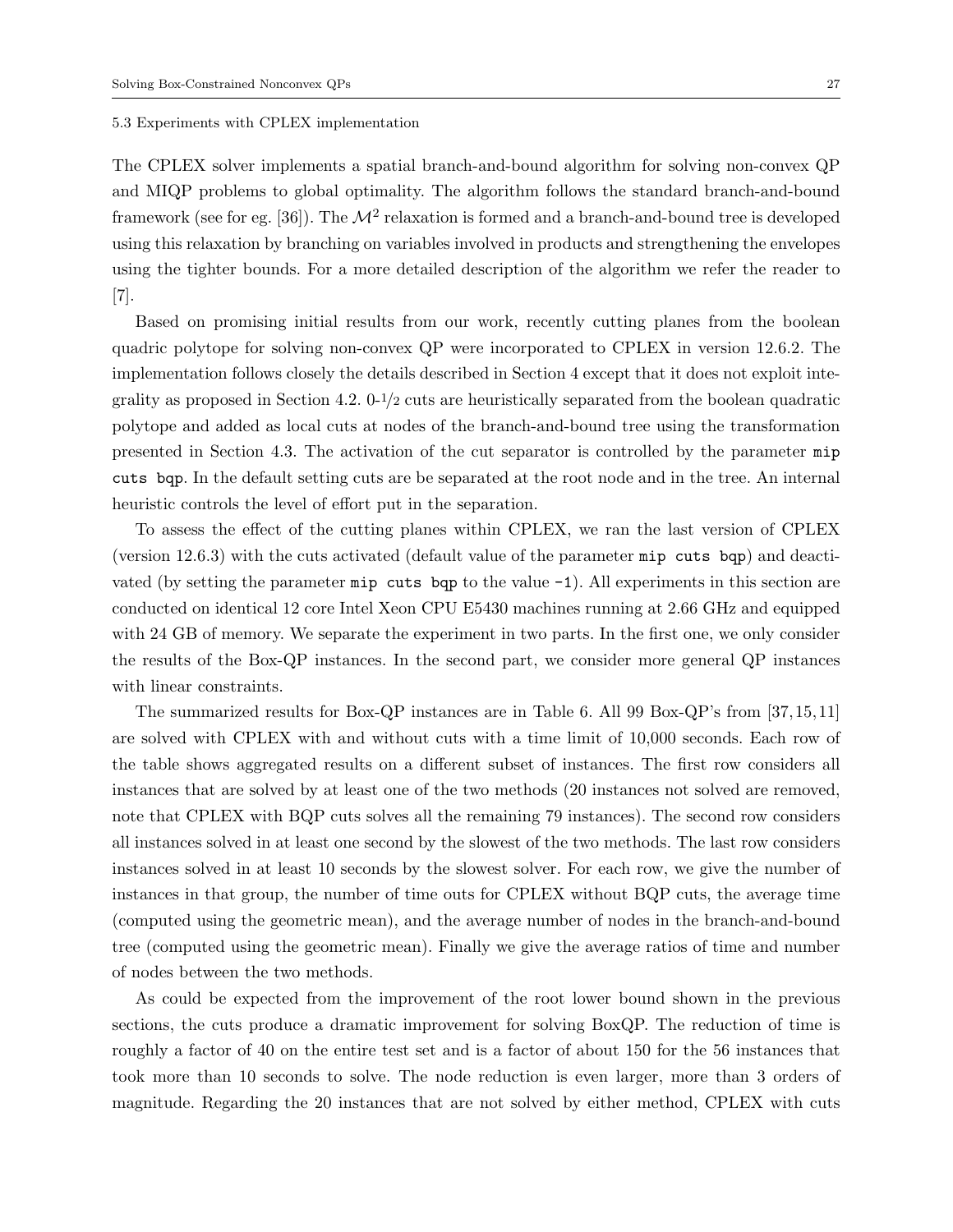### 5.3 Experiments with CPLEX implementation

The CPLEX solver implements a spatial branch-and-bound algorithm for solving non-convex QP and MIQP problems to global optimality. The algorithm follows the standard branch-and-bound framework (see for eg. [36]). The $\mathcal{M}^2$ relaxation is formed and a branch-and-bound tree is developed using this relaxation by branching on variables involved in products and strengthening the envelopes using the tighter bounds. For a more detailed description of the algorithm we refer the reader to [7].

Based on promising initial results from our work, recently cutting planes from the boolean quadric polytope for solving non-convex QP were incorporated to CPLEX in version 12.6.2. The implementation follows closely the details described in Section 4 except that it does not exploit integrality as proposed in Section 4.2. 0-$1/2$ cuts are heuristically separated from the boolean quadratic polytope and added as local cuts at nodes of the branch-and-bound tree using the transformation presented in Section 4.3. The activation of the cut separator is controlled by the parameter `mip cuts bqp`. In the default setting cuts are be separated at the root node and in the tree. An internal heuristic controls the level of effort put in the separation.

To assess the effect of the cutting planes within CPLEX, we ran the last version of CPLEX (version 12.6.3) with the cuts activated (default value of the parameter `mip cuts bqp`) and deactivated (by setting the parameter `mip cuts bqp` to the value `-1`). All experiments in this section are conducted on identical 12 core Intel Xeon CPU E5430 machines running at 2.66 GHz and equipped with 24 GB of memory. We separate the experiment in two parts. In the first one, we only consider the results of the Box-QP instances. In the second part, we consider more general QP instances with linear constraints.

The summarized results for Box-QP instances are in Table 6. All 99 Box-QP's from [37,15,11] are solved with CPLEX with and without cuts with a time limit of 10,000 seconds. Each row of the table shows aggregated results on a different subset of instances. The first row considers all instances that are solved by at least one of the two methods (20 instances not solved are removed, note that CPLEX with BQP cuts solves all the remaining 79 instances). The second row considers all instances solved in at least one second by the slowest of the two methods. The last row considers instances solved in at least 10 seconds by the slowest solver. For each row, we give the number of instances in that group, the number of time outs for CPLEX without BQP cuts, the average time (computed using the geometric mean), and the average number of nodes in the branch-and-bound tree (computed using the geometric mean). Finally we give the average ratios of time and number of nodes between the two methods.

As could be expected from the improvement of the root lower bound shown in the previous sections, the cuts produce a dramatic improvement for solving BoxQP. The reduction of time is roughly a factor of 40 on the entire test set and is a factor of about 150 for the 56 instances that took more than 10 seconds to solve. The node reduction is even larger, more than 3 orders of magnitude. Regarding the 20 instances that are not solved by either method, CPLEX with cuts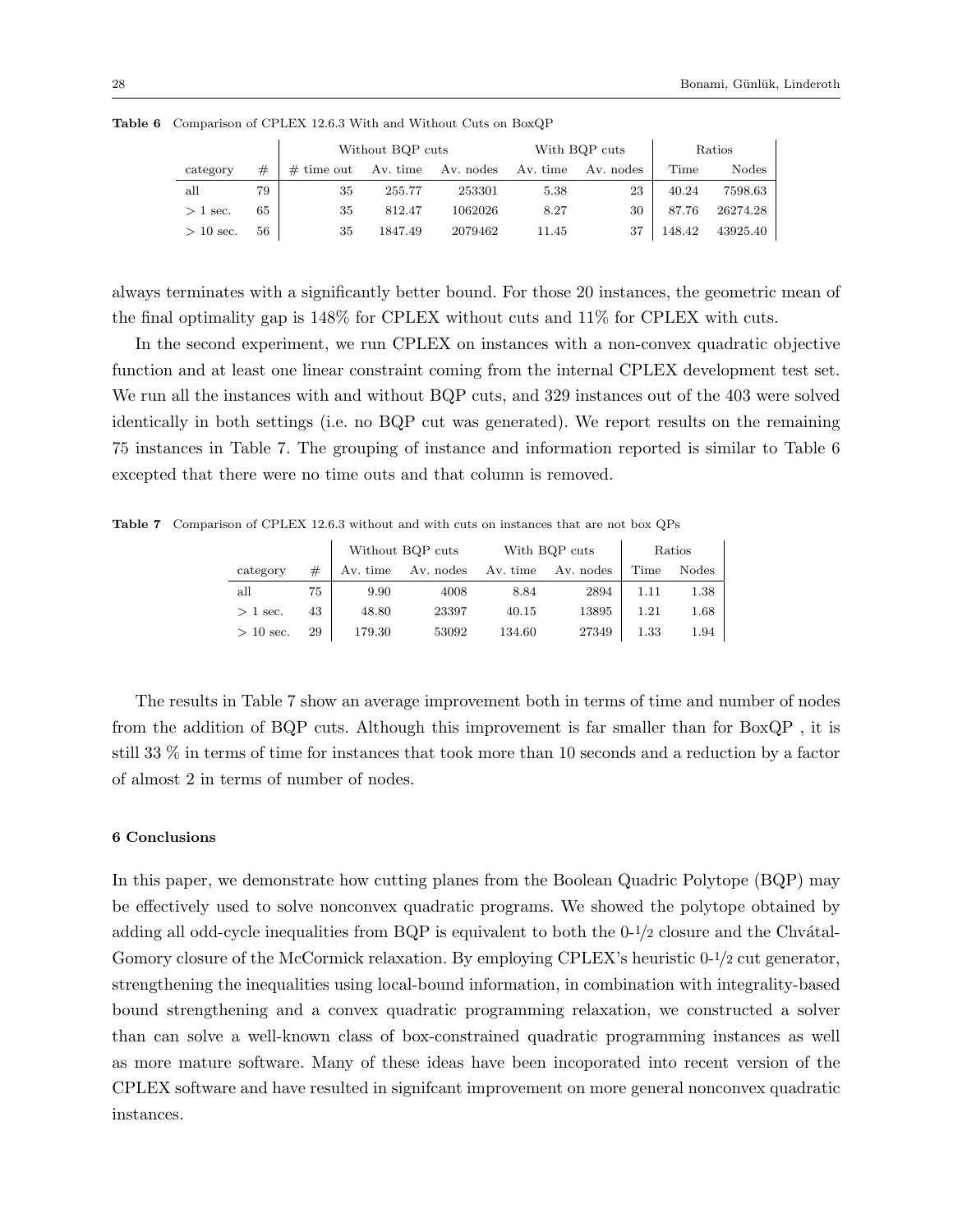**Table 6** Comparison of CPLEX 12.6.3 With and Without Cuts on BoxQP

| | | Without BQP cuts | | | With BQP cuts | | Ratios | |
|---|---|---|---|---|---|---|---|---|
| category | # | # time out | Av. time | Av. nodes | Av. time | Av. nodes | Time | Nodes |
| all | 79 | 35 | 255.77 | 253301 | 5.38 | 23 | 40.24 | 7598.63 |
| > 1 sec. | 65 | 35 | 812.47 | 1062026 | 8.27 | 30 | 87.76 | 26274.28 |
| > 10 sec. | 56 | 35 | 1847.49 | 2079462 | 11.45 | 37 | 148.42 | 43925.40 |

always terminates with a significantly better bound. For those 20 instances, the geometric mean of the final optimality gap is 148% for CPLEX without cuts and 11% for CPLEX with cuts.

In the second experiment, we run CPLEX on instances with a non-convex quadratic objective function and at least one linear constraint coming from the internal CPLEX development test set. We run all the instances with and without BQP cuts, and 329 instances out of the 403 were solved identically in both settings (i.e. no BQP cut was generated). We report results on the remaining 75 instances in Table 7. The grouping of instance and information reported is similar to Table 6 excepted that there were no time outs and that column is removed.

**Table 7** Comparison of CPLEX 12.6.3 without and with cuts on instances that are not box QPs

| | | Without BQP cuts | | With BQP cuts | | Ratios | |
|---|---|---|---|---|---|---|---|
| category | # | Av. time | Av. nodes | Av. time | Av. nodes | Time | Nodes |
| all | 75 | 9.90 | 4008 | 8.84 | 2894 | 1.11 | 1.38 |
| > 1 sec. | 43 | 48.80 | 23397 | 40.15 | 13895 | 1.21 | 1.68 |
| > 10 sec. | 29 | 179.30 | 53092 | 134.60 | 27349 | 1.33 | 1.94 |

The results in Table 7 show an average improvement both in terms of time and number of nodes from the addition of BQP cuts. Although this improvement is far smaller than for BoxQP , it is still 33 % in terms of time for instances that took more than 10 seconds and a reduction by a factor of almost 2 in terms of number of nodes.

### 6 Conclusions

In this paper, we demonstrate how cutting planes from the Boolean Quadric Polytope (BQP) may be effectively used to solve nonconvex quadratic programs. We showed the polytope obtained by adding all odd-cycle inequalities from BQP is equivalent to both the 0-1/2 closure and the Chvátal-Gomory closure of the McCormick relaxation. By employing CPLEX's heuristic 0-1/2 cut generator, strengthening the inequalities using local-bound information, in combination with integrality-based bound strengthening and a convex quadratic programming relaxation, we constructed a solver than can solve a well-known class of box-constrained quadratic programming instances as well as more mature software. Many of these ideas have been incoporated into recent version of the CPLEX software and have resulted in signifcant improvement on more general nonconvex quadratic instances.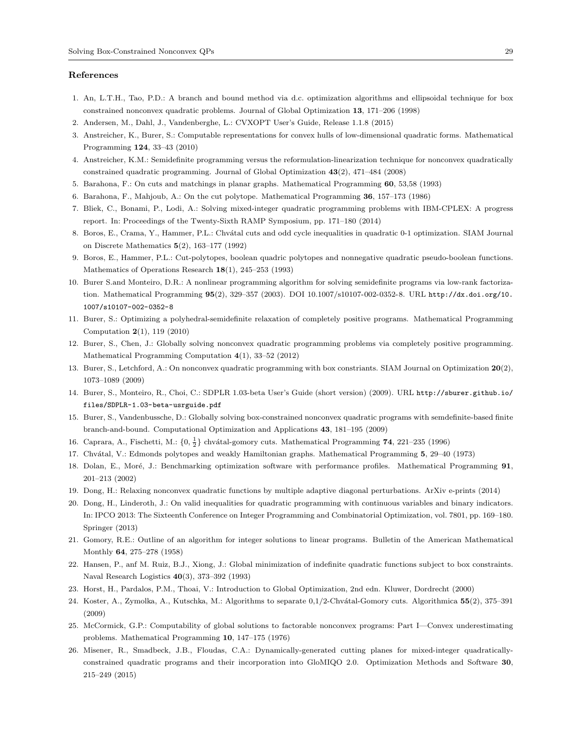## References

1. An, L.T.H., Tao, P.D.: A branch and bound method via d.c. optimization algorithms and ellipsoidal technique for box constrained nonconvex quadratic problems. Journal of Global Optimization **13**, 171–206 (1998)
2. Andersen, M., Dahl, J., Vandenberghe, L.: CVXOPT User's Guide, Release 1.1.8 (2015)
3. Anstreicher, K., Burer, S.: Computable representations for convex hulls of low-dimensional quadratic forms. Mathematical Programming **124**, 33–43 (2010)
4. Anstreicher, K.M.: Semidefinite programming versus the reformulation-linearization technique for nonconvex quadratically constrained quadratic programming. Journal of Global Optimization **43**(2), 471–484 (2008)
5. Barahona, F.: On cuts and matchings in planar graphs. Mathematical Programming **60**, 53,58 (1993)
6. Barahona, F., Mahjoub, A.: On the cut polytope. Mathematical Programming **36**, 157–173 (1986)
7. Bliek, C., Bonami, P., Lodi, A.: Solving mixed-integer quadratic programming problems with IBM-CPLEX: A progress report. In: Proceedings of the Twenty-Sixth RAMP Symposium, pp. 171–180 (2014)
8. Boros, E., Crama, Y., Hammer, P.L.: Chvátal cuts and odd cycle inequalities in quadratic 0-1 optimization. SIAM Journal on Discrete Mathematics **5**(2), 163–177 (1992)
9. Boros, E., Hammer, P.L.: Cut-polytopes, boolean quadric polytopes and nonnegative quadratic pseudo-boolean functions. Mathematics of Operations Research **18**(1), 245–253 (1993)
10. Burer S.and Monteiro, D.R.: A nonlinear programming algorithm for solving semidefinite programs via low-rank factorization. Mathematical Programming **95**(2), 329–357 (2003). DOI 10.1007/s10107-002-0352-8. URL http://dx.doi.org/10.1007/s10107-002-0352-8
11. Burer, S.: Optimizing a polyhedral-semidefinite relaxation of completely positive programs. Mathematical Programming Computation **2**(1), 119 (2010)
12. Burer, S., Chen, J.: Globally solving nonconvex quadratic programming problems via completely positive programming. Mathematical Programming Computation **4**(1), 33–52 (2012)
13. Burer, S., Letchford, A.: On nonconvex quadratic programming with box constriants. SIAM Journal on Optimization **20**(2), 1073–1089 (2009)
14. Burer, S., Monteiro, R., Choi, C.: SDPLR 1.03-beta User's Guide (short version) (2009). URL http://sburer.github.io/files/SDPLR-1.03-beta-usrguide.pdf
15. Burer, S., Vandenbussche, D.: Globally solving box-constrained nonconvex quadratic programs with semdefinite-based finite branch-and-bound. Computational Optimization and Applications **43**, 181–195 (2009)
16. Caprara, A., Fischetti, M.: $\{0, \frac{1}{2}\}$ chvátal-gomory cuts. Mathematical Programming **74**, 221–235 (1996)
17. Chvátal, V.: Edmonds polytopes and weakly Hamiltonian graphs. Mathematical Programming **5**, 29–40 (1973)
18. Dolan, E., Moré, J.: Benchmarking optimization software with performance profiles. Mathematical Programming **91**, 201–213 (2002)
19. Dong, H.: Relaxing nonconvex quadratic functions by multiple adaptive diagonal perturbations. ArXiv e-prints (2014)
20. Dong, H., Linderoth, J.: On valid inequalities for quadratic programming with continuous variables and binary indicators. In: IPCO 2013: The Sixteenth Conference on Integer Programming and Combinatorial Optimization, vol. 7801, pp. 169–180. Springer (2013)
21. Gomory, R.E.: Outline of an algorithm for integer solutions to linear programs. Bulletin of the American Mathematical Monthly **64**, 275–278 (1958)
22. Hansen, P., anf M. Ruiz, B.J., Xiong, J.: Global minimization of indefinite quadratic functions subject to box constraints. Naval Research Logistics **40**(3), 373–392 (1993)
23. Horst, H., Pardalos, P.M., Thoai, V.: Introduction to Global Optimization, 2nd edn. Kluwer, Dordrecht (2000)
24. Koster, A., Zymolka, A., Kutschka, M.: Algorithms to separate 0,1/2-Chvátal-Gomory cuts. Algorithmica **55**(2), 375–391 (2009)
25. McCormick, G.P.: Computability of global solutions to factorable nonconvex programs: Part I—Convex underestimating problems. Mathematical Programming **10**, 147–175 (1976)
26. Misener, R., Smadbeck, J.B., Floudas, C.A.: Dynamically-generated cutting planes for mixed-integer quadratically-constrained quadratic programs and their incorporation into GloMIQO 2.0. Optimization Methods and Software **30**, 215–249 (2015)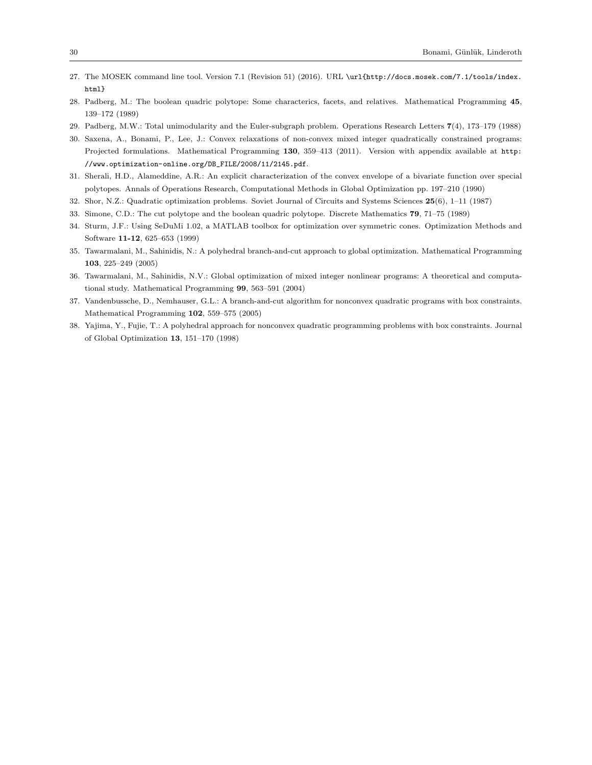27. The MOSEK command line tool. Version 7.1 (Revision 51) (2016). URL \url{http://docs.mosek.com/7.1/tools/index.html}
28. Padberg, M.: The boolean quadric polytope: Some characterics, facets, and relatives. Mathematical Programming **45**, 139–172 (1989)
29. Padberg, M.W.: Total unimodularity and the Euler-subgraph problem. Operations Research Letters **7**(4), 173–179 (1988)
30. Saxena, A., Bonami, P., Lee, J.: Convex relaxations of non-convex mixed integer quadratically constrained programs: Projected formulations. Mathematical Programming **130**, 359–413 (2011). Version with appendix available at http://www.optimization-online.org/DB_FILE/2008/11/2145.pdf.
31. Sherali, H.D., Alameddine, A.R.: An explicit characterization of the convex envelope of a bivariate function over special polytopes. Annals of Operations Research, Computational Methods in Global Optimization pp. 197–210 (1990)
32. Shor, N.Z.: Quadratic optimization problems. Soviet Journal of Circuits and Systems Sciences **25**(6), 1–11 (1987)
33. Simone, C.D.: The cut polytope and the boolean quadric polytope. Discrete Mathematics **79**, 71–75 (1989)
34. Sturm, J.F.: Using SeDuMi 1.02, a MATLAB toolbox for optimization over symmetric cones. Optimization Methods and Software **11-12**, 625–653 (1999)
35. Tawarmalani, M., Sahinidis, N.: A polyhedral branch-and-cut approach to global optimization. Mathematical Programming **103**, 225–249 (2005)
36. Tawarmalani, M., Sahinidis, N.V.: Global optimization of mixed integer nonlinear programs: A theoretical and computational study. Mathematical Programming **99**, 563–591 (2004)
37. Vandenbussche, D., Nemhauser, G.L.: A branch-and-cut algorithm for nonconvex quadratic programs with box constraints. Mathematical Programming **102**, 559–575 (2005)
38. Yajima, Y., Fujie, T.: A polyhedral approach for nonconvex quadratic programming problems with box constraints. Journal of Global Optimization **13**, 151–170 (1998)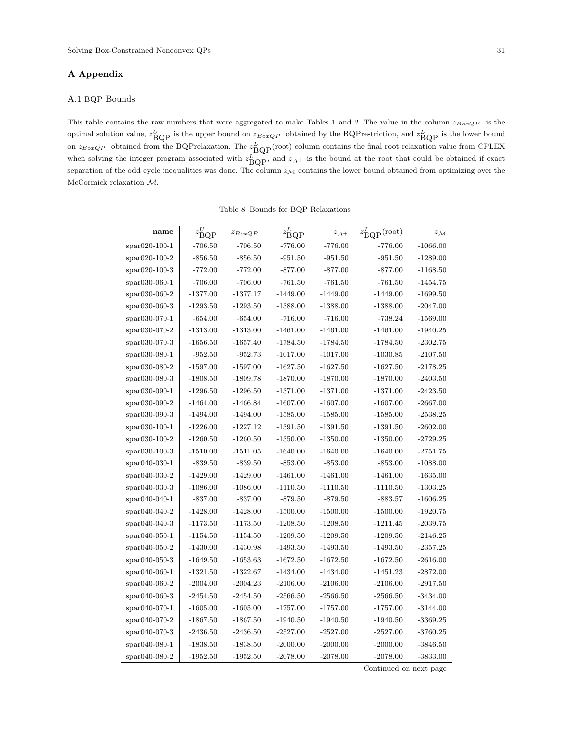## A Appendix

### A.1 BQP Bounds

This table contains the raw numbers that were aggregated to make Tables 1 and 2. The value in the column $z_{BoxQP}$ is the optimal solution value, $z^U_{\text{BQP}}$ is the upper bound on $z_{BoxQP}$ obtained by the BQPrestriction, and $z^L_{\text{BQP}}$ is the lower bound on $z_{BoxQP}$ obtained from the BQPrelaxation. The $z^L_{\text{BQP}}(\text{root})$ column contains the final root relaxation value from CPLEX when solving the integer program associated with $z^L_{\text{BQP}}$, and $z_{\Delta^+}$ is the bound at the root that could be obtained if exact separation of the odd cycle inequalities was done. The column $z_{\mathcal{M}}$ contains the lower bound obtained from optimizing over the McCormick relaxation $\mathcal{M}$.

Table 8: Bounds for BQP Relaxations

| name | $z^U_{\text{BQP}}$ | $z_{BoxQP}$ | $z^L_{\text{BQP}}$ | $z_{\Delta^+}$ | $z^L_{\text{BQP}}(\text{root})$ | $z_{\mathcal{M}}$ |
|---|---|---|---|---|---|---|
| spar020-100-1 | -706.50 | -706.50 | -776.00 | -776.00 | -776.00 | -1066.00 |
| spar020-100-2 | -856.50 | -856.50 | -951.50 | -951.50 | -951.50 | -1289.00 |
| spar020-100-3 | -772.00 | -772.00 | -877.00 | -877.00 | -877.00 | -1168.50 |
| spar030-060-1 | -706.00 | -706.00 | -761.50 | -761.50 | -761.50 | -1454.75 |
| spar030-060-2 | -1377.00 | -1377.17 | -1449.00 | -1449.00 | -1449.00 | -1699.50 |
| spar030-060-3 | -1293.50 | -1293.50 | -1388.00 | -1388.00 | -1388.00 | -2047.00 |
| spar030-070-1 | -654.00 | -654.00 | -716.00 | -716.00 | -738.24 | -1569.00 |
| spar030-070-2 | -1313.00 | -1313.00 | -1461.00 | -1461.00 | -1461.00 | -1940.25 |
| spar030-070-3 | -1656.50 | -1657.40 | -1784.50 | -1784.50 | -1784.50 | -2302.75 |
| spar030-080-1 | -952.50 | -952.73 | -1017.00 | -1017.00 | -1030.85 | -2107.50 |
| spar030-080-2 | -1597.00 | -1597.00 | -1627.50 | -1627.50 | -1627.50 | -2178.25 |
| spar030-080-3 | -1808.50 | -1809.78 | -1870.00 | -1870.00 | -1870.00 | -2403.50 |
| spar030-090-1 | -1296.50 | -1296.50 | -1371.00 | -1371.00 | -1371.00 | -2423.50 |
| spar030-090-2 | -1464.00 | -1466.84 | -1607.00 | -1607.00 | -1607.00 | -2667.00 |
| spar030-090-3 | -1494.00 | -1494.00 | -1585.00 | -1585.00 | -1585.00 | -2538.25 |
| spar030-100-1 | -1226.00 | -1227.12 | -1391.50 | -1391.50 | -1391.50 | -2602.00 |
| spar030-100-2 | -1260.50 | -1260.50 | -1350.00 | -1350.00 | -1350.00 | -2729.25 |
| spar030-100-3 | -1510.00 | -1511.05 | -1640.00 | -1640.00 | -1640.00 | -2751.75 |
| spar040-030-1 | -839.50 | -839.50 | -853.00 | -853.00 | -853.00 | -1088.00 |
| spar040-030-2 | -1429.00 | -1429.00 | -1461.00 | -1461.00 | -1461.00 | -1635.00 |
| spar040-030-3 | -1086.00 | -1086.00 | -1110.50 | -1110.50 | -1110.50 | -1303.25 |
| spar040-040-1 | -837.00 | -837.00 | -879.50 | -879.50 | -883.57 | -1606.25 |
| spar040-040-2 | -1428.00 | -1428.00 | -1500.00 | -1500.00 | -1500.00 | -1920.75 |
| spar040-040-3 | -1173.50 | -1173.50 | -1208.50 | -1208.50 | -1211.45 | -2039.75 |
| spar040-050-1 | -1154.50 | -1154.50 | -1209.50 | -1209.50 | -1209.50 | -2146.25 |
| spar040-050-2 | -1430.00 | -1430.98 | -1493.50 | -1493.50 | -1493.50 | -2357.25 |
| spar040-050-3 | -1649.50 | -1653.63 | -1672.50 | -1672.50 | -1672.50 | -2616.00 |
| spar040-060-1 | -1321.50 | -1322.67 | -1434.00 | -1434.00 | -1451.23 | -2872.00 |
| spar040-060-2 | -2004.00 | -2004.23 | -2106.00 | -2106.00 | -2106.00 | -2917.50 |
| spar040-060-3 | -2454.50 | -2454.50 | -2566.50 | -2566.50 | -2566.50 | -3434.00 |
| spar040-070-1 | -1605.00 | -1605.00 | -1757.00 | -1757.00 | -1757.00 | -3144.00 |
| spar040-070-2 | -1867.50 | -1867.50 | -1940.50 | -1940.50 | -1940.50 | -3369.25 |
| spar040-070-3 | -2436.50 | -2436.50 | -2527.00 | -2527.00 | -2527.00 | -3760.25 |
| spar040-080-1 | -1838.50 | -1838.50 | -2000.00 | -2000.00 | -2000.00 | -3846.50 |
| spar040-080-2 | -1952.50 | -1952.50 | -2078.00 | -2078.00 | -2078.00 | -3833.00 |

Continued on next page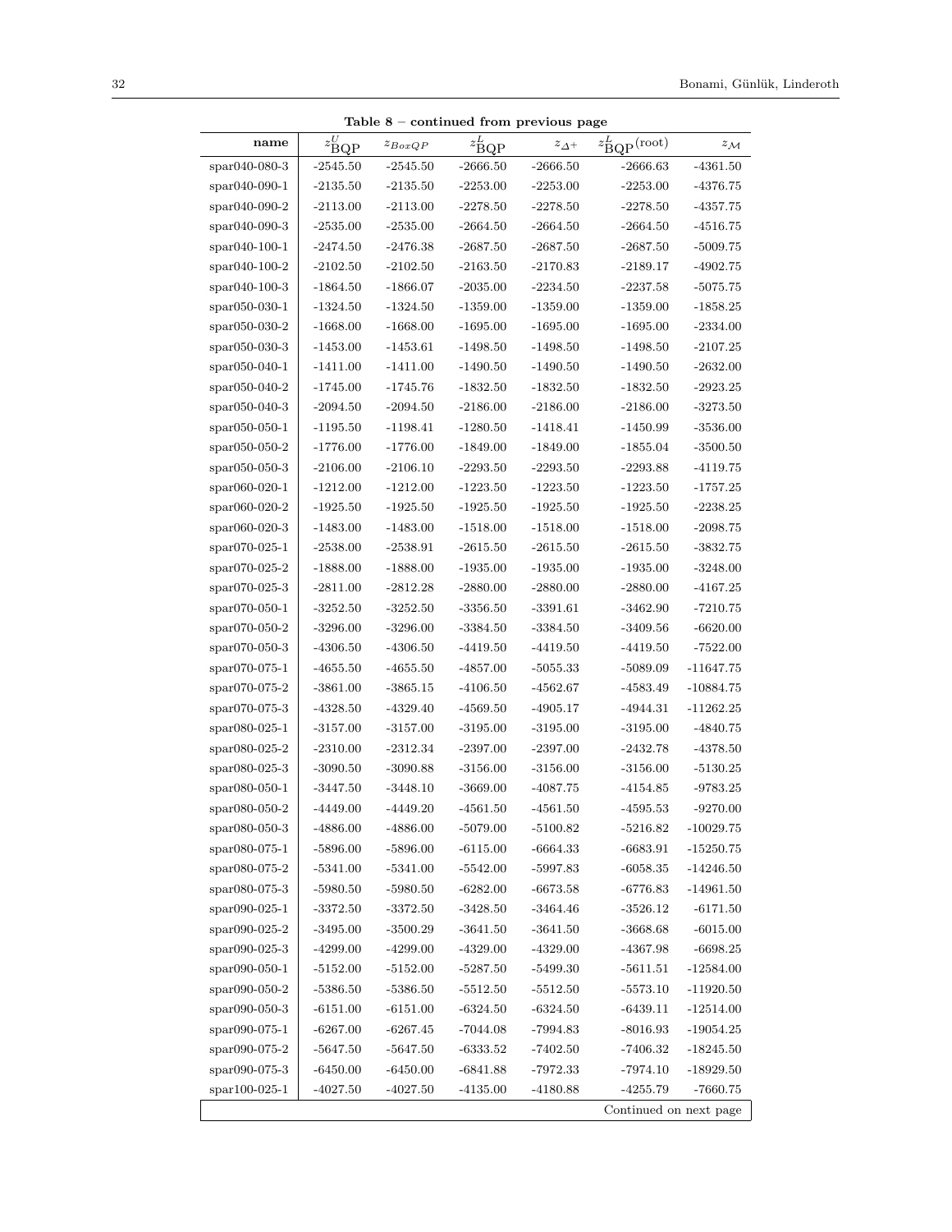**Table 8 – continued from previous page**

| name | $z^U_{\text{BQP}}$ | $z_{BoxQP}$ | $z^L_{\text{BQP}}$ | $z_{\Delta^+}$ | $z^L_{\text{BQP}}(\text{root})$ | $z_{\mathcal{M}}$ |
|---|---|---|---|---|---|---|
| spar040-080-3 | -2545.50 | -2545.50 | -2666.50 | -2666.50 | -2666.63 | -4361.50 |
| spar040-090-1 | -2135.50 | -2135.50 | -2253.00 | -2253.00 | -2253.00 | -4376.75 |
| spar040-090-2 | -2113.00 | -2113.00 | -2278.50 | -2278.50 | -2278.50 | -4357.75 |
| spar040-090-3 | -2535.00 | -2535.00 | -2664.50 | -2664.50 | -2664.50 | -4516.75 |
| spar040-100-1 | -2474.50 | -2476.38 | -2687.50 | -2687.50 | -2687.50 | -5009.75 |
| spar040-100-2 | -2102.50 | -2102.50 | -2163.50 | -2170.83 | -2189.17 | -4902.75 |
| spar040-100-3 | -1864.50 | -1866.07 | -2035.00 | -2234.50 | -2237.58 | -5075.75 |
| spar050-030-1 | -1324.50 | -1324.50 | -1359.00 | -1359.00 | -1359.00 | -1858.25 |
| spar050-030-2 | -1668.00 | -1668.00 | -1695.00 | -1695.00 | -1695.00 | -2334.00 |
| spar050-030-3 | -1453.00 | -1453.61 | -1498.50 | -1498.50 | -1498.50 | -2107.25 |
| spar050-040-1 | -1411.00 | -1411.00 | -1490.50 | -1490.50 | -1490.50 | -2632.00 |
| spar050-040-2 | -1745.00 | -1745.76 | -1832.50 | -1832.50 | -1832.50 | -2923.25 |
| spar050-040-3 | -2094.50 | -2094.50 | -2186.00 | -2186.00 | -2186.00 | -3273.50 |
| spar050-050-1 | -1195.50 | -1198.41 | -1280.50 | -1418.41 | -1450.99 | -3536.00 |
| spar050-050-2 | -1776.00 | -1776.00 | -1849.00 | -1849.00 | -1855.04 | -3500.50 |
| spar050-050-3 | -2106.00 | -2106.10 | -2293.50 | -2293.50 | -2293.88 | -4119.75 |
| spar060-020-1 | -1212.00 | -1212.00 | -1223.50 | -1223.50 | -1223.50 | -1757.25 |
| spar060-020-2 | -1925.50 | -1925.50 | -1925.50 | -1925.50 | -1925.50 | -2238.25 |
| spar060-020-3 | -1483.00 | -1483.00 | -1518.00 | -1518.00 | -1518.00 | -2098.75 |
| spar070-025-1 | -2538.00 | -2538.91 | -2615.50 | -2615.50 | -2615.50 | -3832.75 |
| spar070-025-2 | -1888.00 | -1888.00 | -1935.00 | -1935.00 | -1935.00 | -3248.00 |
| spar070-025-3 | -2811.00 | -2812.28 | -2880.00 | -2880.00 | -2880.00 | -4167.25 |
| spar070-050-1 | -3252.50 | -3252.50 | -3356.50 | -3391.61 | -3462.90 | -7210.75 |
| spar070-050-2 | -3296.00 | -3296.00 | -3384.50 | -3384.50 | -3409.56 | -6620.00 |
| spar070-050-3 | -4306.50 | -4306.50 | -4419.50 | -4419.50 | -4419.50 | -7522.00 |
| spar070-075-1 | -4655.50 | -4655.50 | -4857.00 | -5055.33 | -5089.09 | -11647.75 |
| spar070-075-2 | -3861.00 | -3865.15 | -4106.50 | -4562.67 | -4583.49 | -10884.75 |
| spar070-075-3 | -4328.50 | -4329.40 | -4569.50 | -4905.17 | -4944.31 | -11262.25 |
| spar080-025-1 | -3157.00 | -3157.00 | -3195.00 | -3195.00 | -3195.00 | -4840.75 |
| spar080-025-2 | -2310.00 | -2312.34 | -2397.00 | -2397.00 | -2432.78 | -4378.50 |
| spar080-025-3 | -3090.50 | -3090.88 | -3156.00 | -3156.00 | -3156.00 | -5130.25 |
| spar080-050-1 | -3447.50 | -3448.10 | -3669.00 | -4087.75 | -4154.85 | -9783.25 |
| spar080-050-2 | -4449.00 | -4449.20 | -4561.50 | -4561.50 | -4595.53 | -9270.00 |
| spar080-050-3 | -4886.00 | -4886.00 | -5079.00 | -5100.82 | -5216.82 | -10029.75 |
| spar080-075-1 | -5896.00 | -5896.00 | -6115.00 | -6664.33 | -6683.91 | -15250.75 |
| spar080-075-2 | -5341.00 | -5341.00 | -5542.00 | -5997.83 | -6058.35 | -14246.50 |
| spar080-075-3 | -5980.50 | -5980.50 | -6282.00 | -6673.58 | -6776.83 | -14961.50 |
| spar090-025-1 | -3372.50 | -3372.50 | -3428.50 | -3464.46 | -3526.12 | -6171.50 |
| spar090-025-2 | -3495.00 | -3500.29 | -3641.50 | -3641.50 | -3668.68 | -6015.00 |
| spar090-025-3 | -4299.00 | -4299.00 | -4329.00 | -4329.00 | -4367.98 | -6698.25 |
| spar090-050-1 | -5152.00 | -5152.00 | -5287.50 | -5499.30 | -5611.51 | -12584.00 |
| spar090-050-2 | -5386.50 | -5386.50 | -5512.50 | -5512.50 | -5573.10 | -11920.50 |
| spar090-050-3 | -6151.00 | -6151.00 | -6324.50 | -6324.50 | -6439.11 | -12514.00 |
| spar090-075-1 | -6267.00 | -6267.45 | -7044.08 | -7994.83 | -8016.93 | -19054.25 |
| spar090-075-2 | -5647.50 | -5647.50 | -6333.52 | -7402.50 | -7406.32 | -18245.50 |
| spar090-075-3 | -6450.00 | -6450.00 | -6841.88 | -7972.33 | -7974.10 | -18929.50 |
| spar100-025-1 | -4027.50 | -4027.50 | -4135.00 | -4180.88 | -4255.79 | -7660.75 |

Continued on next page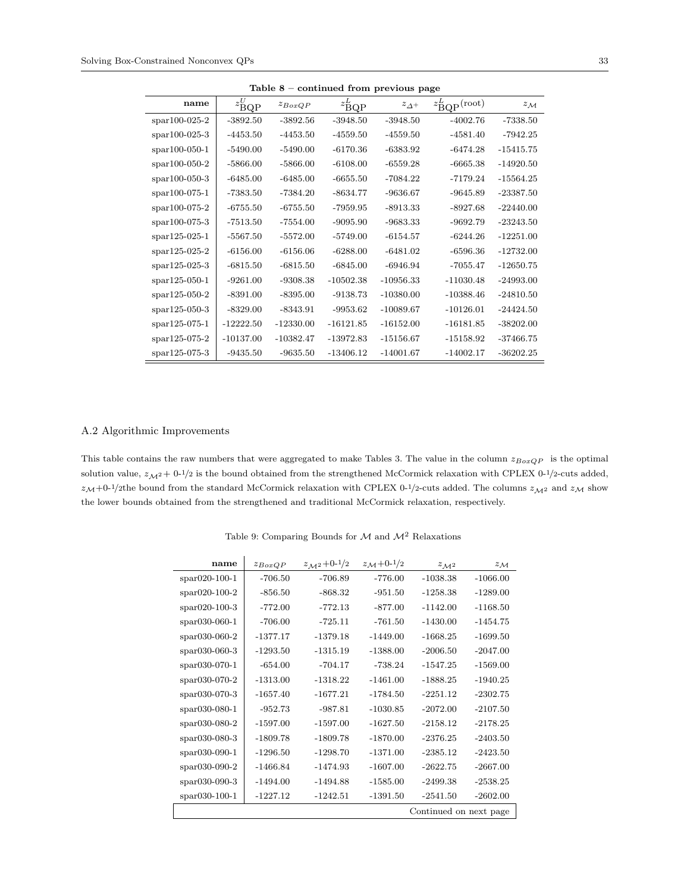**Table 8 – continued from previous page**

| name | $z^U_{\text{BQP}}$ | $z_{BoxQP}$ | $z^L_{\text{BQP}}$ | $z_{\Delta^+}$ | $z^L_{\text{BQP}}(\text{root})$ | $z_{\mathcal{M}}$ |
|---|---|---|---|---|---|---|
| spar100-025-2 | -3892.50 | -3892.56 | -3948.50 | -3948.50 | -4002.76 | -7338.50 |
| spar100-025-3 | -4453.50 | -4453.50 | -4559.50 | -4559.50 | -4581.40 | -7942.25 |
| spar100-050-1 | -5490.00 | -5490.00 | -6170.36 | -6383.92 | -6474.28 | -15415.75 |
| spar100-050-2 | -5866.00 | -5866.00 | -6108.00 | -6559.28 | -6665.38 | -14920.50 |
| spar100-050-3 | -6485.00 | -6485.00 | -6655.50 | -7084.22 | -7179.24 | -15564.25 |
| spar100-075-1 | -7383.50 | -7384.20 | -8634.77 | -9636.67 | -9645.89 | -23387.50 |
| spar100-075-2 | -6755.50 | -6755.50 | -7959.95 | -8913.33 | -8927.68 | -22440.00 |
| spar100-075-3 | -7513.50 | -7554.00 | -9095.90 | -9683.33 | -9692.79 | -23243.50 |
| spar125-025-1 | -5567.50 | -5572.00 | -5749.00 | -6154.57 | -6244.26 | -12251.00 |
| spar125-025-2 | -6156.00 | -6156.06 | -6288.00 | -6481.02 | -6596.36 | -12732.00 |
| spar125-025-3 | -6815.50 | -6815.50 | -6845.00 | -6946.94 | -7055.47 | -12650.75 |
| spar125-050-1 | -9261.00 | -9308.38 | -10502.38 | -10956.33 | -11030.48 | -24993.00 |
| spar125-050-2 | -8391.00 | -8395.00 | -9138.73 | -10380.00 | -10388.46 | -24810.50 |
| spar125-050-3 | -8329.00 | -8343.91 | -9953.62 | -10089.67 | -10126.01 | -24424.50 |
| spar125-075-1 | -12222.50 | -12330.00 | -16121.85 | -16152.00 | -16181.85 | -38202.00 |
| spar125-075-2 | -10137.00 | -10382.47 | -13972.83 | -15156.67 | -15158.92 | -37466.75 |
| spar125-075-3 | -9435.50 | -9635.50 | -13406.12 | -14001.67 | -14002.17 | -36202.25 |

## A.2 Algorithmic Improvements

This table contains the raw numbers that were aggregated to make Tables 3. The value in the column $z_{BoxQP}$ is the optimal solution value, $z_{\mathcal{M}^2}+$ 0-1/2 is the bound obtained from the strengthened McCormick relaxation with CPLEX 0-1/2-cuts added, $z_{\mathcal{M}}+$0-1/2the bound from the standard McCormick relaxation with CPLEX 0-1/2-cuts added. The columns $z_{\mathcal{M}^2}$ and $z_{\mathcal{M}}$ show the lower bounds obtained from the strengthened and traditional McCormick relaxation, respectively.

Table 9: Comparing Bounds for $\mathcal{M}$ and $\mathcal{M}^2$ Relaxations

| name | $z_{BoxQP}$ | $z_{\mathcal{M}^2}$+0-1/2 | $z_{\mathcal{M}}$+0-1/2 | $z_{\mathcal{M}^2}$ | $z_{\mathcal{M}}$ |
|---|---|---|---|---|---|
| spar020-100-1 | -706.50 | -706.89 | -776.00 | -1038.38 | -1066.00 |
| spar020-100-2 | -856.50 | -868.32 | -951.50 | -1258.38 | -1289.00 |
| spar020-100-3 | -772.00 | -772.13 | -877.00 | -1142.00 | -1168.50 |
| spar030-060-1 | -706.00 | -725.11 | -761.50 | -1430.00 | -1454.75 |
| spar030-060-2 | -1377.17 | -1379.18 | -1449.00 | -1668.25 | -1699.50 |
| spar030-060-3 | -1293.50 | -1315.19 | -1388.00 | -2006.50 | -2047.00 |
| spar030-070-1 | -654.00 | -704.17 | -738.24 | -1547.25 | -1569.00 |
| spar030-070-2 | -1313.00 | -1318.22 | -1461.00 | -1888.25 | -1940.25 |
| spar030-070-3 | -1657.40 | -1677.21 | -1784.50 | -2251.12 | -2302.75 |
| spar030-080-1 | -952.73 | -987.81 | -1030.85 | -2072.00 | -2107.50 |
| spar030-080-2 | -1597.00 | -1597.00 | -1627.50 | -2158.12 | -2178.25 |
| spar030-080-3 | -1809.78 | -1809.78 | -1870.00 | -2376.25 | -2403.50 |
| spar030-090-1 | -1296.50 | -1298.70 | -1371.00 | -2385.12 | -2423.50 |
| spar030-090-2 | -1466.84 | -1474.93 | -1607.00 | -2622.75 | -2667.00 |
| spar030-090-3 | -1494.00 | -1494.88 | -1585.00 | -2499.38 | -2538.25 |
| spar030-100-1 | -1227.12 | -1242.51 | -1391.50 | -2541.50 | -2602.00 |

Continued on next page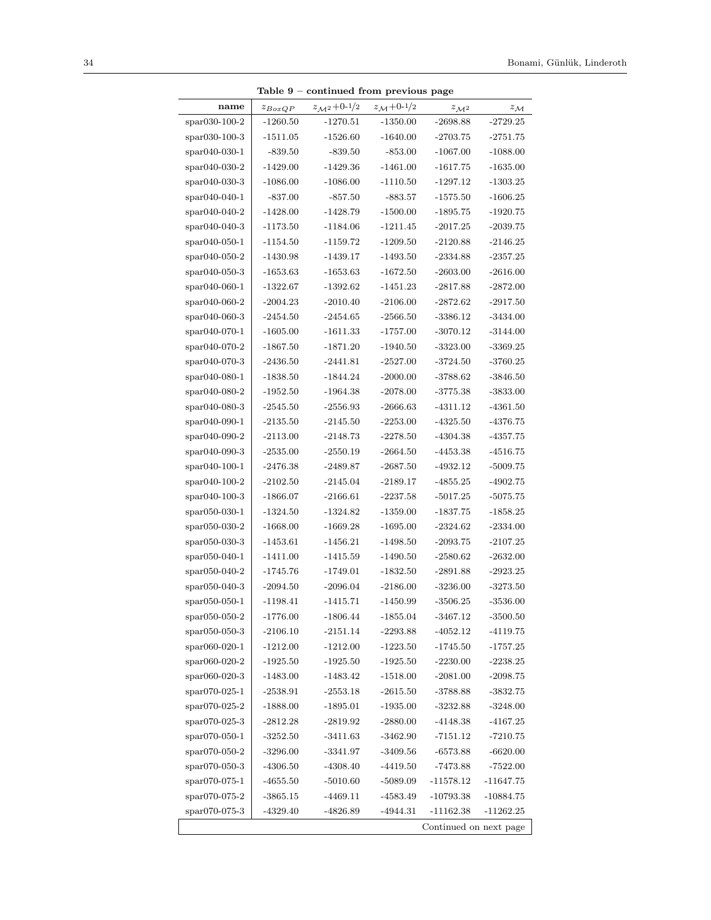**Table 9 – continued from previous page**

| name | $z_{BoxQP}$ | $z_{\mathcal{M}^2}$+0-1/2 | $z_{\mathcal{M}}$+0-1/2 | $z_{\mathcal{M}^2}$ | $z_{\mathcal{M}}$ |
|---|---|---|---|---|---|
| spar030-100-2 | -1260.50 | -1270.51 | -1350.00 | -2698.88 | -2729.25 |
| spar030-100-3 | -1511.05 | -1526.60 | -1640.00 | -2703.75 | -2751.75 |
| spar040-030-1 | -839.50 | -839.50 | -853.00 | -1067.00 | -1088.00 |
| spar040-030-2 | -1429.00 | -1429.36 | -1461.00 | -1617.75 | -1635.00 |
| spar040-030-3 | -1086.00 | -1086.00 | -1110.50 | -1297.12 | -1303.25 |
| spar040-040-1 | -837.00 | -857.50 | -883.57 | -1575.50 | -1606.25 |
| spar040-040-2 | -1428.00 | -1428.79 | -1500.00 | -1895.75 | -1920.75 |
| spar040-040-3 | -1173.50 | -1184.06 | -1211.45 | -2017.25 | -2039.75 |
| spar040-050-1 | -1154.50 | -1159.72 | -1209.50 | -2120.88 | -2146.25 |
| spar040-050-2 | -1430.98 | -1439.17 | -1493.50 | -2334.88 | -2357.25 |
| spar040-050-3 | -1653.63 | -1653.63 | -1672.50 | -2603.00 | -2616.00 |
| spar040-060-1 | -1322.67 | -1392.62 | -1451.23 | -2817.88 | -2872.00 |
| spar040-060-2 | -2004.23 | -2010.40 | -2106.00 | -2872.62 | -2917.50 |
| spar040-060-3 | -2454.50 | -2454.65 | -2566.50 | -3386.12 | -3434.00 |
| spar040-070-1 | -1605.00 | -1611.33 | -1757.00 | -3070.12 | -3144.00 |
| spar040-070-2 | -1867.50 | -1871.20 | -1940.50 | -3323.00 | -3369.25 |
| spar040-070-3 | -2436.50 | -2441.81 | -2527.00 | -3724.50 | -3760.25 |
| spar040-080-1 | -1838.50 | -1844.24 | -2000.00 | -3788.62 | -3846.50 |
| spar040-080-2 | -1952.50 | -1964.38 | -2078.00 | -3775.38 | -3833.00 |
| spar040-080-3 | -2545.50 | -2556.93 | -2666.63 | -4311.12 | -4361.50 |
| spar040-090-1 | -2135.50 | -2145.50 | -2253.00 | -4325.50 | -4376.75 |
| spar040-090-2 | -2113.00 | -2148.73 | -2278.50 | -4304.38 | -4357.75 |
| spar040-090-3 | -2535.00 | -2550.19 | -2664.50 | -4453.38 | -4516.75 |
| spar040-100-1 | -2476.38 | -2489.87 | -2687.50 | -4932.12 | -5009.75 |
| spar040-100-2 | -2102.50 | -2145.04 | -2189.17 | -4855.25 | -4902.75 |
| spar040-100-3 | -1866.07 | -2166.61 | -2237.58 | -5017.25 | -5075.75 |
| spar050-030-1 | -1324.50 | -1324.82 | -1359.00 | -1837.75 | -1858.25 |
| spar050-030-2 | -1668.00 | -1669.28 | -1695.00 | -2324.62 | -2334.00 |
| spar050-030-3 | -1453.61 | -1456.21 | -1498.50 | -2093.75 | -2107.25 |
| spar050-040-1 | -1411.00 | -1415.59 | -1490.50 | -2580.62 | -2632.00 |
| spar050-040-2 | -1745.76 | -1749.01 | -1832.50 | -2891.88 | -2923.25 |
| spar050-040-3 | -2094.50 | -2096.04 | -2186.00 | -3236.00 | -3273.50 |
| spar050-050-1 | -1198.41 | -1415.71 | -1450.99 | -3506.25 | -3536.00 |
| spar050-050-2 | -1776.00 | -1806.44 | -1855.04 | -3467.12 | -3500.50 |
| spar050-050-3 | -2106.10 | -2151.14 | -2293.88 | -4052.12 | -4119.75 |
| spar060-020-1 | -1212.00 | -1212.00 | -1223.50 | -1745.50 | -1757.25 |
| spar060-020-2 | -1925.50 | -1925.50 | -1925.50 | -2230.00 | -2238.25 |
| spar060-020-3 | -1483.00 | -1483.42 | -1518.00 | -2081.00 | -2098.75 |
| spar070-025-1 | -2538.91 | -2553.18 | -2615.50 | -3788.88 | -3832.75 |
| spar070-025-2 | -1888.00 | -1895.01 | -1935.00 | -3232.88 | -3248.00 |
| spar070-025-3 | -2812.28 | -2819.92 | -2880.00 | -4148.38 | -4167.25 |
| spar070-050-1 | -3252.50 | -3411.63 | -3462.90 | -7151.12 | -7210.75 |
| spar070-050-2 | -3296.00 | -3341.97 | -3409.56 | -6573.88 | -6620.00 |
| spar070-050-3 | -4306.50 | -4308.40 | -4419.50 | -7473.88 | -7522.00 |
| spar070-075-1 | -4655.50 | -5010.60 | -5089.09 | -11578.12 | -11647.75 |
| spar070-075-2 | -3865.15 | -4469.11 | -4583.49 | -10793.38 | -10884.75 |
| spar070-075-3 | -4329.40 | -4826.89 | -4944.31 | -11162.38 | -11262.25 |

Continued on next page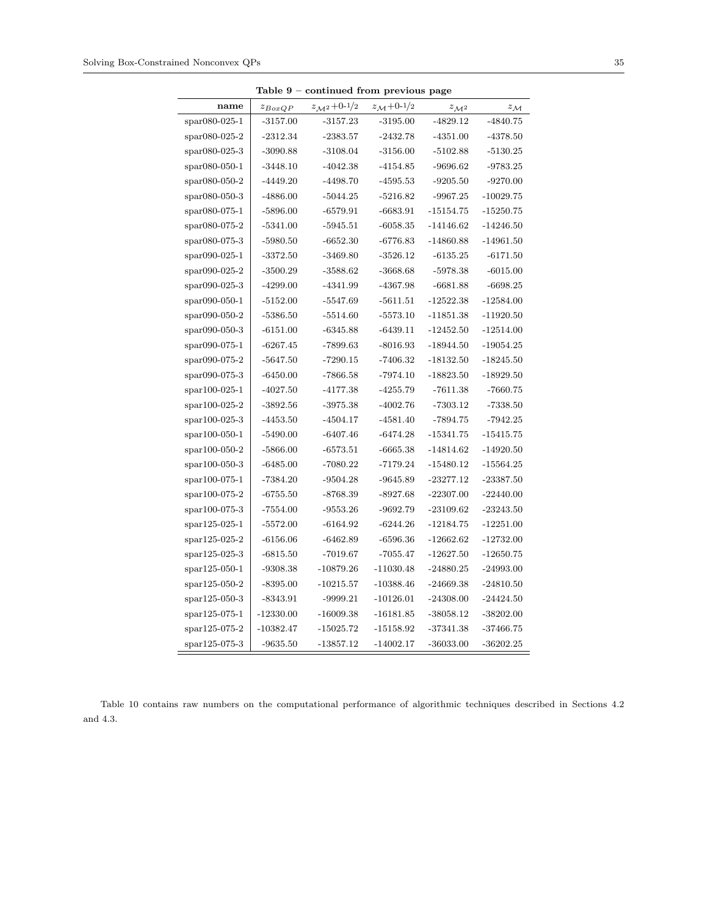**Table 9 – continued from previous page**

| name | $z_{BoxQP}$ | $z_{\mathcal{M}^2}$+0-1/2 | $z_{\mathcal{M}}$+0-1/2 | $z_{\mathcal{M}^2}$ | $z_{\mathcal{M}}$ |
|---|---|---|---|---|---|
| spar080-025-1 | -3157.00 | -3157.23 | -3195.00 | -4829.12 | -4840.75 |
| spar080-025-2 | -2312.34 | -2383.57 | -2432.78 | -4351.00 | -4378.50 |
| spar080-025-3 | -3090.88 | -3108.04 | -3156.00 | -5102.88 | -5130.25 |
| spar080-050-1 | -3448.10 | -4042.38 | -4154.85 | -9696.62 | -9783.25 |
| spar080-050-2 | -4449.20 | -4498.70 | -4595.53 | -9205.50 | -9270.00 |
| spar080-050-3 | -4886.00 | -5044.25 | -5216.82 | -9967.25 | -10029.75 |
| spar080-075-1 | -5896.00 | -6579.91 | -6683.91 | -15154.75 | -15250.75 |
| spar080-075-2 | -5341.00 | -5945.51 | -6058.35 | -14146.62 | -14246.50 |
| spar080-075-3 | -5980.50 | -6652.30 | -6776.83 | -14860.88 | -14961.50 |
| spar090-025-1 | -3372.50 | -3469.80 | -3526.12 | -6135.25 | -6171.50 |
| spar090-025-2 | -3500.29 | -3588.62 | -3668.68 | -5978.38 | -6015.00 |
| spar090-025-3 | -4299.00 | -4341.99 | -4367.98 | -6681.88 | -6698.25 |
| spar090-050-1 | -5152.00 | -5547.69 | -5611.51 | -12522.38 | -12584.00 |
| spar090-050-2 | -5386.50 | -5514.60 | -5573.10 | -11851.38 | -11920.50 |
| spar090-050-3 | -6151.00 | -6345.88 | -6439.11 | -12452.50 | -12514.00 |
| spar090-075-1 | -6267.45 | -7899.63 | -8016.93 | -18944.50 | -19054.25 |
| spar090-075-2 | -5647.50 | -7290.15 | -7406.32 | -18132.50 | -18245.50 |
| spar090-075-3 | -6450.00 | -7866.58 | -7974.10 | -18823.50 | -18929.50 |
| spar100-025-1 | -4027.50 | -4177.38 | -4255.79 | -7611.38 | -7660.75 |
| spar100-025-2 | -3892.56 | -3975.38 | -4002.76 | -7303.12 | -7338.50 |
| spar100-025-3 | -4453.50 | -4504.17 | -4581.40 | -7894.75 | -7942.25 |
| spar100-050-1 | -5490.00 | -6407.46 | -6474.28 | -15341.75 | -15415.75 |
| spar100-050-2 | -5866.00 | -6573.51 | -6665.38 | -14814.62 | -14920.50 |
| spar100-050-3 | -6485.00 | -7080.22 | -7179.24 | -15480.12 | -15564.25 |
| spar100-075-1 | -7384.20 | -9504.28 | -9645.89 | -23277.12 | -23387.50 |
| spar100-075-2 | -6755.50 | -8768.39 | -8927.68 | -22307.00 | -22440.00 |
| spar100-075-3 | -7554.00 | -9553.26 | -9692.79 | -23109.62 | -23243.50 |
| spar125-025-1 | -5572.00 | -6164.92 | -6244.26 | -12184.75 | -12251.00 |
| spar125-025-2 | -6156.06 | -6462.89 | -6596.36 | -12662.62 | -12732.00 |
| spar125-025-3 | -6815.50 | -7019.67 | -7055.47 | -12627.50 | -12650.75 |
| spar125-050-1 | -9308.38 | -10879.26 | -11030.48 | -24880.25 | -24993.00 |
| spar125-050-2 | -8395.00 | -10215.57 | -10388.46 | -24669.38 | -24810.50 |
| spar125-050-3 | -8343.91 | -9999.21 | -10126.01 | -24308.00 | -24424.50 |
| spar125-075-1 | -12330.00 | -16009.38 | -16181.85 | -38058.12 | -38202.00 |
| spar125-075-2 | -10382.47 | -15025.72 | -15158.92 | -37341.38 | -37466.75 |
| spar125-075-3 | -9635.50 | -13857.12 | -14002.17 | -36033.00 | -36202.25 |

Table 10 contains raw numbers on the computational performance of algorithmic techniques described in Sections 4.2 and 4.3.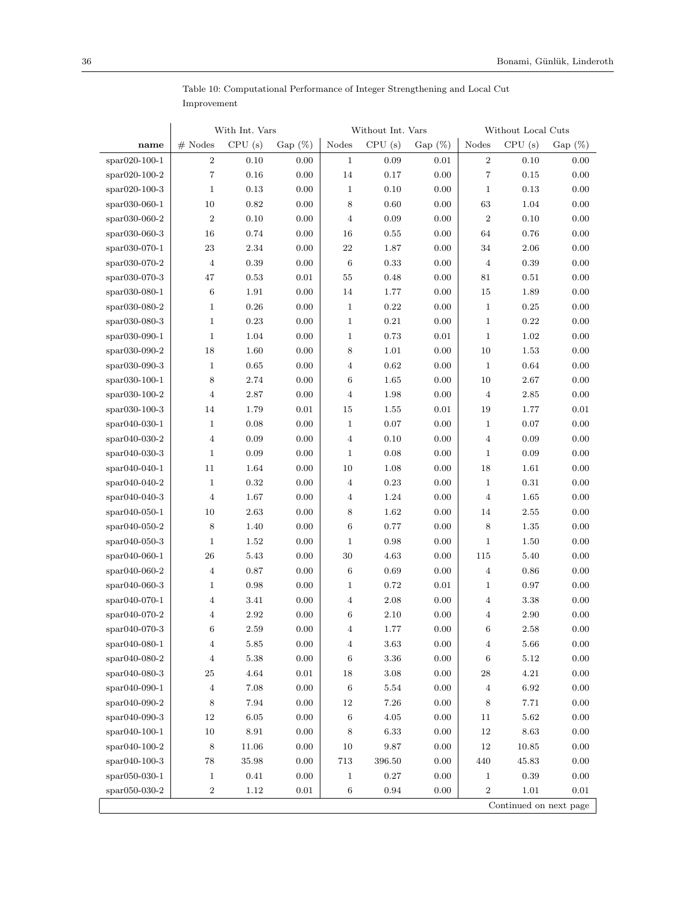Table 10: Computational Performance of Integer Strengthening and Local Cut Improvement

| | With Int. Vars | | | Without Int. Vars | | | Without Local Cuts | | |
|---|---|---|---|---|---|---|---|---|---|
| **name** | # Nodes | CPU (s) | Gap (%) | Nodes | CPU (s) | Gap (%) | Nodes | CPU (s) | Gap (%) |
| spar020-100-1 | 2 | 0.10 | 0.00 | 1 | 0.09 | 0.01 | 2 | 0.10 | 0.00 |
| spar020-100-2 | 7 | 0.16 | 0.00 | 14 | 0.17 | 0.00 | 7 | 0.15 | 0.00 |
| spar020-100-3 | 1 | 0.13 | 0.00 | 1 | 0.10 | 0.00 | 1 | 0.13 | 0.00 |
| spar030-060-1 | 10 | 0.82 | 0.00 | 8 | 0.60 | 0.00 | 63 | 1.04 | 0.00 |
| spar030-060-2 | 2 | 0.10 | 0.00 | 4 | 0.09 | 0.00 | 2 | 0.10 | 0.00 |
| spar030-060-3 | 16 | 0.74 | 0.00 | 16 | 0.55 | 0.00 | 64 | 0.76 | 0.00 |
| spar030-070-1 | 23 | 2.34 | 0.00 | 22 | 1.87 | 0.00 | 34 | 2.06 | 0.00 |
| spar030-070-2 | 4 | 0.39 | 0.00 | 6 | 0.33 | 0.00 | 4 | 0.39 | 0.00 |
| spar030-070-3 | 47 | 0.53 | 0.01 | 55 | 0.48 | 0.00 | 81 | 0.51 | 0.00 |
| spar030-080-1 | 6 | 1.91 | 0.00 | 14 | 1.77 | 0.00 | 15 | 1.89 | 0.00 |
| spar030-080-2 | 1 | 0.26 | 0.00 | 1 | 0.22 | 0.00 | 1 | 0.25 | 0.00 |
| spar030-080-3 | 1 | 0.23 | 0.00 | 1 | 0.21 | 0.00 | 1 | 0.22 | 0.00 |
| spar030-090-1 | 1 | 1.04 | 0.00 | 1 | 0.73 | 0.01 | 1 | 1.02 | 0.00 |
| spar030-090-2 | 18 | 1.60 | 0.00 | 8 | 1.01 | 0.00 | 10 | 1.53 | 0.00 |
| spar030-090-3 | 1 | 0.65 | 0.00 | 4 | 0.62 | 0.00 | 1 | 0.64 | 0.00 |
| spar030-100-1 | 8 | 2.74 | 0.00 | 6 | 1.65 | 0.00 | 10 | 2.67 | 0.00 |
| spar030-100-2 | 4 | 2.87 | 0.00 | 4 | 1.98 | 0.00 | 4 | 2.85 | 0.00 |
| spar030-100-3 | 14 | 1.79 | 0.01 | 15 | 1.55 | 0.01 | 19 | 1.77 | 0.01 |
| spar040-030-1 | 1 | 0.08 | 0.00 | 1 | 0.07 | 0.00 | 1 | 0.07 | 0.00 |
| spar040-030-2 | 4 | 0.09 | 0.00 | 4 | 0.10 | 0.00 | 4 | 0.09 | 0.00 |
| spar040-030-3 | 1 | 0.09 | 0.00 | 1 | 0.08 | 0.00 | 1 | 0.09 | 0.00 |
| spar040-040-1 | 11 | 1.64 | 0.00 | 10 | 1.08 | 0.00 | 18 | 1.61 | 0.00 |
| spar040-040-2 | 1 | 0.32 | 0.00 | 4 | 0.23 | 0.00 | 1 | 0.31 | 0.00 |
| spar040-040-3 | 4 | 1.67 | 0.00 | 4 | 1.24 | 0.00 | 4 | 1.65 | 0.00 |
| spar040-050-1 | 10 | 2.63 | 0.00 | 8 | 1.62 | 0.00 | 14 | 2.55 | 0.00 |
| spar040-050-2 | 8 | 1.40 | 0.00 | 6 | 0.77 | 0.00 | 8 | 1.35 | 0.00 |
| spar040-050-3 | 1 | 1.52 | 0.00 | 1 | 0.98 | 0.00 | 1 | 1.50 | 0.00 |
| spar040-060-1 | 26 | 5.43 | 0.00 | 30 | 4.63 | 0.00 | 115 | 5.40 | 0.00 |
| spar040-060-2 | 4 | 0.87 | 0.00 | 6 | 0.69 | 0.00 | 4 | 0.86 | 0.00 |
| spar040-060-3 | 1 | 0.98 | 0.00 | 1 | 0.72 | 0.01 | 1 | 0.97 | 0.00 |
| spar040-070-1 | 4 | 3.41 | 0.00 | 4 | 2.08 | 0.00 | 4 | 3.38 | 0.00 |
| spar040-070-2 | 4 | 2.92 | 0.00 | 6 | 2.10 | 0.00 | 4 | 2.90 | 0.00 |
| spar040-070-3 | 6 | 2.59 | 0.00 | 4 | 1.77 | 0.00 | 6 | 2.58 | 0.00 |
| spar040-080-1 | 4 | 5.85 | 0.00 | 4 | 3.63 | 0.00 | 4 | 5.66 | 0.00 |
| spar040-080-2 | 4 | 5.38 | 0.00 | 6 | 3.36 | 0.00 | 6 | 5.12 | 0.00 |
| spar040-080-3 | 25 | 4.64 | 0.01 | 18 | 3.08 | 0.00 | 28 | 4.21 | 0.00 |
| spar040-090-1 | 4 | 7.08 | 0.00 | 6 | 5.54 | 0.00 | 4 | 6.92 | 0.00 |
| spar040-090-2 | 8 | 7.94 | 0.00 | 12 | 7.26 | 0.00 | 8 | 7.71 | 0.00 |
| spar040-090-3 | 12 | 6.05 | 0.00 | 6 | 4.05 | 0.00 | 11 | 5.62 | 0.00 |
| spar040-100-1 | 10 | 8.91 | 0.00 | 8 | 6.33 | 0.00 | 12 | 8.63 | 0.00 |
| spar040-100-2 | 8 | 11.06 | 0.00 | 10 | 9.87 | 0.00 | 12 | 10.85 | 0.00 |
| spar040-100-3 | 78 | 35.98 | 0.00 | 713 | 396.50 | 0.00 | 440 | 45.83 | 0.00 |
| spar050-030-1 | 1 | 0.41 | 0.00 | 1 | 0.27 | 0.00 | 1 | 0.39 | 0.00 |
| spar050-030-2 | 2 | 1.12 | 0.01 | 6 | 0.94 | 0.00 | 2 | 1.01 | 0.01 |

Continued on next page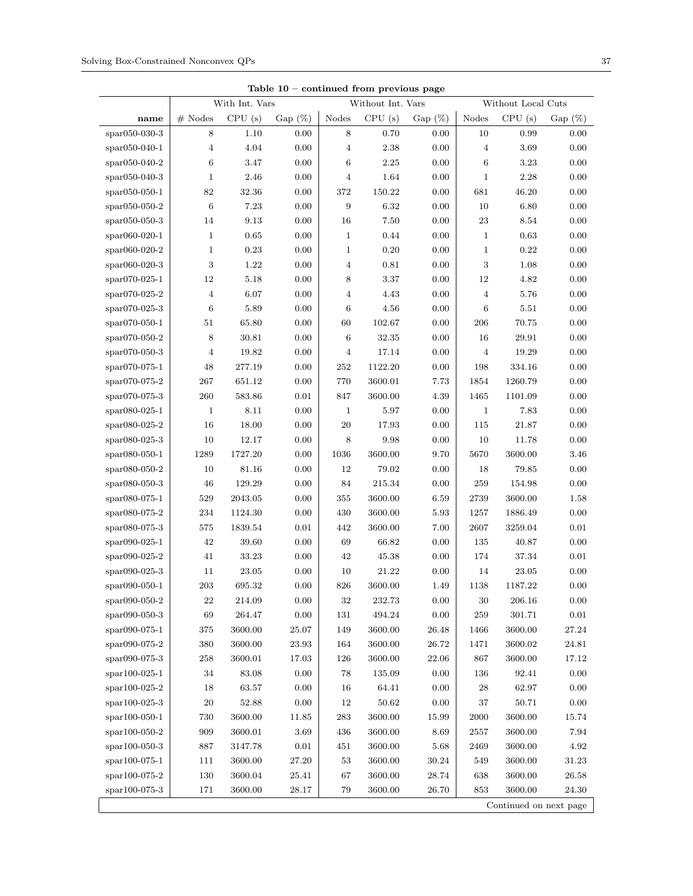**Table 10 – continued from previous page**

| | With Int. Vars | | | Without Int. Vars | | | Without Local Cuts | | |
|---|---|---|---|---|---|---|---|---|---|
| **name** | # Nodes | CPU (s) | Gap (%) | Nodes | CPU (s) | Gap (%) | Nodes | CPU (s) | Gap (%) |
| spar050-030-3 | 8 | 1.10 | 0.00 | 8 | 0.70 | 0.00 | 10 | 0.99 | 0.00 |
| spar050-040-1 | 4 | 4.04 | 0.00 | 4 | 2.38 | 0.00 | 4 | 3.69 | 0.00 |
| spar050-040-2 | 6 | 3.47 | 0.00 | 6 | 2.25 | 0.00 | 6 | 3.23 | 0.00 |
| spar050-040-3 | 1 | 2.46 | 0.00 | 4 | 1.64 | 0.00 | 1 | 2.28 | 0.00 |
| spar050-050-1 | 82 | 32.36 | 0.00 | 372 | 150.22 | 0.00 | 681 | 46.20 | 0.00 |
| spar050-050-2 | 6 | 7.23 | 0.00 | 9 | 6.32 | 0.00 | 10 | 6.80 | 0.00 |
| spar050-050-3 | 14 | 9.13 | 0.00 | 16 | 7.50 | 0.00 | 23 | 8.54 | 0.00 |
| spar060-020-1 | 1 | 0.65 | 0.00 | 1 | 0.44 | 0.00 | 1 | 0.63 | 0.00 |
| spar060-020-2 | 1 | 0.23 | 0.00 | 1 | 0.20 | 0.00 | 1 | 0.22 | 0.00 |
| spar060-020-3 | 3 | 1.22 | 0.00 | 4 | 0.81 | 0.00 | 3 | 1.08 | 0.00 |
| spar070-025-1 | 12 | 5.18 | 0.00 | 8 | 3.37 | 0.00 | 12 | 4.82 | 0.00 |
| spar070-025-2 | 4 | 6.07 | 0.00 | 4 | 4.43 | 0.00 | 4 | 5.76 | 0.00 |
| spar070-025-3 | 6 | 5.89 | 0.00 | 6 | 4.56 | 0.00 | 6 | 5.51 | 0.00 |
| spar070-050-1 | 51 | 65.80 | 0.00 | 60 | 102.67 | 0.00 | 206 | 70.75 | 0.00 |
| spar070-050-2 | 8 | 30.81 | 0.00 | 6 | 32.35 | 0.00 | 16 | 29.91 | 0.00 |
| spar070-050-3 | 4 | 19.82 | 0.00 | 4 | 17.14 | 0.00 | 4 | 19.29 | 0.00 |
| spar070-075-1 | 48 | 277.19 | 0.00 | 252 | 1122.20 | 0.00 | 198 | 334.16 | 0.00 |
| spar070-075-2 | 267 | 651.12 | 0.00 | 770 | 3600.01 | 7.73 | 1854 | 1260.79 | 0.00 |
| spar070-075-3 | 260 | 583.86 | 0.01 | 847 | 3600.00 | 4.39 | 1465 | 1101.09 | 0.00 |
| spar080-025-1 | 1 | 8.11 | 0.00 | 1 | 5.97 | 0.00 | 1 | 7.83 | 0.00 |
| spar080-025-2 | 16 | 18.00 | 0.00 | 20 | 17.93 | 0.00 | 115 | 21.87 | 0.00 |
| spar080-025-3 | 10 | 12.17 | 0.00 | 8 | 9.98 | 0.00 | 10 | 11.78 | 0.00 |
| spar080-050-1 | 1289 | 1727.20 | 0.00 | 1036 | 3600.00 | 9.70 | 5670 | 3600.00 | 3.46 |
| spar080-050-2 | 10 | 81.16 | 0.00 | 12 | 79.02 | 0.00 | 18 | 79.85 | 0.00 |
| spar080-050-3 | 46 | 129.29 | 0.00 | 84 | 215.34 | 0.00 | 259 | 154.98 | 0.00 |
| spar080-075-1 | 529 | 2043.05 | 0.00 | 355 | 3600.00 | 6.59 | 2739 | 3600.00 | 1.58 |
| spar080-075-2 | 234 | 1124.30 | 0.00 | 430 | 3600.00 | 5.93 | 1257 | 1886.49 | 0.00 |
| spar080-075-3 | 575 | 1839.54 | 0.01 | 442 | 3600.00 | 7.00 | 2607 | 3259.04 | 0.01 |
| spar090-025-1 | 42 | 39.60 | 0.00 | 69 | 66.82 | 0.00 | 135 | 40.87 | 0.00 |
| spar090-025-2 | 41 | 33.23 | 0.00 | 42 | 45.38 | 0.00 | 174 | 37.34 | 0.01 |
| spar090-025-3 | 11 | 23.05 | 0.00 | 10 | 21.22 | 0.00 | 14 | 23.05 | 0.00 |
| spar090-050-1 | 203 | 695.32 | 0.00 | 826 | 3600.00 | 1.49 | 1138 | 1187.22 | 0.00 |
| spar090-050-2 | 22 | 214.09 | 0.00 | 32 | 232.73 | 0.00 | 30 | 206.16 | 0.00 |
| spar090-050-3 | 69 | 264.47 | 0.00 | 131 | 494.24 | 0.00 | 259 | 301.71 | 0.01 |
| spar090-075-1 | 375 | 3600.00 | 25.07 | 149 | 3600.00 | 26.48 | 1466 | 3600.00 | 27.24 |
| spar090-075-2 | 380 | 3600.00 | 23.93 | 164 | 3600.00 | 26.72 | 1471 | 3600.02 | 24.81 |
| spar090-075-3 | 258 | 3600.01 | 17.03 | 126 | 3600.00 | 22.06 | 867 | 3600.00 | 17.12 |
| spar100-025-1 | 34 | 83.08 | 0.00 | 78 | 135.09 | 0.00 | 136 | 92.41 | 0.00 |
| spar100-025-2 | 18 | 63.57 | 0.00 | 16 | 64.41 | 0.00 | 28 | 62.97 | 0.00 |
| spar100-025-3 | 20 | 52.88 | 0.00 | 12 | 50.62 | 0.00 | 37 | 50.71 | 0.00 |
| spar100-050-1 | 730 | 3600.00 | 11.85 | 283 | 3600.00 | 15.99 | 2000 | 3600.00 | 15.74 |
| spar100-050-2 | 909 | 3600.01 | 3.69 | 436 | 3600.00 | 8.69 | 2557 | 3600.00 | 7.94 |
| spar100-050-3 | 887 | 3147.78 | 0.01 | 451 | 3600.00 | 5.68 | 2469 | 3600.00 | 4.92 |
| spar100-075-1 | 111 | 3600.00 | 27.20 | 53 | 3600.00 | 30.24 | 549 | 3600.00 | 31.23 |
| spar100-075-2 | 130 | 3600.04 | 25.41 | 67 | 3600.00 | 28.74 | 638 | 3600.00 | 26.58 |
| spar100-075-3 | 171 | 3600.00 | 28.17 | 79 | 3600.00 | 26.70 | 853 | 3600.00 | 24.30 |

Continued on next page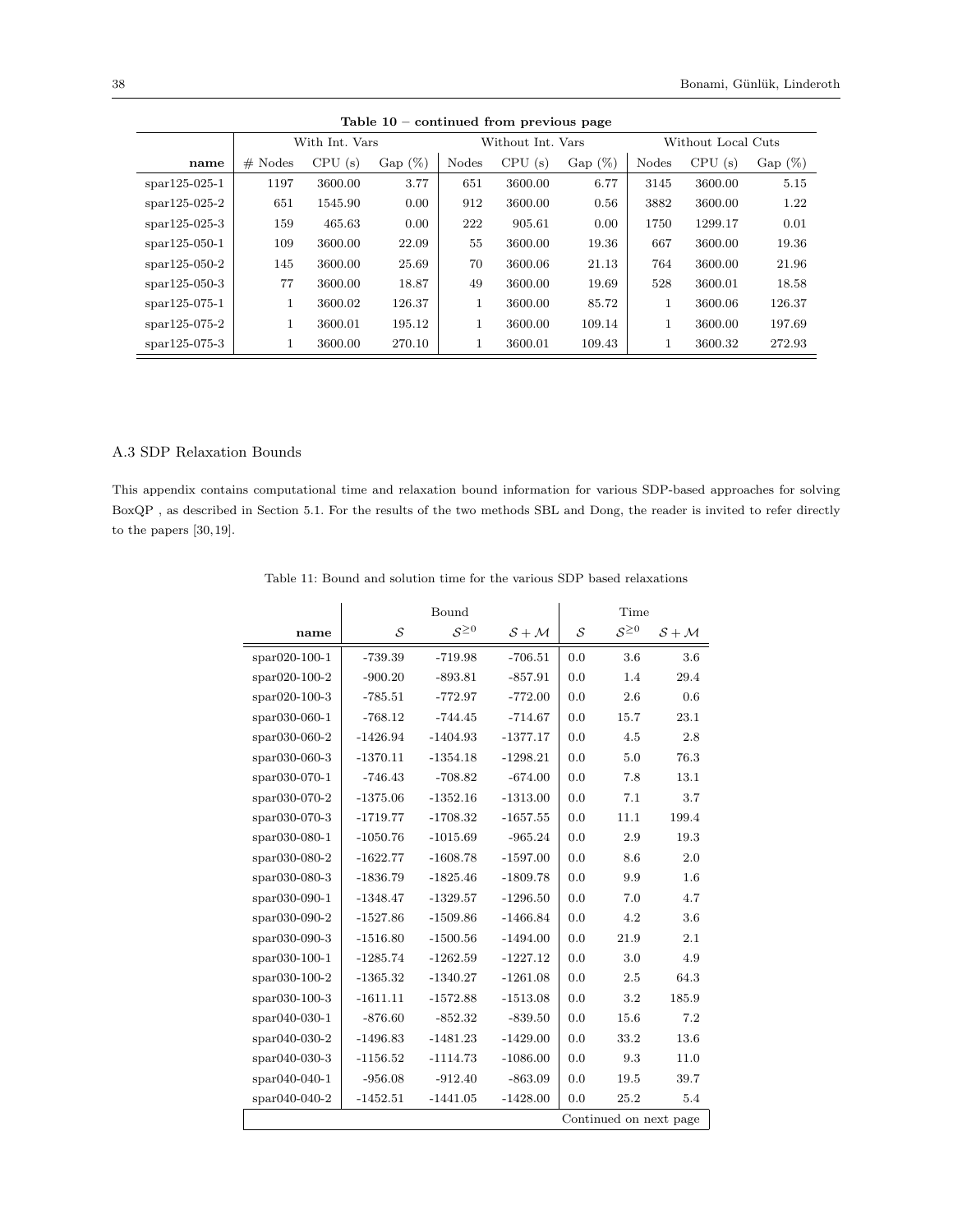**Table 10 – continued from previous page**

| | With Int. Vars | | | Without Int. Vars | | | Without Local Cuts | | |
|---|---|---|---|---|---|---|---|---|---|
| **name** | # Nodes | CPU (s) | Gap (%) | Nodes | CPU (s) | Gap (%) | Nodes | CPU (s) | Gap (%) |
| spar125-025-1 | 1197 | 3600.00 | 3.77 | 651 | 3600.00 | 6.77 | 3145 | 3600.00 | 5.15 |
| spar125-025-2 | 651 | 1545.90 | 0.00 | 912 | 3600.00 | 0.56 | 3882 | 3600.00 | 1.22 |
| spar125-025-3 | 159 | 465.63 | 0.00 | 222 | 905.61 | 0.00 | 1750 | 1299.17 | 0.01 |
| spar125-050-1 | 109 | 3600.00 | 22.09 | 55 | 3600.00 | 19.36 | 667 | 3600.00 | 19.36 |
| spar125-050-2 | 145 | 3600.00 | 25.69 | 70 | 3600.06 | 21.13 | 764 | 3600.00 | 21.96 |
| spar125-050-3 | 77 | 3600.00 | 18.87 | 49 | 3600.00 | 19.69 | 528 | 3600.01 | 18.58 |
| spar125-075-1 | 1 | 3600.02 | 126.37 | 1 | 3600.00 | 85.72 | 1 | 3600.06 | 126.37 |
| spar125-075-2 | 1 | 3600.01 | 195.12 | 1 | 3600.00 | 109.14 | 1 | 3600.00 | 197.69 |
| spar125-075-3 | 1 | 3600.00 | 270.10 | 1 | 3600.01 | 109.43 | 1 | 3600.32 | 272.93 |

### A.3 SDP Relaxation Bounds

This appendix contains computational time and relaxation bound information for various SDP-based approaches for solving BoxQP , as described in Section 5.1. For the results of the two methods SBL and Dong, the reader is invited to refer directly to the papers [30, 19].

Table 11: Bound and solution time for the various SDP based relaxations

| | Bound | | | Time | | |
|---|---|---|---|---|---|---|
| **name** | $\mathcal{S}$ | $\mathcal{S}^{\geq 0}$ | $\mathcal{S}+\mathcal{M}$ | $\mathcal{S}$ | $\mathcal{S}^{\geq 0}$ | $\mathcal{S}+\mathcal{M}$ |
| spar020-100-1 | -739.39 | -719.98 | -706.51 | 0.0 | 3.6 | 3.6 |
| spar020-100-2 | -900.20 | -893.81 | -857.91 | 0.0 | 1.4 | 29.4 |
| spar020-100-3 | -785.51 | -772.97 | -772.00 | 0.0 | 2.6 | 0.6 |
| spar030-060-1 | -768.12 | -744.45 | -714.67 | 0.0 | 15.7 | 23.1 |
| spar030-060-2 | -1426.94 | -1404.93 | -1377.17 | 0.0 | 4.5 | 2.8 |
| spar030-060-3 | -1370.11 | -1354.18 | -1298.21 | 0.0 | 5.0 | 76.3 |
| spar030-070-1 | -746.43 | -708.82 | -674.00 | 0.0 | 7.8 | 13.1 |
| spar030-070-2 | -1375.06 | -1352.16 | -1313.00 | 0.0 | 7.1 | 3.7 |
| spar030-070-3 | -1719.77 | -1708.32 | -1657.55 | 0.0 | 11.1 | 199.4 |
| spar030-080-1 | -1050.76 | -1015.69 | -965.24 | 0.0 | 2.9 | 19.3 |
| spar030-080-2 | -1622.77 | -1608.78 | -1597.00 | 0.0 | 8.6 | 2.0 |
| spar030-080-3 | -1836.79 | -1825.46 | -1809.78 | 0.0 | 9.9 | 1.6 |
| spar030-090-1 | -1348.47 | -1329.57 | -1296.50 | 0.0 | 7.0 | 4.7 |
| spar030-090-2 | -1527.86 | -1509.86 | -1466.84 | 0.0 | 4.2 | 3.6 |
| spar030-090-3 | -1516.80 | -1500.56 | -1494.00 | 0.0 | 21.9 | 2.1 |
| spar030-100-1 | -1285.74 | -1262.59 | -1227.12 | 0.0 | 3.0 | 4.9 |
| spar030-100-2 | -1365.32 | -1340.27 | -1261.08 | 0.0 | 2.5 | 64.3 |
| spar030-100-3 | -1611.11 | -1572.88 | -1513.08 | 0.0 | 3.2 | 185.9 |
| spar040-030-1 | -876.60 | -852.32 | -839.50 | 0.0 | 15.6 | 7.2 |
| spar040-030-2 | -1496.83 | -1481.23 | -1429.00 | 0.0 | 33.2 | 13.6 |
| spar040-030-3 | -1156.52 | -1114.73 | -1086.00 | 0.0 | 9.3 | 11.0 |
| spar040-040-1 | -956.08 | -912.40 | -863.09 | 0.0 | 19.5 | 39.7 |
| spar040-040-2 | -1452.51 | -1441.05 | -1428.00 | 0.0 | 25.2 | 5.4 |

Continued on next page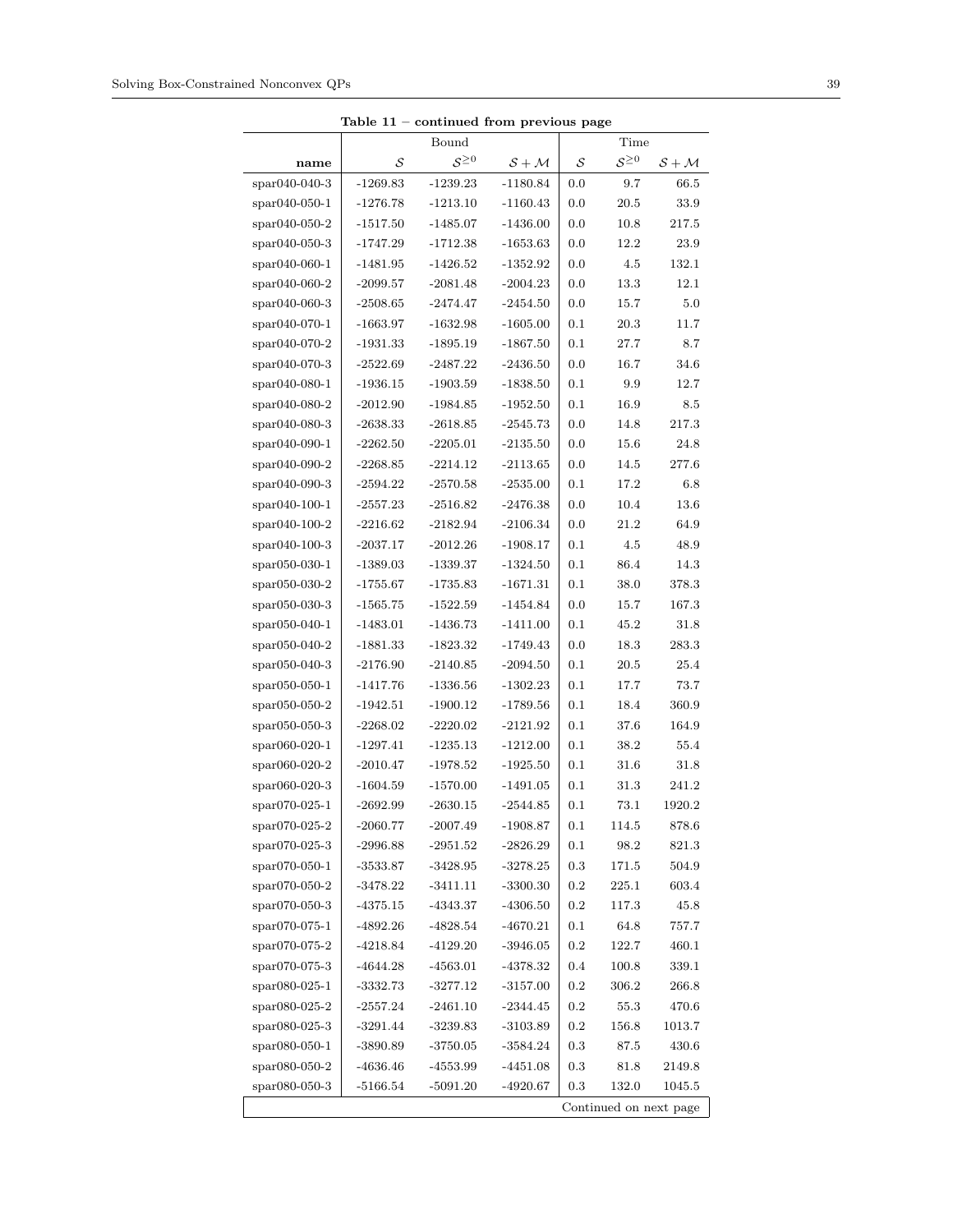**Table 11 – continued from previous page**

| name | Bound | | | Time | | |
|---|---|---|---|---|---|---|
| | $\mathcal{S}$ | $\mathcal{S}^{\geq 0}$ | $\mathcal{S}+\mathcal{M}$ | $\mathcal{S}$ | $\mathcal{S}^{\geq 0}$ | $\mathcal{S}+\mathcal{M}$ |
| spar040-040-3 | -1269.83 | -1239.23 | -1180.84 | 0.0 | 9.7 | 66.5 |
| spar040-050-1 | -1276.78 | -1213.10 | -1160.43 | 0.0 | 20.5 | 33.9 |
| spar040-050-2 | -1517.50 | -1485.07 | -1436.00 | 0.0 | 10.8 | 217.5 |
| spar040-050-3 | -1747.29 | -1712.38 | -1653.63 | 0.0 | 12.2 | 23.9 |
| spar040-060-1 | -1481.95 | -1426.52 | -1352.92 | 0.0 | 4.5 | 132.1 |
| spar040-060-2 | -2099.57 | -2081.48 | -2004.23 | 0.0 | 13.3 | 12.1 |
| spar040-060-3 | -2508.65 | -2474.47 | -2454.50 | 0.0 | 15.7 | 5.0 |
| spar040-070-1 | -1663.97 | -1632.98 | -1605.00 | 0.1 | 20.3 | 11.7 |
| spar040-070-2 | -1931.33 | -1895.19 | -1867.50 | 0.1 | 27.7 | 8.7 |
| spar040-070-3 | -2522.69 | -2487.22 | -2436.50 | 0.0 | 16.7 | 34.6 |
| spar040-080-1 | -1936.15 | -1903.59 | -1838.50 | 0.1 | 9.9 | 12.7 |
| spar040-080-2 | -2012.90 | -1984.85 | -1952.50 | 0.1 | 16.9 | 8.5 |
| spar040-080-3 | -2638.33 | -2618.85 | -2545.73 | 0.0 | 14.8 | 217.3 |
| spar040-090-1 | -2262.50 | -2205.01 | -2135.50 | 0.0 | 15.6 | 24.8 |
| spar040-090-2 | -2268.85 | -2214.12 | -2113.65 | 0.0 | 14.5 | 277.6 |
| spar040-090-3 | -2594.22 | -2570.58 | -2535.00 | 0.1 | 17.2 | 6.8 |
| spar040-100-1 | -2557.23 | -2516.82 | -2476.38 | 0.0 | 10.4 | 13.6 |
| spar040-100-2 | -2216.62 | -2182.94 | -2106.34 | 0.0 | 21.2 | 64.9 |
| spar040-100-3 | -2037.17 | -2012.26 | -1908.17 | 0.1 | 4.5 | 48.9 |
| spar050-030-1 | -1389.03 | -1339.37 | -1324.50 | 0.1 | 86.4 | 14.3 |
| spar050-030-2 | -1755.67 | -1735.83 | -1671.31 | 0.1 | 38.0 | 378.3 |
| spar050-030-3 | -1565.75 | -1522.59 | -1454.84 | 0.0 | 15.7 | 167.3 |
| spar050-040-1 | -1483.01 | -1436.73 | -1411.00 | 0.1 | 45.2 | 31.8 |
| spar050-040-2 | -1881.33 | -1823.32 | -1749.43 | 0.0 | 18.3 | 283.3 |
| spar050-040-3 | -2176.90 | -2140.85 | -2094.50 | 0.1 | 20.5 | 25.4 |
| spar050-050-1 | -1417.76 | -1336.56 | -1302.23 | 0.1 | 17.7 | 73.7 |
| spar050-050-2 | -1942.51 | -1900.12 | -1789.56 | 0.1 | 18.4 | 360.9 |
| spar050-050-3 | -2268.02 | -2220.02 | -2121.92 | 0.1 | 37.6 | 164.9 |
| spar060-020-1 | -1297.41 | -1235.13 | -1212.00 | 0.1 | 38.2 | 55.4 |
| spar060-020-2 | -2010.47 | -1978.52 | -1925.50 | 0.1 | 31.6 | 31.8 |
| spar060-020-3 | -1604.59 | -1570.00 | -1491.05 | 0.1 | 31.3 | 241.2 |
| spar070-025-1 | -2692.99 | -2630.15 | -2544.85 | 0.1 | 73.1 | 1920.2 |
| spar070-025-2 | -2060.77 | -2007.49 | -1908.87 | 0.1 | 114.5 | 878.6 |
| spar070-025-3 | -2996.88 | -2951.52 | -2826.29 | 0.1 | 98.2 | 821.3 |
| spar070-050-1 | -3533.87 | -3428.95 | -3278.25 | 0.3 | 171.5 | 504.9 |
| spar070-050-2 | -3478.22 | -3411.11 | -3300.30 | 0.2 | 225.1 | 603.4 |
| spar070-050-3 | -4375.15 | -4343.37 | -4306.50 | 0.2 | 117.3 | 45.8 |
| spar070-075-1 | -4892.26 | -4828.54 | -4670.21 | 0.1 | 64.8 | 757.7 |
| spar070-075-2 | -4218.84 | -4129.20 | -3946.05 | 0.2 | 122.7 | 460.1 |
| spar070-075-3 | -4644.28 | -4563.01 | -4378.32 | 0.4 | 100.8 | 339.1 |
| spar080-025-1 | -3332.73 | -3277.12 | -3157.00 | 0.2 | 306.2 | 266.8 |
| spar080-025-2 | -2557.24 | -2461.10 | -2344.45 | 0.2 | 55.3 | 470.6 |
| spar080-025-3 | -3291.44 | -3239.83 | -3103.89 | 0.2 | 156.8 | 1013.7 |
| spar080-050-1 | -3890.89 | -3750.05 | -3584.24 | 0.3 | 87.5 | 430.6 |
| spar080-050-2 | -4636.46 | -4553.99 | -4451.08 | 0.3 | 81.8 | 2149.8 |
| spar080-050-3 | -5166.54 | -5091.20 | -4920.67 | 0.3 | 132.0 | 1045.5 |

Continued on next page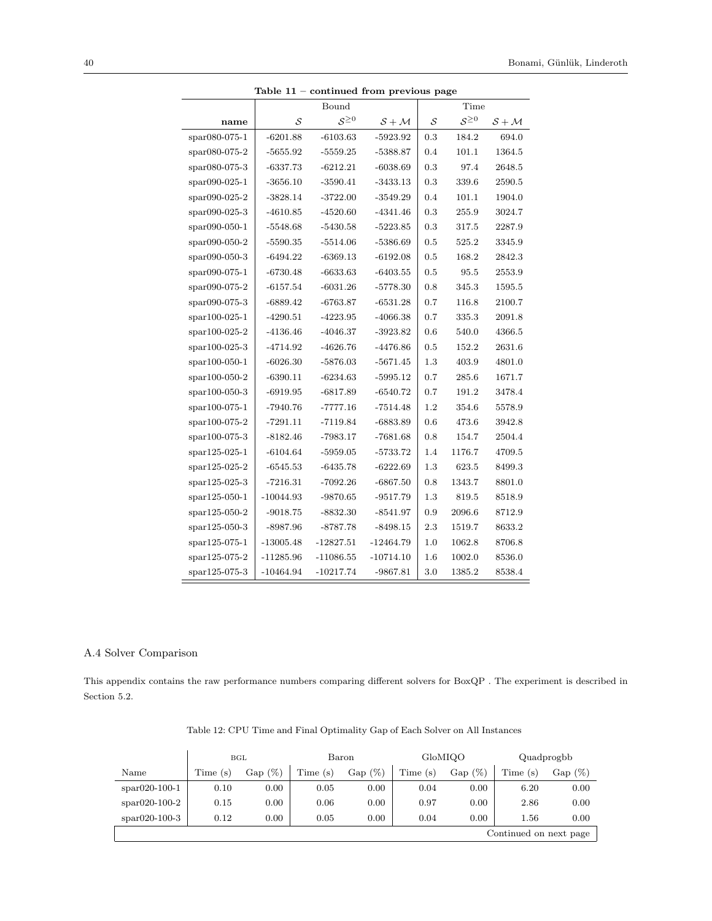**Table 11 – continued from previous page**

| | Bound | | | Time | | |
|---|---|---|---|---|---|---|
| **name** | $\mathcal{S}$ | $\mathcal{S}^{\geq 0}$ | $\mathcal{S}+\mathcal{M}$ | $\mathcal{S}$ | $\mathcal{S}^{\geq 0}$ | $\mathcal{S}+\mathcal{M}$ |
| spar080-075-1 | -6201.88 | -6103.63 | -5923.92 | 0.3 | 184.2 | 694.0 |
| spar080-075-2 | -5655.92 | -5559.25 | -5388.87 | 0.4 | 101.1 | 1364.5 |
| spar080-075-3 | -6337.73 | -6212.21 | -6038.69 | 0.3 | 97.4 | 2648.5 |
| spar090-025-1 | -3656.10 | -3590.41 | -3433.13 | 0.3 | 339.6 | 2590.5 |
| spar090-025-2 | -3828.14 | -3722.00 | -3549.29 | 0.4 | 101.1 | 1904.0 |
| spar090-025-3 | -4610.85 | -4520.60 | -4341.46 | 0.3 | 255.9 | 3024.7 |
| spar090-050-1 | -5548.68 | -5430.58 | -5223.85 | 0.3 | 317.5 | 2287.9 |
| spar090-050-2 | -5590.35 | -5514.06 | -5386.69 | 0.5 | 525.2 | 3345.9 |
| spar090-050-3 | -6494.22 | -6369.13 | -6192.08 | 0.5 | 168.2 | 2842.3 |
| spar090-075-1 | -6730.48 | -6633.63 | -6403.55 | 0.5 | 95.5 | 2553.9 |
| spar090-075-2 | -6157.54 | -6031.26 | -5778.30 | 0.8 | 345.3 | 1595.5 |
| spar090-075-3 | -6889.42 | -6763.87 | -6531.28 | 0.7 | 116.8 | 2100.7 |
| spar100-025-1 | -4290.51 | -4223.95 | -4066.38 | 0.7 | 335.3 | 2091.8 |
| spar100-025-2 | -4136.46 | -4046.37 | -3923.82 | 0.6 | 540.0 | 4366.5 |
| spar100-025-3 | -4714.92 | -4626.76 | -4476.86 | 0.5 | 152.2 | 2631.6 |
| spar100-050-1 | -6026.30 | -5876.03 | -5671.45 | 1.3 | 403.9 | 4801.0 |
| spar100-050-2 | -6390.11 | -6234.63 | -5995.12 | 0.7 | 285.6 | 1671.7 |
| spar100-050-3 | -6919.95 | -6817.89 | -6540.72 | 0.7 | 191.2 | 3478.4 |
| spar100-075-1 | -7940.76 | -7777.16 | -7514.48 | 1.2 | 354.6 | 5578.9 |
| spar100-075-2 | -7291.11 | -7119.84 | -6883.89 | 0.6 | 473.6 | 3942.8 |
| spar100-075-3 | -8182.46 | -7983.17 | -7681.68 | 0.8 | 154.7 | 2504.4 |
| spar125-025-1 | -6104.64 | -5959.05 | -5733.72 | 1.4 | 1176.7 | 4709.5 |
| spar125-025-2 | -6545.53 | -6435.78 | -6222.69 | 1.3 | 623.5 | 8499.3 |
| spar125-025-3 | -7216.31 | -7092.26 | -6867.50 | 0.8 | 1343.7 | 8801.0 |
| spar125-050-1 | -10044.93 | -9870.65 | -9517.79 | 1.3 | 819.5 | 8518.9 |
| spar125-050-2 | -9018.75 | -8832.30 | -8541.97 | 0.9 | 2096.6 | 8712.9 |
| spar125-050-3 | -8987.96 | -8787.78 | -8498.15 | 2.3 | 1519.7 | 8633.2 |
| spar125-075-1 | -13005.48 | -12827.51 | -12464.79 | 1.0 | 1062.8 | 8706.8 |
| spar125-075-2 | -11285.96 | -11086.55 | -10714.10 | 1.6 | 1002.0 | 8536.0 |
| spar125-075-3 | -10464.94 | -10217.74 | -9867.81 | 3.0 | 1385.2 | 8538.4 |

### A.4 Solver Comparison

This appendix contains the raw performance numbers comparing different solvers for BoxQP . The experiment is described in Section 5.2.

Table 12: CPU Time and Final Optimality Gap of Each Solver on All Instances

| | BGL | | Baron | | GloMIQO | | Quadprogbb | |
|---|---|---|---|---|---|---|---|---|
| Name | Time (s) | Gap (%) | Time (s) | Gap (%) | Time (s) | Gap (%) | Time (s) | Gap (%) |
| spar020-100-1 | 0.10 | 0.00 | 0.05 | 0.00 | 0.04 | 0.00 | 6.20 | 0.00 |
| spar020-100-2 | 0.15 | 0.00 | 0.06 | 0.00 | 0.97 | 0.00 | 2.86 | 0.00 |
| spar020-100-3 | 0.12 | 0.00 | 0.05 | 0.00 | 0.04 | 0.00 | 1.56 | 0.00 |

Continued on next page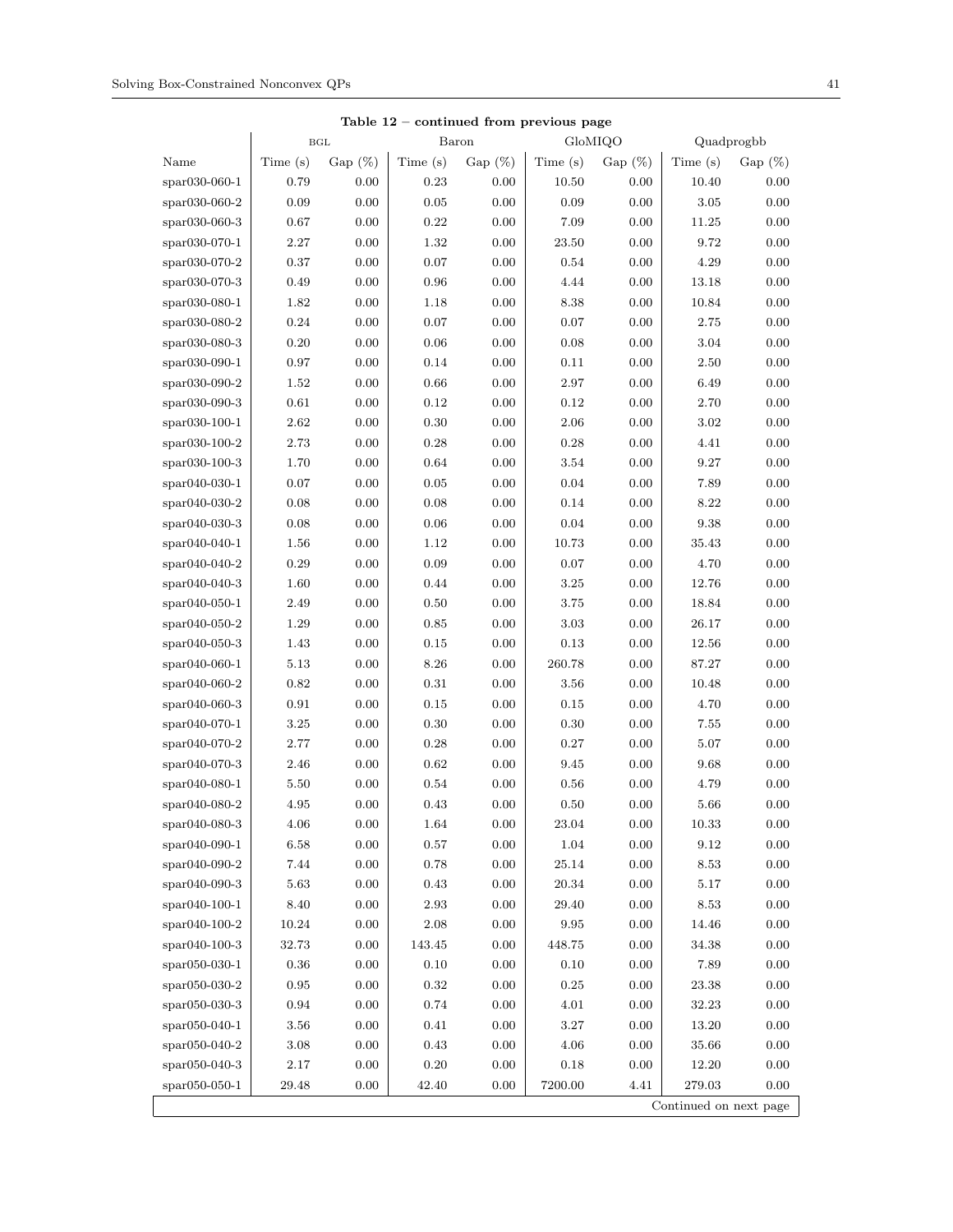**Table 12 – continued from previous page**

| | BGL | | Baron | | GloMIQO | | Quadprogbb | |
|---|---|---|---|---|---|---|---|---|
| Name | Time (s) | Gap (%) | Time (s) | Gap (%) | Time (s) | Gap (%) | Time (s) | Gap (%) |
| spar030-060-1 | 0.79 | 0.00 | 0.23 | 0.00 | 10.50 | 0.00 | 10.40 | 0.00 |
| spar030-060-2 | 0.09 | 0.00 | 0.05 | 0.00 | 0.09 | 0.00 | 3.05 | 0.00 |
| spar030-060-3 | 0.67 | 0.00 | 0.22 | 0.00 | 7.09 | 0.00 | 11.25 | 0.00 |
| spar030-070-1 | 2.27 | 0.00 | 1.32 | 0.00 | 23.50 | 0.00 | 9.72 | 0.00 |
| spar030-070-2 | 0.37 | 0.00 | 0.07 | 0.00 | 0.54 | 0.00 | 4.29 | 0.00 |
| spar030-070-3 | 0.49 | 0.00 | 0.96 | 0.00 | 4.44 | 0.00 | 13.18 | 0.00 |
| spar030-080-1 | 1.82 | 0.00 | 1.18 | 0.00 | 8.38 | 0.00 | 10.84 | 0.00 |
| spar030-080-2 | 0.24 | 0.00 | 0.07 | 0.00 | 0.07 | 0.00 | 2.75 | 0.00 |
| spar030-080-3 | 0.20 | 0.00 | 0.06 | 0.00 | 0.08 | 0.00 | 3.04 | 0.00 |
| spar030-090-1 | 0.97 | 0.00 | 0.14 | 0.00 | 0.11 | 0.00 | 2.50 | 0.00 |
| spar030-090-2 | 1.52 | 0.00 | 0.66 | 0.00 | 2.97 | 0.00 | 6.49 | 0.00 |
| spar030-090-3 | 0.61 | 0.00 | 0.12 | 0.00 | 0.12 | 0.00 | 2.70 | 0.00 |
| spar030-100-1 | 2.62 | 0.00 | 0.30 | 0.00 | 2.06 | 0.00 | 3.02 | 0.00 |
| spar030-100-2 | 2.73 | 0.00 | 0.28 | 0.00 | 0.28 | 0.00 | 4.41 | 0.00 |
| spar030-100-3 | 1.70 | 0.00 | 0.64 | 0.00 | 3.54 | 0.00 | 9.27 | 0.00 |
| spar040-030-1 | 0.07 | 0.00 | 0.05 | 0.00 | 0.04 | 0.00 | 7.89 | 0.00 |
| spar040-030-2 | 0.08 | 0.00 | 0.08 | 0.00 | 0.14 | 0.00 | 8.22 | 0.00 |
| spar040-030-3 | 0.08 | 0.00 | 0.06 | 0.00 | 0.04 | 0.00 | 9.38 | 0.00 |
| spar040-040-1 | 1.56 | 0.00 | 1.12 | 0.00 | 10.73 | 0.00 | 35.43 | 0.00 |
| spar040-040-2 | 0.29 | 0.00 | 0.09 | 0.00 | 0.07 | 0.00 | 4.70 | 0.00 |
| spar040-040-3 | 1.60 | 0.00 | 0.44 | 0.00 | 3.25 | 0.00 | 12.76 | 0.00 |
| spar040-050-1 | 2.49 | 0.00 | 0.50 | 0.00 | 3.75 | 0.00 | 18.84 | 0.00 |
| spar040-050-2 | 1.29 | 0.00 | 0.85 | 0.00 | 3.03 | 0.00 | 26.17 | 0.00 |
| spar040-050-3 | 1.43 | 0.00 | 0.15 | 0.00 | 0.13 | 0.00 | 12.56 | 0.00 |
| spar040-060-1 | 5.13 | 0.00 | 8.26 | 0.00 | 260.78 | 0.00 | 87.27 | 0.00 |
| spar040-060-2 | 0.82 | 0.00 | 0.31 | 0.00 | 3.56 | 0.00 | 10.48 | 0.00 |
| spar040-060-3 | 0.91 | 0.00 | 0.15 | 0.00 | 0.15 | 0.00 | 4.70 | 0.00 |
| spar040-070-1 | 3.25 | 0.00 | 0.30 | 0.00 | 0.30 | 0.00 | 7.55 | 0.00 |
| spar040-070-2 | 2.77 | 0.00 | 0.28 | 0.00 | 0.27 | 0.00 | 5.07 | 0.00 |
| spar040-070-3 | 2.46 | 0.00 | 0.62 | 0.00 | 9.45 | 0.00 | 9.68 | 0.00 |
| spar040-080-1 | 5.50 | 0.00 | 0.54 | 0.00 | 0.56 | 0.00 | 4.79 | 0.00 |
| spar040-080-2 | 4.95 | 0.00 | 0.43 | 0.00 | 0.50 | 0.00 | 5.66 | 0.00 |
| spar040-080-3 | 4.06 | 0.00 | 1.64 | 0.00 | 23.04 | 0.00 | 10.33 | 0.00 |
| spar040-090-1 | 6.58 | 0.00 | 0.57 | 0.00 | 1.04 | 0.00 | 9.12 | 0.00 |
| spar040-090-2 | 7.44 | 0.00 | 0.78 | 0.00 | 25.14 | 0.00 | 8.53 | 0.00 |
| spar040-090-3 | 5.63 | 0.00 | 0.43 | 0.00 | 20.34 | 0.00 | 5.17 | 0.00 |
| spar040-100-1 | 8.40 | 0.00 | 2.93 | 0.00 | 29.40 | 0.00 | 8.53 | 0.00 |
| spar040-100-2 | 10.24 | 0.00 | 2.08 | 0.00 | 9.95 | 0.00 | 14.46 | 0.00 |
| spar040-100-3 | 32.73 | 0.00 | 143.45 | 0.00 | 448.75 | 0.00 | 34.38 | 0.00 |
| spar050-030-1 | 0.36 | 0.00 | 0.10 | 0.00 | 0.10 | 0.00 | 7.89 | 0.00 |
| spar050-030-2 | 0.95 | 0.00 | 0.32 | 0.00 | 0.25 | 0.00 | 23.38 | 0.00 |
| spar050-030-3 | 0.94 | 0.00 | 0.74 | 0.00 | 4.01 | 0.00 | 32.23 | 0.00 |
| spar050-040-1 | 3.56 | 0.00 | 0.41 | 0.00 | 3.27 | 0.00 | 13.20 | 0.00 |
| spar050-040-2 | 3.08 | 0.00 | 0.43 | 0.00 | 4.06 | 0.00 | 35.66 | 0.00 |
| spar050-040-3 | 2.17 | 0.00 | 0.20 | 0.00 | 0.18 | 0.00 | 12.20 | 0.00 |
| spar050-050-1 | 29.48 | 0.00 | 42.40 | 0.00 | 7200.00 | 4.41 | 279.03 | 0.00 |

Continued on next page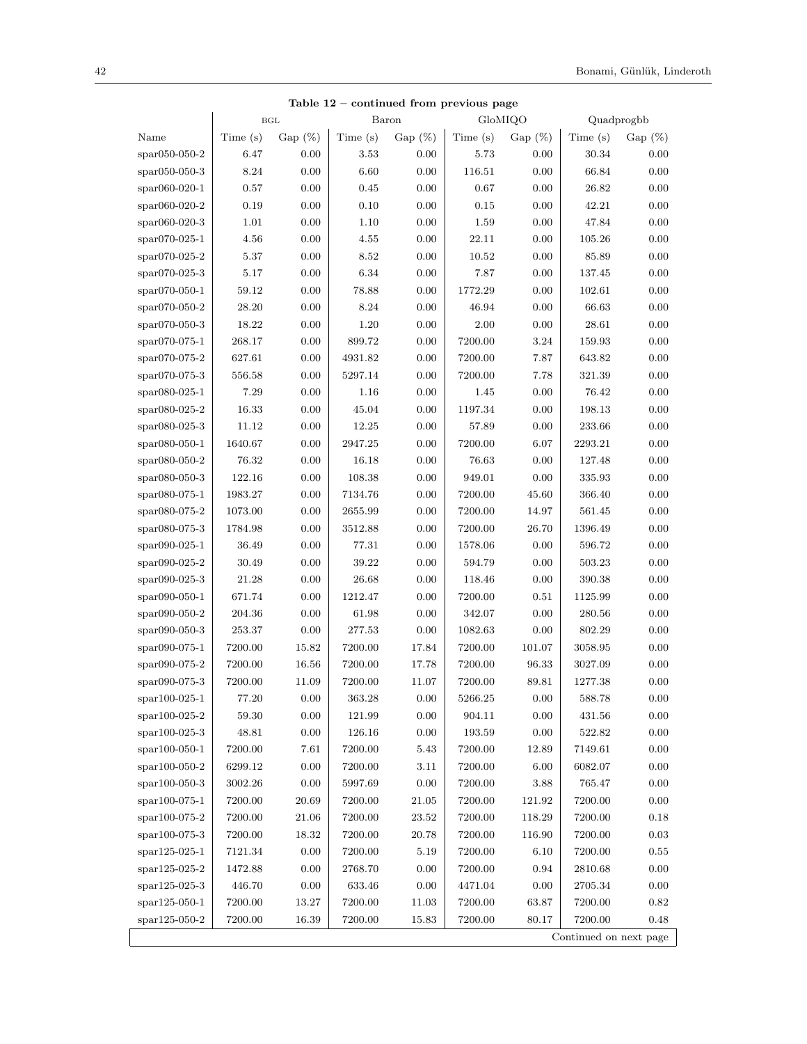**Table 12 – continued from previous page**

| | BGL | | Baron | | GloMIQO | | Quadprogbb | |
|---|---|---|---|---|---|---|---|---|
| Name | Time (s) | Gap (%) | Time (s) | Gap (%) | Time (s) | Gap (%) | Time (s) | Gap (%) |
| spar050-050-2 | 6.47 | 0.00 | 3.53 | 0.00 | 5.73 | 0.00 | 30.34 | 0.00 |
| spar050-050-3 | 8.24 | 0.00 | 6.60 | 0.00 | 116.51 | 0.00 | 66.84 | 0.00 |
| spar060-020-1 | 0.57 | 0.00 | 0.45 | 0.00 | 0.67 | 0.00 | 26.82 | 0.00 |
| spar060-020-2 | 0.19 | 0.00 | 0.10 | 0.00 | 0.15 | 0.00 | 42.21 | 0.00 |
| spar060-020-3 | 1.01 | 0.00 | 1.10 | 0.00 | 1.59 | 0.00 | 47.84 | 0.00 |
| spar070-025-1 | 4.56 | 0.00 | 4.55 | 0.00 | 22.11 | 0.00 | 105.26 | 0.00 |
| spar070-025-2 | 5.37 | 0.00 | 8.52 | 0.00 | 10.52 | 0.00 | 85.89 | 0.00 |
| spar070-025-3 | 5.17 | 0.00 | 6.34 | 0.00 | 7.87 | 0.00 | 137.45 | 0.00 |
| spar070-050-1 | 59.12 | 0.00 | 78.88 | 0.00 | 1772.29 | 0.00 | 102.61 | 0.00 |
| spar070-050-2 | 28.20 | 0.00 | 8.24 | 0.00 | 46.94 | 0.00 | 66.63 | 0.00 |
| spar070-050-3 | 18.22 | 0.00 | 1.20 | 0.00 | 2.00 | 0.00 | 28.61 | 0.00 |
| spar070-075-1 | 268.17 | 0.00 | 899.72 | 0.00 | 7200.00 | 3.24 | 159.93 | 0.00 |
| spar070-075-2 | 627.61 | 0.00 | 4931.82 | 0.00 | 7200.00 | 7.87 | 643.82 | 0.00 |
| spar070-075-3 | 556.58 | 0.00 | 5297.14 | 0.00 | 7200.00 | 7.78 | 321.39 | 0.00 |
| spar080-025-1 | 7.29 | 0.00 | 1.16 | 0.00 | 1.45 | 0.00 | 76.42 | 0.00 |
| spar080-025-2 | 16.33 | 0.00 | 45.04 | 0.00 | 1197.34 | 0.00 | 198.13 | 0.00 |
| spar080-025-3 | 11.12 | 0.00 | 12.25 | 0.00 | 57.89 | 0.00 | 233.66 | 0.00 |
| spar080-050-1 | 1640.67 | 0.00 | 2947.25 | 0.00 | 7200.00 | 6.07 | 2293.21 | 0.00 |
| spar080-050-2 | 76.32 | 0.00 | 16.18 | 0.00 | 76.63 | 0.00 | 127.48 | 0.00 |
| spar080-050-3 | 122.16 | 0.00 | 108.38 | 0.00 | 949.01 | 0.00 | 335.93 | 0.00 |
| spar080-075-1 | 1983.27 | 0.00 | 7134.76 | 0.00 | 7200.00 | 45.60 | 366.40 | 0.00 |
| spar080-075-2 | 1073.00 | 0.00 | 2655.99 | 0.00 | 7200.00 | 14.97 | 561.45 | 0.00 |
| spar080-075-3 | 1784.98 | 0.00 | 3512.88 | 0.00 | 7200.00 | 26.70 | 1396.49 | 0.00 |
| spar090-025-1 | 36.49 | 0.00 | 77.31 | 0.00 | 1578.06 | 0.00 | 596.72 | 0.00 |
| spar090-025-2 | 30.49 | 0.00 | 39.22 | 0.00 | 594.79 | 0.00 | 503.23 | 0.00 |
| spar090-025-3 | 21.28 | 0.00 | 26.68 | 0.00 | 118.46 | 0.00 | 390.38 | 0.00 |
| spar090-050-1 | 671.74 | 0.00 | 1212.47 | 0.00 | 7200.00 | 0.51 | 1125.99 | 0.00 |
| spar090-050-2 | 204.36 | 0.00 | 61.98 | 0.00 | 342.07 | 0.00 | 280.56 | 0.00 |
| spar090-050-3 | 253.37 | 0.00 | 277.53 | 0.00 | 1082.63 | 0.00 | 802.29 | 0.00 |
| spar090-075-1 | 7200.00 | 15.82 | 7200.00 | 17.84 | 7200.00 | 101.07 | 3058.95 | 0.00 |
| spar090-075-2 | 7200.00 | 16.56 | 7200.00 | 17.78 | 7200.00 | 96.33 | 3027.09 | 0.00 |
| spar090-075-3 | 7200.00 | 11.09 | 7200.00 | 11.07 | 7200.00 | 89.81 | 1277.38 | 0.00 |
| spar100-025-1 | 77.20 | 0.00 | 363.28 | 0.00 | 5266.25 | 0.00 | 588.78 | 0.00 |
| spar100-025-2 | 59.30 | 0.00 | 121.99 | 0.00 | 904.11 | 0.00 | 431.56 | 0.00 |
| spar100-025-3 | 48.81 | 0.00 | 126.16 | 0.00 | 193.59 | 0.00 | 522.82 | 0.00 |
| spar100-050-1 | 7200.00 | 7.61 | 7200.00 | 5.43 | 7200.00 | 12.89 | 7149.61 | 0.00 |
| spar100-050-2 | 6299.12 | 0.00 | 7200.00 | 3.11 | 7200.00 | 6.00 | 6082.07 | 0.00 |
| spar100-050-3 | 3002.26 | 0.00 | 5997.69 | 0.00 | 7200.00 | 3.88 | 765.47 | 0.00 |
| spar100-075-1 | 7200.00 | 20.69 | 7200.00 | 21.05 | 7200.00 | 121.92 | 7200.00 | 0.00 |
| spar100-075-2 | 7200.00 | 21.06 | 7200.00 | 23.52 | 7200.00 | 118.29 | 7200.00 | 0.18 |
| spar100-075-3 | 7200.00 | 18.32 | 7200.00 | 20.78 | 7200.00 | 116.90 | 7200.00 | 0.03 |
| spar125-025-1 | 7121.34 | 0.00 | 7200.00 | 5.19 | 7200.00 | 6.10 | 7200.00 | 0.55 |
| spar125-025-2 | 1472.88 | 0.00 | 2768.70 | 0.00 | 7200.00 | 0.94 | 2810.68 | 0.00 |
| spar125-025-3 | 446.70 | 0.00 | 633.46 | 0.00 | 4471.04 | 0.00 | 2705.34 | 0.00 |
| spar125-050-1 | 7200.00 | 13.27 | 7200.00 | 11.03 | 7200.00 | 63.87 | 7200.00 | 0.82 |
| spar125-050-2 | 7200.00 | 16.39 | 7200.00 | 15.83 | 7200.00 | 80.17 | 7200.00 | 0.48 |

Continued on next page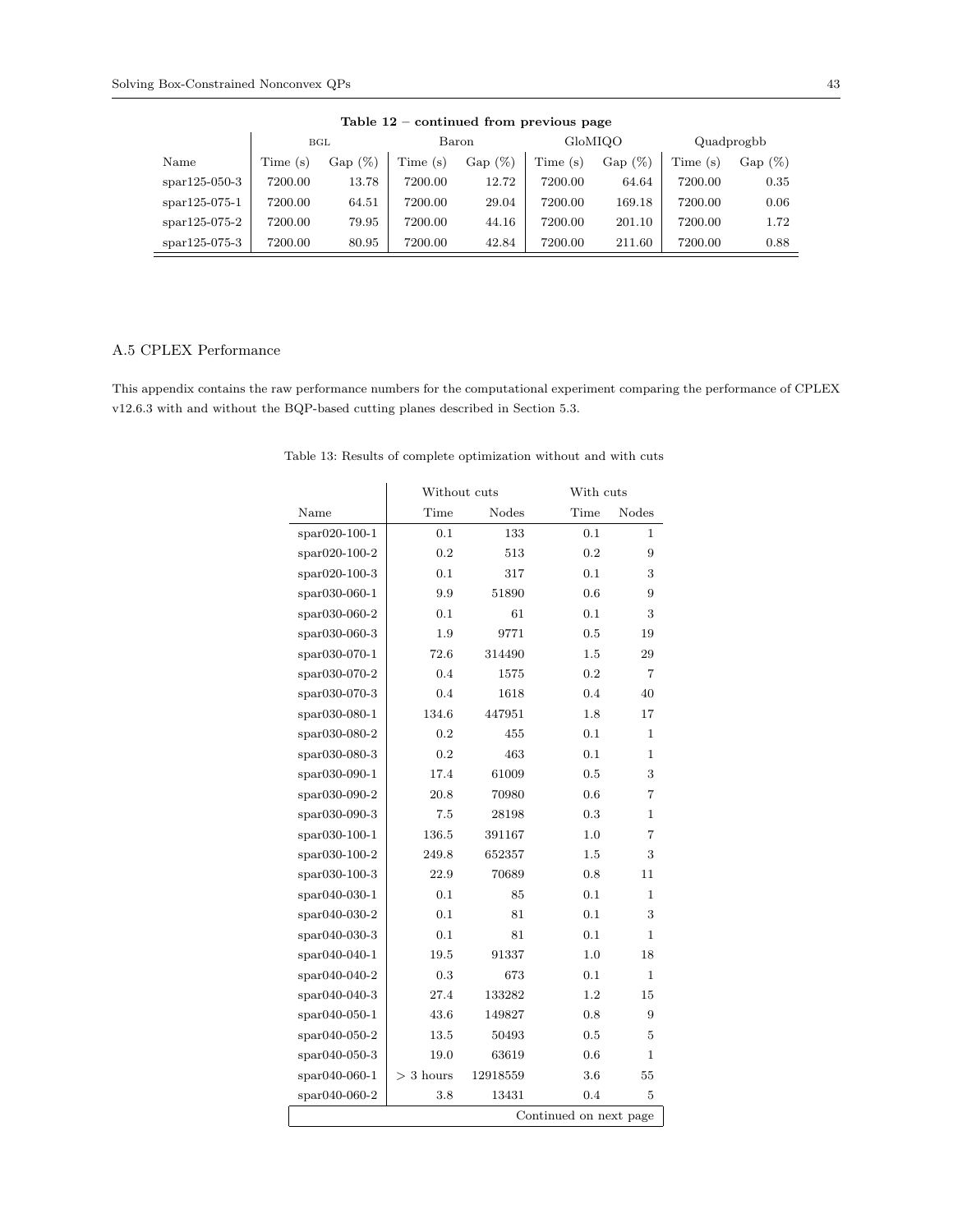**Table 12 – continued from previous page**

| | BGL | | Baron | | GloMIQO | | Quadprogbb | |
|---|---|---|---|---|---|---|---|---|
| Name | Time (s) | Gap (%) | Time (s) | Gap (%) | Time (s) | Gap (%) | Time (s) | Gap (%) |
| spar125-050-3 | 7200.00 | 13.78 | 7200.00 | 12.72 | 7200.00 | 64.64 | 7200.00 | 0.35 |
| spar125-075-1 | 7200.00 | 64.51 | 7200.00 | 29.04 | 7200.00 | 169.18 | 7200.00 | 0.06 |
| spar125-075-2 | 7200.00 | 79.95 | 7200.00 | 44.16 | 7200.00 | 201.10 | 7200.00 | 1.72 |
| spar125-075-3 | 7200.00 | 80.95 | 7200.00 | 42.84 | 7200.00 | 211.60 | 7200.00 | 0.88 |

## A.5 CPLEX Performance

This appendix contains the raw performance numbers for the computational experiment comparing the performance of CPLEX v12.6.3 with and without the BQP-based cutting planes described in Section 5.3.

Table 13: Results of complete optimization without and with cuts

| | Without cuts | | With cuts | |
|---|---|---|---|---|
| Name | Time | Nodes | Time | Nodes |
| spar020-100-1 | 0.1 | 133 | 0.1 | 1 |
| spar020-100-2 | 0.2 | 513 | 0.2 | 9 |
| spar020-100-3 | 0.1 | 317 | 0.1 | 3 |
| spar030-060-1 | 9.9 | 51890 | 0.6 | 9 |
| spar030-060-2 | 0.1 | 61 | 0.1 | 3 |
| spar030-060-3 | 1.9 | 9771 | 0.5 | 19 |
| spar030-070-1 | 72.6 | 314490 | 1.5 | 29 |
| spar030-070-2 | 0.4 | 1575 | 0.2 | 7 |
| spar030-070-3 | 0.4 | 1618 | 0.4 | 40 |
| spar030-080-1 | 134.6 | 447951 | 1.8 | 17 |
| spar030-080-2 | 0.2 | 455 | 0.1 | 1 |
| spar030-080-3 | 0.2 | 463 | 0.1 | 1 |
| spar030-090-1 | 17.4 | 61009 | 0.5 | 3 |
| spar030-090-2 | 20.8 | 70980 | 0.6 | 7 |
| spar030-090-3 | 7.5 | 28198 | 0.3 | 1 |
| spar030-100-1 | 136.5 | 391167 | 1.0 | 7 |
| spar030-100-2 | 249.8 | 652357 | 1.5 | 3 |
| spar030-100-3 | 22.9 | 70689 | 0.8 | 11 |
| spar040-030-1 | 0.1 | 85 | 0.1 | 1 |
| spar040-030-2 | 0.1 | 81 | 0.1 | 3 |
| spar040-030-3 | 0.1 | 81 | 0.1 | 1 |
| spar040-040-1 | 19.5 | 91337 | 1.0 | 18 |
| spar040-040-2 | 0.3 | 673 | 0.1 | 1 |
| spar040-040-3 | 27.4 | 133282 | 1.2 | 15 |
| spar040-050-1 | 43.6 | 149827 | 0.8 | 9 |
| spar040-050-2 | 13.5 | 50493 | 0.5 | 5 |
| spar040-050-3 | 19.0 | 63619 | 0.6 | 1 |
| spar040-060-1 | > 3 hours | 12918559 | 3.6 | 55 |
| spar040-060-2 | 3.8 | 13431 | 0.4 | 5 |

Continued on next page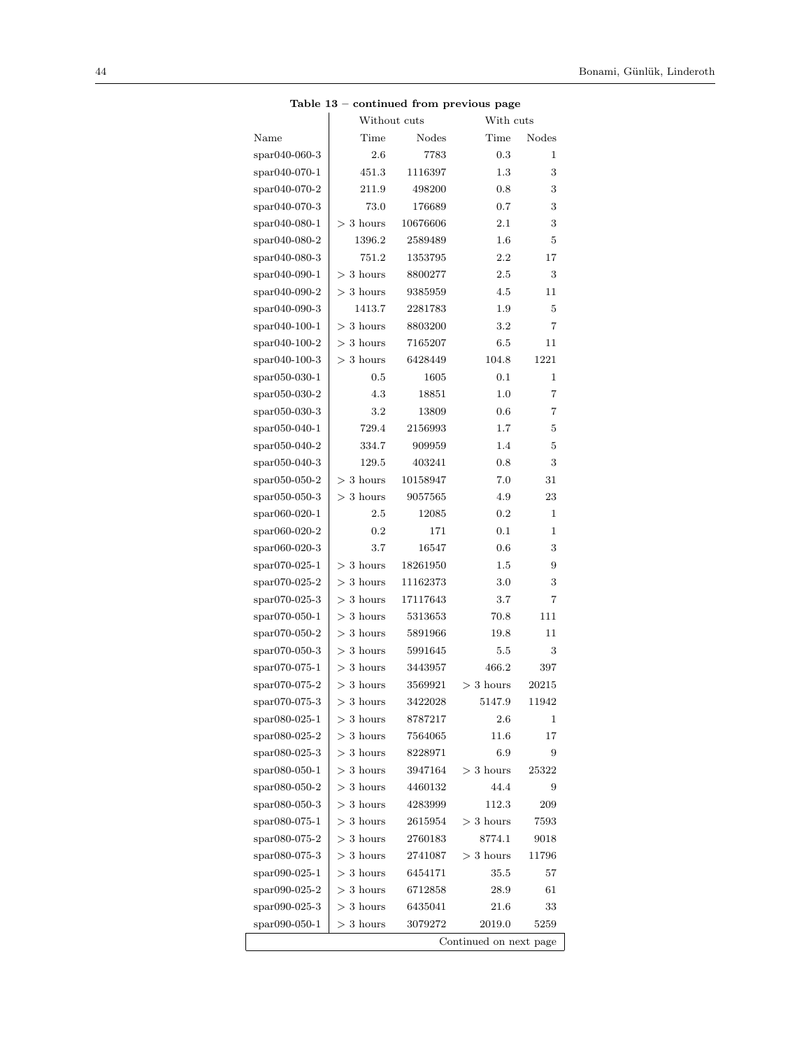**Table 13 – continued from previous page**

| Name | Without cuts | | With cuts | |
|---|---|---|---|---|
| | Time | Nodes | Time | Nodes |
| spar040-060-3 | 2.6 | 7783 | 0.3 | 1 |
| spar040-070-1 | 451.3 | 1116397 | 1.3 | 3 |
| spar040-070-2 | 211.9 | 498200 | 0.8 | 3 |
| spar040-070-3 | 73.0 | 176689 | 0.7 | 3 |
| spar040-080-1 | > 3 hours | 10676606 | 2.1 | 3 |
| spar040-080-2 | 1396.2 | 2589489 | 1.6 | 5 |
| spar040-080-3 | 751.2 | 1353795 | 2.2 | 17 |
| spar040-090-1 | > 3 hours | 8800277 | 2.5 | 3 |
| spar040-090-2 | > 3 hours | 9385959 | 4.5 | 11 |
| spar040-090-3 | 1413.7 | 2281783 | 1.9 | 5 |
| spar040-100-1 | > 3 hours | 8803200 | 3.2 | 7 |
| spar040-100-2 | > 3 hours | 7165207 | 6.5 | 11 |
| spar040-100-3 | > 3 hours | 6428449 | 104.8 | 1221 |
| spar050-030-1 | 0.5 | 1605 | 0.1 | 1 |
| spar050-030-2 | 4.3 | 18851 | 1.0 | 7 |
| spar050-030-3 | 3.2 | 13809 | 0.6 | 7 |
| spar050-040-1 | 729.4 | 2156993 | 1.7 | 5 |
| spar050-040-2 | 334.7 | 909959 | 1.4 | 5 |
| spar050-040-3 | 129.5 | 403241 | 0.8 | 3 |
| spar050-050-2 | > 3 hours | 10158947 | 7.0 | 31 |
| spar050-050-3 | > 3 hours | 9057565 | 4.9 | 23 |
| spar060-020-1 | 2.5 | 12085 | 0.2 | 1 |
| spar060-020-2 | 0.2 | 171 | 0.1 | 1 |
| spar060-020-3 | 3.7 | 16547 | 0.6 | 3 |
| spar070-025-1 | > 3 hours | 18261950 | 1.5 | 9 |
| spar070-025-2 | > 3 hours | 11162373 | 3.0 | 3 |
| spar070-025-3 | > 3 hours | 17117643 | 3.7 | 7 |
| spar070-050-1 | > 3 hours | 5313653 | 70.8 | 111 |
| spar070-050-2 | > 3 hours | 5891966 | 19.8 | 11 |
| spar070-050-3 | > 3 hours | 5991645 | 5.5 | 3 |
| spar070-075-1 | > 3 hours | 3443957 | 466.2 | 397 |
| spar070-075-2 | > 3 hours | 3569921 | > 3 hours | 20215 |
| spar070-075-3 | > 3 hours | 3422028 | 5147.9 | 11942 |
| spar080-025-1 | > 3 hours | 8787217 | 2.6 | 1 |
| spar080-025-2 | > 3 hours | 7564065 | 11.6 | 17 |
| spar080-025-3 | > 3 hours | 8228971 | 6.9 | 9 |
| spar080-050-1 | > 3 hours | 3947164 | > 3 hours | 25322 |
| spar080-050-2 | > 3 hours | 4460132 | 44.4 | 9 |
| spar080-050-3 | > 3 hours | 4283999 | 112.3 | 209 |
| spar080-075-1 | > 3 hours | 2615954 | > 3 hours | 7593 |
| spar080-075-2 | > 3 hours | 2760183 | 8774.1 | 9018 |
| spar080-075-3 | > 3 hours | 2741087 | > 3 hours | 11796 |
| spar090-025-1 | > 3 hours | 6454171 | 35.5 | 57 |
| spar090-025-2 | > 3 hours | 6712858 | 28.9 | 61 |
| spar090-025-3 | > 3 hours | 6435041 | 21.6 | 33 |
| spar090-050-1 | > 3 hours | 3079272 | 2019.0 | 5259 |

Continued on next page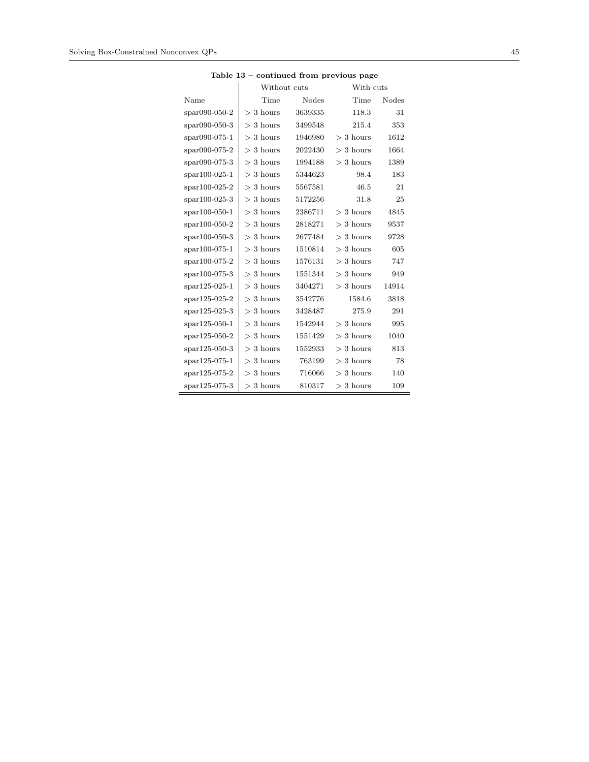**Table 13 – continued from previous page**

| | Without cuts | | With cuts | |
|---|---|---|---|---|
| Name | Time | Nodes | Time | Nodes |
| spar090-050-2 | $>$ 3 hours | 3639335 | 118.3 | 31 |
| spar090-050-3 | $>$ 3 hours | 3499548 | 215.4 | 353 |
| spar090-075-1 | $>$ 3 hours | 1946980 | $>$ 3 hours | 1612 |
| spar090-075-2 | $>$ 3 hours | 2022430 | $>$ 3 hours | 1664 |
| spar090-075-3 | $>$ 3 hours | 1994188 | $>$ 3 hours | 1389 |
| spar100-025-1 | $>$ 3 hours | 5344623 | 98.4 | 183 |
| spar100-025-2 | $>$ 3 hours | 5567581 | 46.5 | 21 |
| spar100-025-3 | $>$ 3 hours | 5172256 | 31.8 | 25 |
| spar100-050-1 | $>$ 3 hours | 2386711 | $>$ 3 hours | 4845 |
| spar100-050-2 | $>$ 3 hours | 2818271 | $>$ 3 hours | 9537 |
| spar100-050-3 | $>$ 3 hours | 2677484 | $>$ 3 hours | 9728 |
| spar100-075-1 | $>$ 3 hours | 1510814 | $>$ 3 hours | 605 |
| spar100-075-2 | $>$ 3 hours | 1576131 | $>$ 3 hours | 747 |
| spar100-075-3 | $>$ 3 hours | 1551344 | $>$ 3 hours | 949 |
| spar125-025-1 | $>$ 3 hours | 3404271 | $>$ 3 hours | 14914 |
| spar125-025-2 | $>$ 3 hours | 3542776 | 1584.6 | 3818 |
| spar125-025-3 | $>$ 3 hours | 3428487 | 275.9 | 291 |
| spar125-050-1 | $>$ 3 hours | 1542944 | $>$ 3 hours | 995 |
| spar125-050-2 | $>$ 3 hours | 1551429 | $>$ 3 hours | 1040 |
| spar125-050-3 | $>$ 3 hours | 1552933 | $>$ 3 hours | 813 |
| spar125-075-1 | $>$ 3 hours | 763199 | $>$ 3 hours | 78 |
| spar125-075-2 | $>$ 3 hours | 716066 | $>$ 3 hours | 140 |
| spar125-075-3 | $>$ 3 hours | 810317 | $>$ 3 hours | 109 |